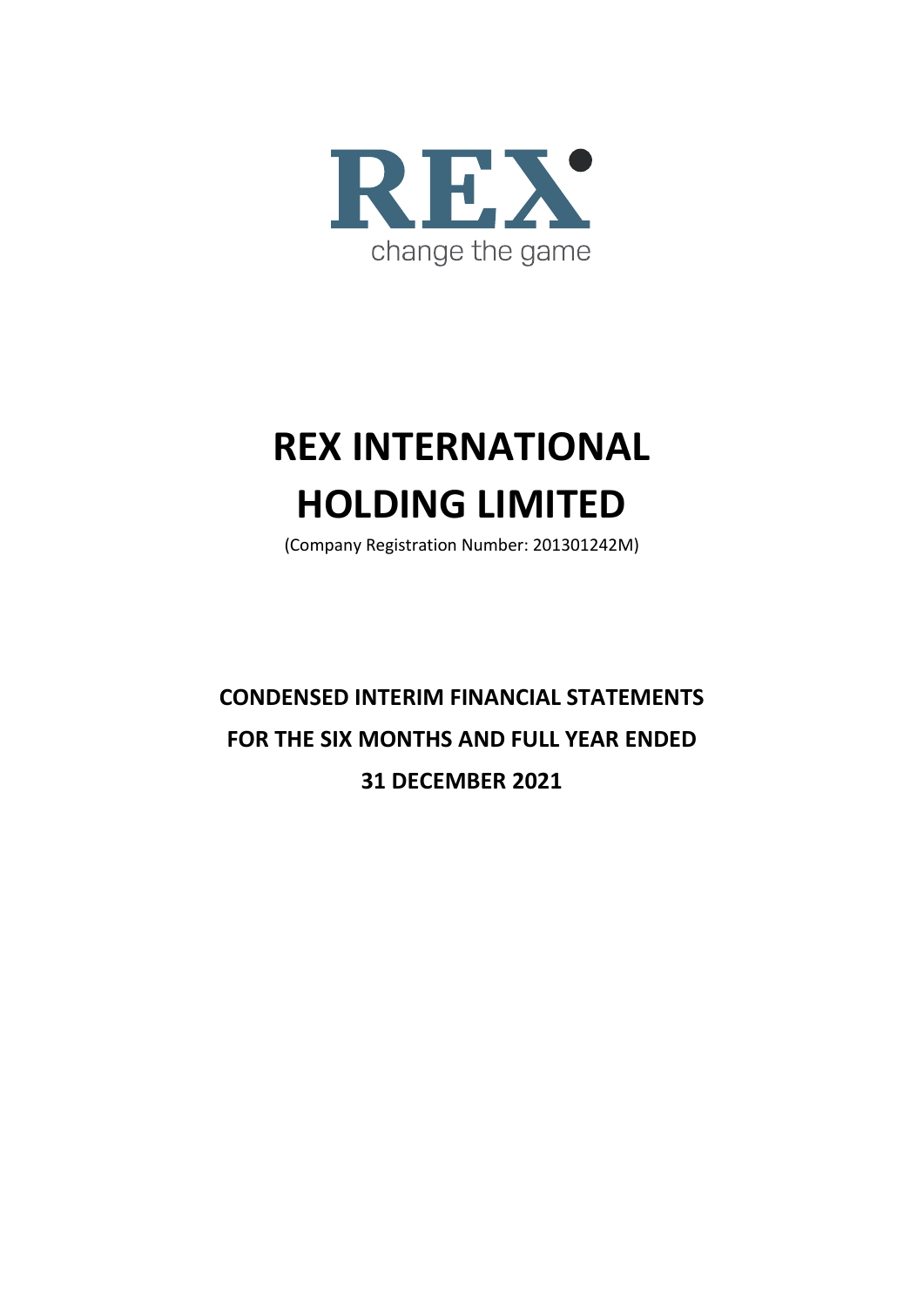REX

change the game

# REX INTERNATIONAL HOLDING LIMITED

(Company Registration Number: 201301242M)

## CONDENSED INTERIM FINANCIAL STATEMENTS FOR THE SIX MONTHS AND FULL YEAR ENDED 31 DECEMBER 2021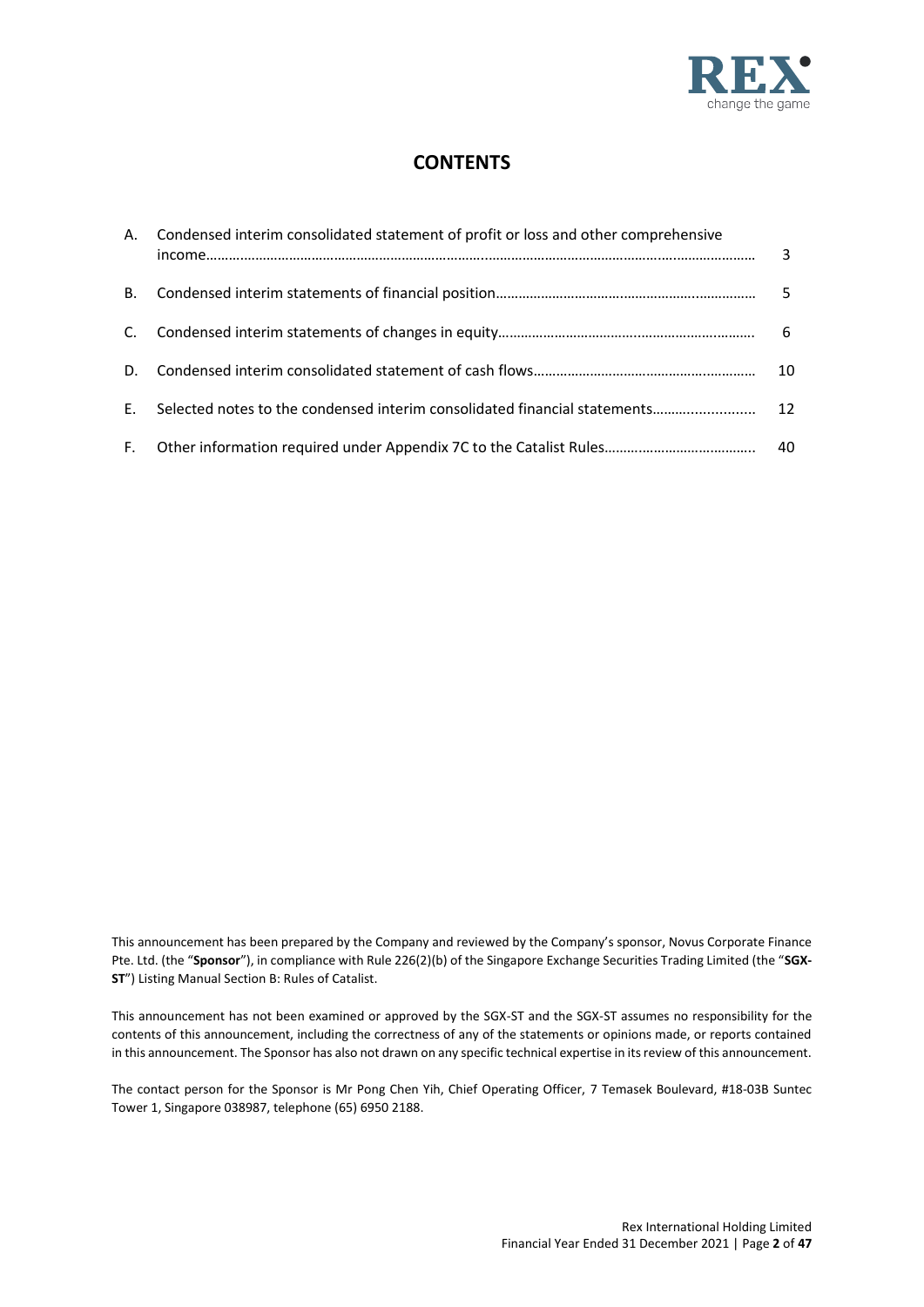# CONTENTS

| | | |
|---|---|---|
| A. | Condensed interim consolidated statement of profit or loss and other comprehensive income | 3 |
| B. | Condensed interim statements of financial position | 5 |
| C. | Condensed interim statements of changes in equity | 6 |
| D. | Condensed interim consolidated statement of cash flows | 10 |
| E. | Selected notes to the condensed interim consolidated financial statements | 12 |
| F. | Other information required under Appendix 7C to the Catalist Rules | 40 |

This announcement has been prepared by the Company and reviewed by the Company's sponsor, Novus Corporate Finance Pte. Ltd. (the "**Sponsor**"), in compliance with Rule 226(2)(b) of the Singapore Exchange Securities Trading Limited (the "**SGX-ST**") Listing Manual Section B: Rules of Catalist.

This announcement has not been examined or approved by the SGX-ST and the SGX-ST assumes no responsibility for the contents of this announcement, including the correctness of any of the statements or opinions made, or reports contained in this announcement. The Sponsor has also not drawn on any specific technical expertise in its review of this announcement.

The contact person for the Sponsor is Mr Pong Chen Yih, Chief Operating Officer, 7 Temasek Boulevard, #18-03B Suntec Tower 1, Singapore 038987, telephone (65) 6950 2188.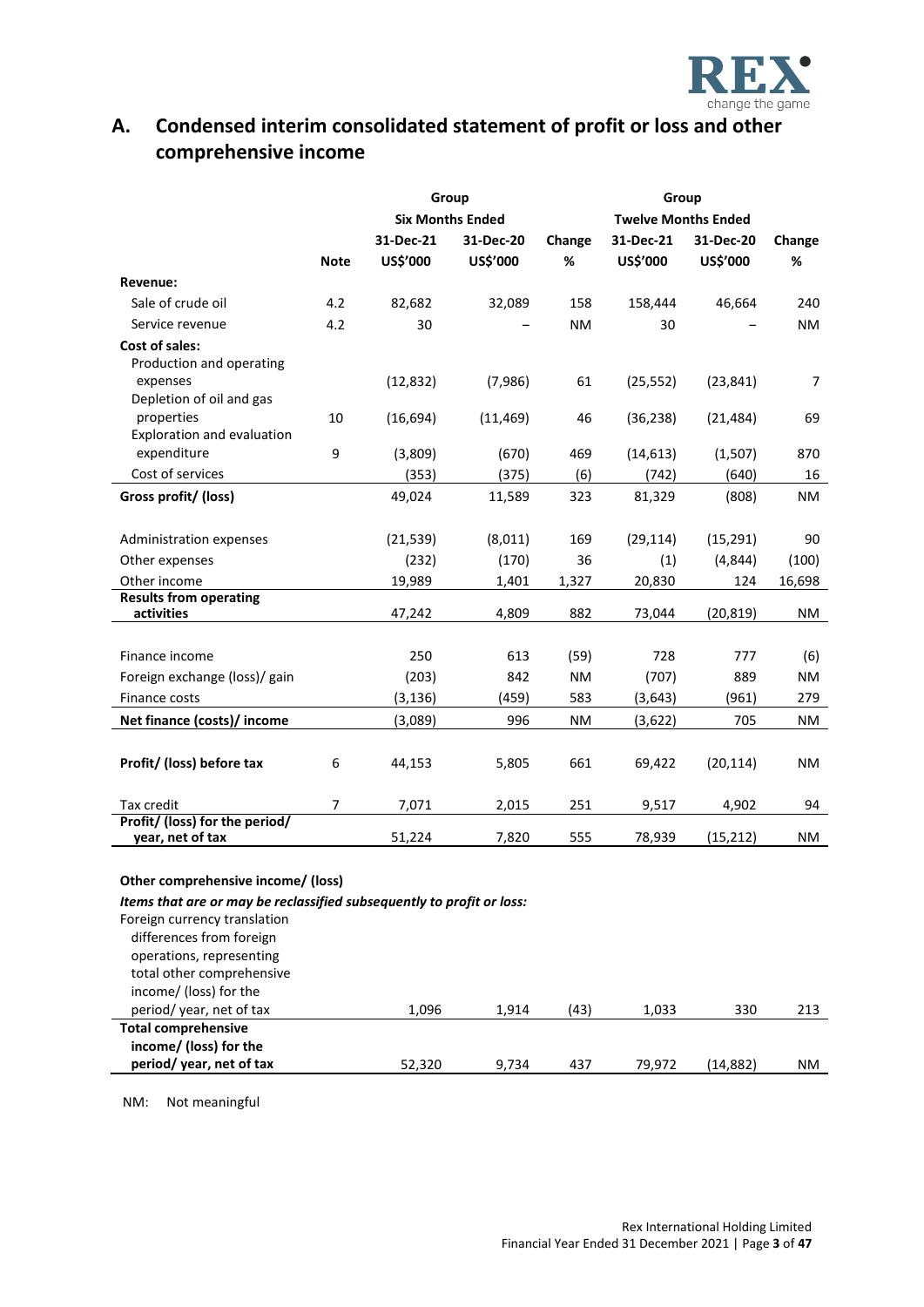## A. Condensed interim consolidated statement of profit or loss and other comprehensive income

| | | Group | | | Group | | |
|---|---|---|---|---|---|---|---|
| | | Six Months Ended | | | Twelve Months Ended | | |
| | Note | 31-Dec-21 US$'000 | 31-Dec-20 US$'000 | Change % | 31-Dec-21 US$'000 | 31-Dec-20 US$'000 | Change % |
| **Revenue:** | | | | | | | |
| Sale of crude oil | 4.2 | 82,682 | 32,089 | 158 | 158,444 | 46,664 | 240 |
| Service revenue | 4.2 | 30 | – | NM | 30 | – | NM |
| **Cost of sales:** | | | | | | | |
| Production and operating expenses | | (12,832) | (7,986) | 61 | (25,552) | (23,841) | 7 |
| Depletion of oil and gas properties | 10 | (16,694) | (11,469) | 46 | (36,238) | (21,484) | 69 |
| Exploration and evaluation expenditure | 9 | (3,809) | (670) | 469 | (14,613) | (1,507) | 870 |
| Cost of services | | (353) | (375) | (6) | (742) | (640) | 16 |
| **Gross profit/ (loss)** | | 49,024 | 11,589 | 323 | 81,329 | (808) | NM |
| Administration expenses | | (21,539) | (8,011) | 169 | (29,114) | (15,291) | 90 |
| Other expenses | | (232) | (170) | 36 | (1) | (4,844) | (100) |
| Other income | | 19,989 | 1,401 | 1,327 | 20,830 | 124 | 16,698 |
| **Results from operating activities** | | 47,242 | 4,809 | 882 | 73,044 | (20,819) | NM |
| Finance income | | 250 | 613 | (59) | 728 | 777 | (6) |
| Foreign exchange (loss)/ gain | | (203) | 842 | NM | (707) | 889 | NM |
| Finance costs | | (3,136) | (459) | 583 | (3,643) | (961) | 279 |
| **Net finance (costs)/ income** | | (3,089) | 996 | NM | (3,622) | 705 | NM |
| **Profit/ (loss) before tax** | 6 | 44,153 | 5,805 | 661 | 69,422 | (20,114) | NM |
| Tax credit | 7 | 7,071 | 2,015 | 251 | 9,517 | 4,902 | 94 |
| **Profit/ (loss) for the period/ year, net of tax** | | 51,224 | 7,820 | 555 | 78,939 | (15,212) | NM |
| **Other comprehensive income/ (loss)** | | | | | | | |
| ***Items that are or may be reclassified subsequently to profit or loss:*** | | | | | | | |
| Foreign currency translation differences from foreign operations, representing total other comprehensive income/ (loss) for the period/ year, net of tax | | 1,096 | 1,914 | (43) | 1,033 | 330 | 213 |
| **Total comprehensive income/ (loss) for the period/ year, net of tax** | | 52,320 | 9,734 | 437 | 79,972 | (14,882) | NM |

NM: Not meaningful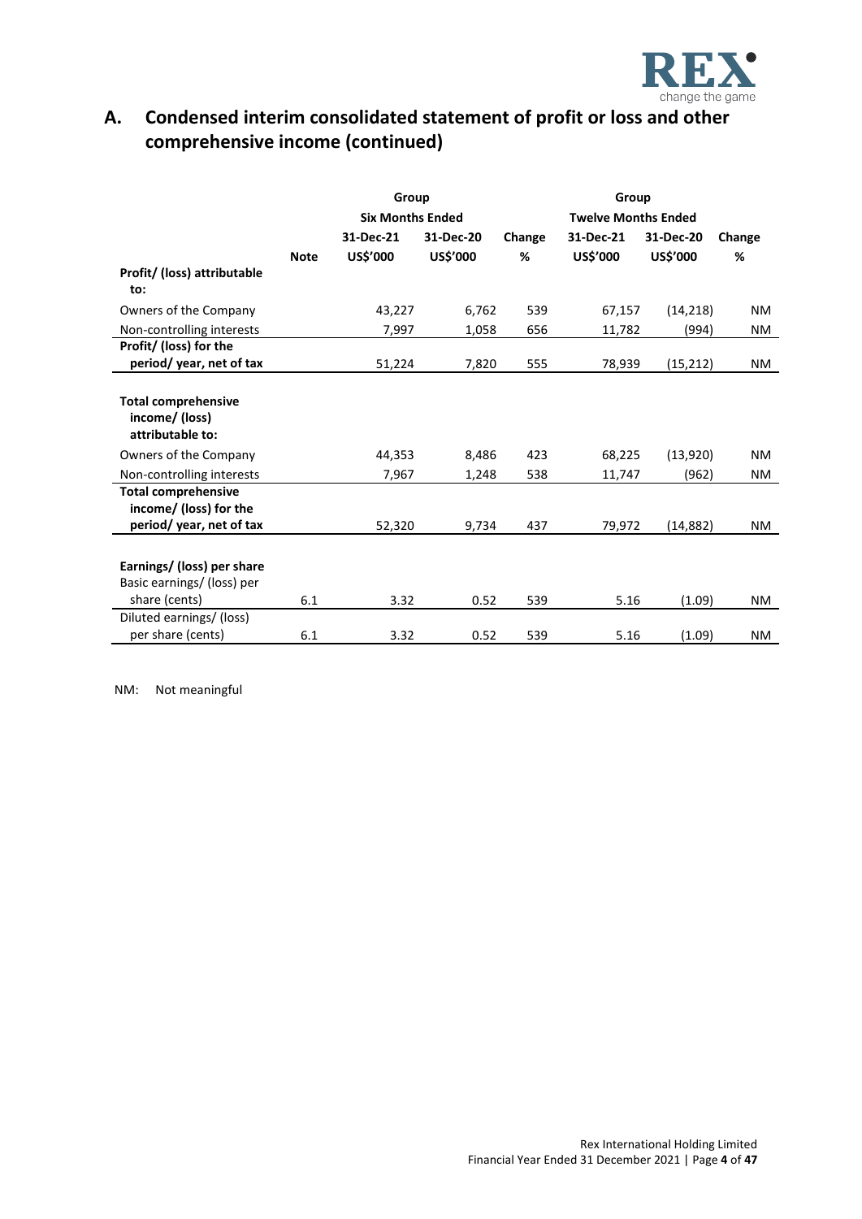## A. Condensed interim consolidated statement of profit or loss and other comprehensive income (continued)

| | | Group | | | Group | | |
|---|---|---|---|---|---|---|---|
| | | Six Months Ended | | | Twelve Months Ended | | |
| | | 31-Dec-21 | 31-Dec-20 | Change | 31-Dec-21 | 31-Dec-20 | Change |
| | Note | US$'000 | US$'000 | % | US$'000 | US$'000 | % |
| **Profit/ (loss) attributable to:** | | | | | | | |
| Owners of the Company | | 43,227 | 6,762 | 539 | 67,157 | (14,218) | NM |
| Non-controlling interests | | 7,997 | 1,058 | 656 | 11,782 | (994) | NM |
| **Profit/ (loss) for the period/ year, net of tax** | | 51,224 | 7,820 | 555 | 78,939 | (15,212) | NM |
| **Total comprehensive income/ (loss) attributable to:** | | | | | | | |
| Owners of the Company | | 44,353 | 8,486 | 423 | 68,225 | (13,920) | NM |
| Non-controlling interests | | 7,967 | 1,248 | 538 | 11,747 | (962) | NM |
| **Total comprehensive income/ (loss) for the period/ year, net of tax** | | 52,320 | 9,734 | 437 | 79,972 | (14,882) | NM |
| **Earnings/ (loss) per share** | | | | | | | |
| Basic earnings/ (loss) per share (cents) | 6.1 | 3.32 | 0.52 | 539 | 5.16 | (1.09) | NM |
| Diluted earnings/ (loss) per share (cents) | 6.1 | 3.32 | 0.52 | 539 | 5.16 | (1.09) | NM |

NM: Not meaningful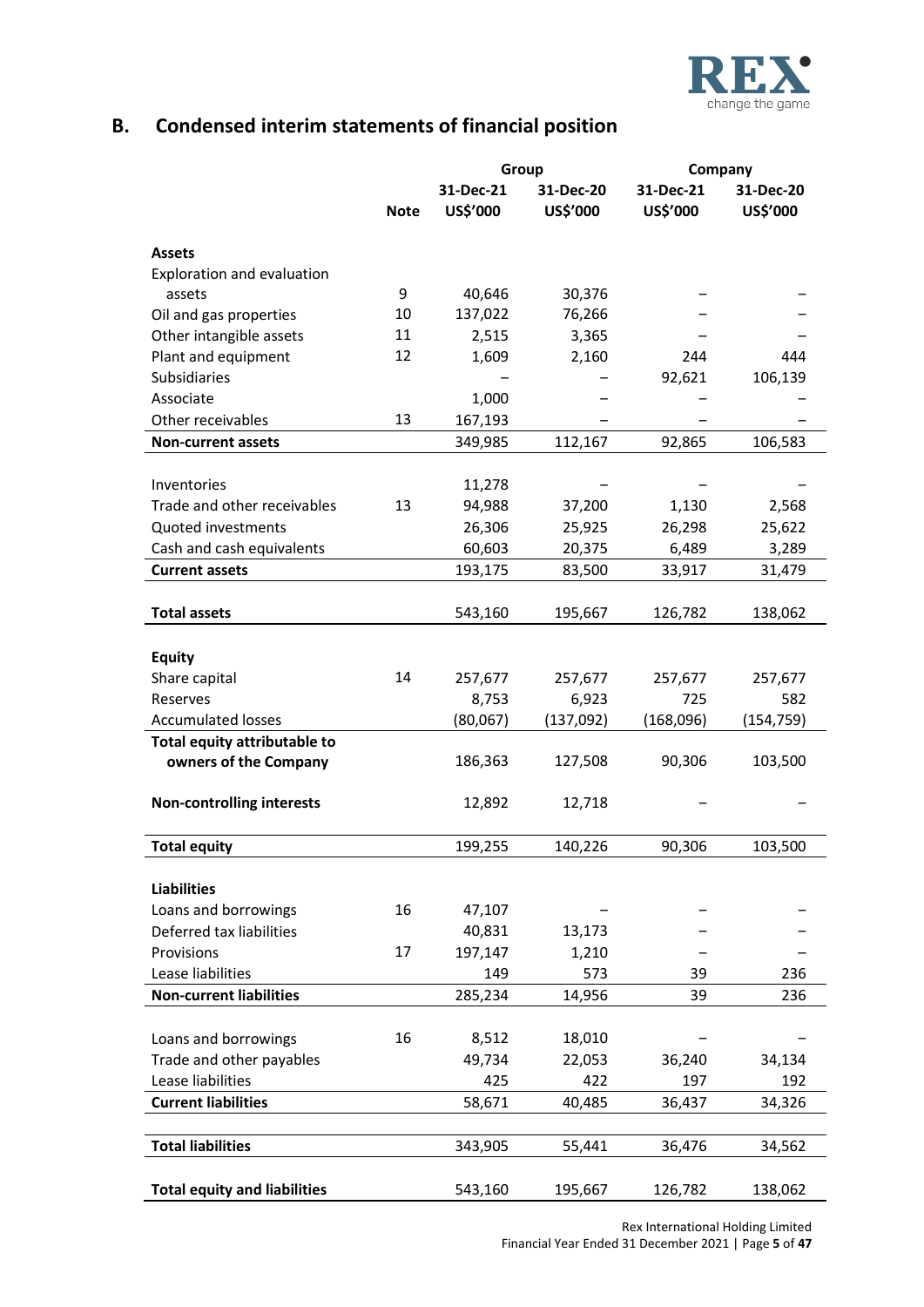## B. Condensed interim statements of financial position

| | Note | Group | | Company | |
|---|---|---|---|---|---|
| | | 31-Dec-21 US$'000 | 31-Dec-20 US$'000 | 31-Dec-21 US$'000 | 31-Dec-20 US$'000 |
| **Assets** | | | | | |
| Exploration and evaluation assets | 9 | 40,646 | 30,376 | – | – |
| Oil and gas properties | 10 | 137,022 | 76,266 | – | – |
| Other intangible assets | 11 | 2,515 | 3,365 | – | – |
| Plant and equipment | 12 | 1,609 | 2,160 | 244 | 444 |
| Subsidiaries | | – | – | 92,621 | 106,139 |
| Associate | | 1,000 | – | – | – |
| Other receivables | 13 | 167,193 | – | – | – |
| **Non-current assets** | | 349,985 | 112,167 | 92,865 | 106,583 |
| | | | | | |
| Inventories | | 11,278 | – | – | – |
| Trade and other receivables | 13 | 94,988 | 37,200 | 1,130 | 2,568 |
| Quoted investments | | 26,306 | 25,925 | 26,298 | 25,622 |
| Cash and cash equivalents | | 60,603 | 20,375 | 6,489 | 3,289 |
| **Current assets** | | 193,175 | 83,500 | 33,917 | 31,479 |
| | | | | | |
| **Total assets** | | 543,160 | 195,667 | 126,782 | 138,062 |
| | | | | | |
| **Equity** | | | | | |
| Share capital | 14 | 257,677 | 257,677 | 257,677 | 257,677 |
| Reserves | | 8,753 | 6,923 | 725 | 582 |
| Accumulated losses | | (80,067) | (137,092) | (168,096) | (154,759) |
| **Total equity attributable to owners of the Company** | | 186,363 | 127,508 | 90,306 | 103,500 |
| | | | | | |
| **Non-controlling interests** | | 12,892 | 12,718 | – | – |
| | | | | | |
| **Total equity** | | 199,255 | 140,226 | 90,306 | 103,500 |
| | | | | | |
| **Liabilities** | | | | | |
| Loans and borrowings | 16 | 47,107 | – | – | – |
| Deferred tax liabilities | | 40,831 | 13,173 | – | – |
| Provisions | 17 | 197,147 | 1,210 | – | – |
| Lease liabilities | | 149 | 573 | 39 | 236 |
| **Non-current liabilities** | | 285,234 | 14,956 | 39 | 236 |
| | | | | | |
| Loans and borrowings | 16 | 8,512 | 18,010 | – | – |
| Trade and other payables | | 49,734 | 22,053 | 36,240 | 34,134 |
| Lease liabilities | | 425 | 422 | 197 | 192 |
| **Current liabilities** | | 58,671 | 40,485 | 36,437 | 34,326 |
| | | | | | |
| **Total liabilities** | | 343,905 | 55,441 | 36,476 | 34,562 |
| | | | | | |
| **Total equity and liabilities** | | 543,160 | 195,667 | 126,782 | 138,062 |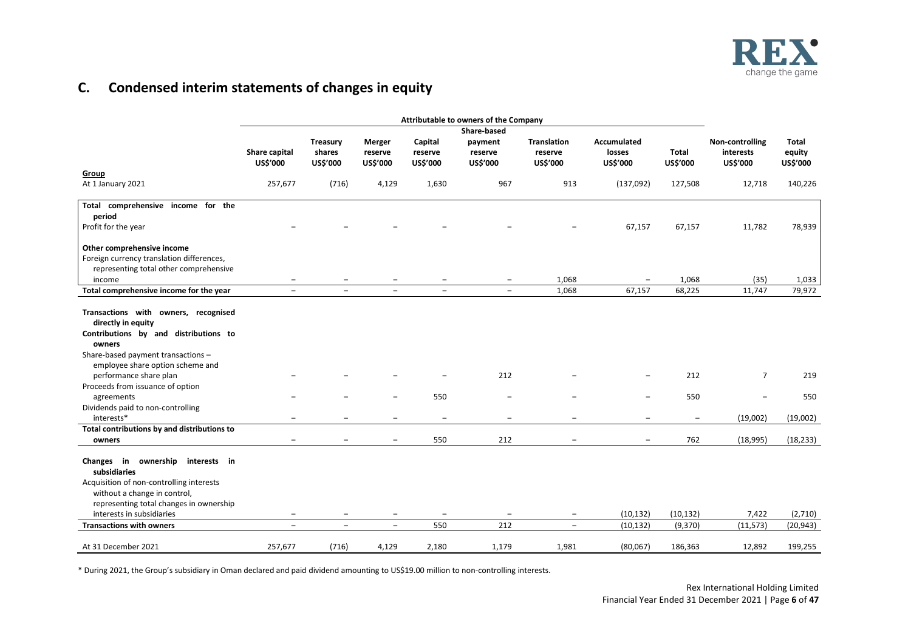## C. Condensed interim statements of changes in equity

| | Attributable to owners of the Company | | | | | | | | | |
|---|---|---|---|---|---|---|---|---|---|---|
| | Share capital US$'000 | Treasury shares US$'000 | Merger reserve US$'000 | Capital reserve US$'000 | Share-based payment reserve US$'000 | Translation reserve US$'000 | Accumulated losses US$'000 | Total US$'000 | Non-controlling interests US$'000 | Total equity US$'000 |
| **Group** | | | | | | | | | | |
| At 1 January 2021 | 257,677 | (716) | 4,129 | 1,630 | 967 | 913 | (137,092) | 127,508 | 12,718 | 140,226 |
| **Total comprehensive income for the period** | | | | | | | | | | |
| Profit for the year | – | – | – | – | – | – | 67,157 | 67,157 | 11,782 | 78,939 |
| **Other comprehensive income** | | | | | | | | | | |
| Foreign currency translation differences, representing total other comprehensive income | – | – | – | – | – | 1,068 | – | 1,068 | (35) | 1,033 |
| **Total comprehensive income for the year** | – | – | – | – | – | 1,068 | 67,157 | 68,225 | 11,747 | 79,972 |
| **Transactions with owners, recognised directly in equity** | | | | | | | | | | |
| **Contributions by and distributions to owners** | | | | | | | | | | |
| Share-based payment transactions – employee share option scheme and performance share plan | – | – | – | – | 212 | – | – | 212 | 7 | 219 |
| Proceeds from issuance of option agreements | – | – | – | 550 | – | – | – | 550 | – | 550 |
| Dividends paid to non-controlling interests* | – | – | – | – | – | – | – | – | (19,002) | (19,002) |
| **Total contributions by and distributions to owners** | – | – | – | 550 | 212 | – | – | 762 | (18,995) | (18,233) |
| **Changes in ownership interests in subsidiaries** | | | | | | | | | | |
| Acquisition of non-controlling interests without a change in control, representing total changes in ownership interests in subsidiaries | – | – | – | – | – | – | (10,132) | (10,132) | 7,422 | (2,710) |
| **Transactions with owners** | – | – | – | 550 | 212 | – | (10,132) | (9,370) | (11,573) | (20,943) |
| At 31 December 2021 | 257,677 | (716) | 4,129 | 2,180 | 1,179 | 1,981 | (80,067) | 186,363 | 12,892 | 199,255 |

* During 2021, the Group's subsidiary in Oman declared and paid dividend amounting to US$19.00 million to non-controlling interests.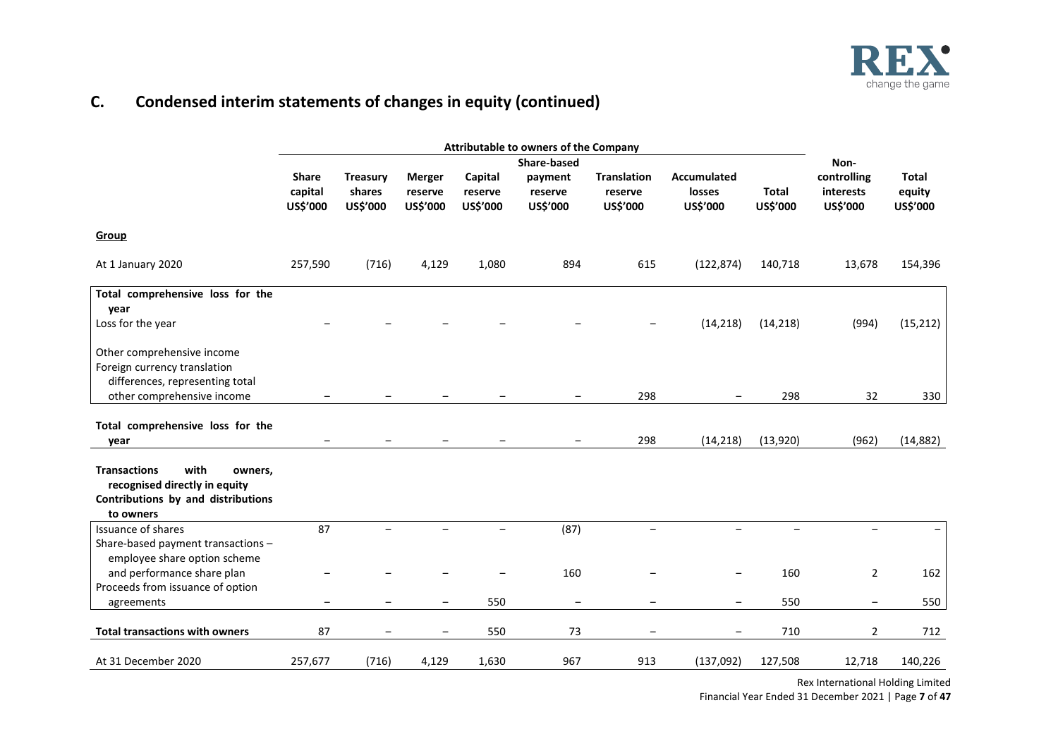## C. Condensed interim statements of changes in equity (continued)

| | Attributable to owners of the Company | | | | | | | | | |
|---|---|---|---|---|---|---|---|---|---|---|
| | Share capital US$'000 | Treasury shares US$'000 | Merger reserve US$'000 | Capital reserve US$'000 | Share-based payment reserve US$'000 | Translation reserve US$'000 | Accumulated losses US$'000 | Total US$'000 | Non-controlling interests US$'000 | Total equity US$'000 |
| **Group** | | | | | | | | | | |
| At 1 January 2020 | 257,590 | (716) | 4,129 | 1,080 | 894 | 615 | (122,874) | 140,718 | 13,678 | 154,396 |
| **Total comprehensive loss for the year** | | | | | | | | | | |
| Loss for the year | – | – | – | – | – | – | (14,218) | (14,218) | (994) | (15,212) |
| Other comprehensive income | | | | | | | | | | |
| Foreign currency translation differences, representing total other comprehensive income | – | – | – | – | – | 298 | – | 298 | 32 | 330 |
| **Total comprehensive loss for the year** | – | – | – | – | – | 298 | (14,218) | (13,920) | (962) | (14,882) |
| **Transactions with owners, recognised directly in equity** | | | | | | | | | | |
| **Contributions by and distributions to owners** | | | | | | | | | | |
| Issuance of shares | 87 | – | – | – | (87) | – | – | – | – | – |
| Share-based payment transactions – employee share option scheme and performance share plan | – | – | – | – | 160 | – | – | 160 | 2 | 162 |
| Proceeds from issuance of option agreements | – | – | – | 550 | – | – | – | 550 | – | 550 |
| **Total transactions with owners** | 87 | – | – | 550 | 73 | – | – | 710 | 2 | 712 |
| At 31 December 2020 | 257,677 | (716) | 4,129 | 1,630 | 967 | 913 | (137,092) | 127,508 | 12,718 | 140,226 |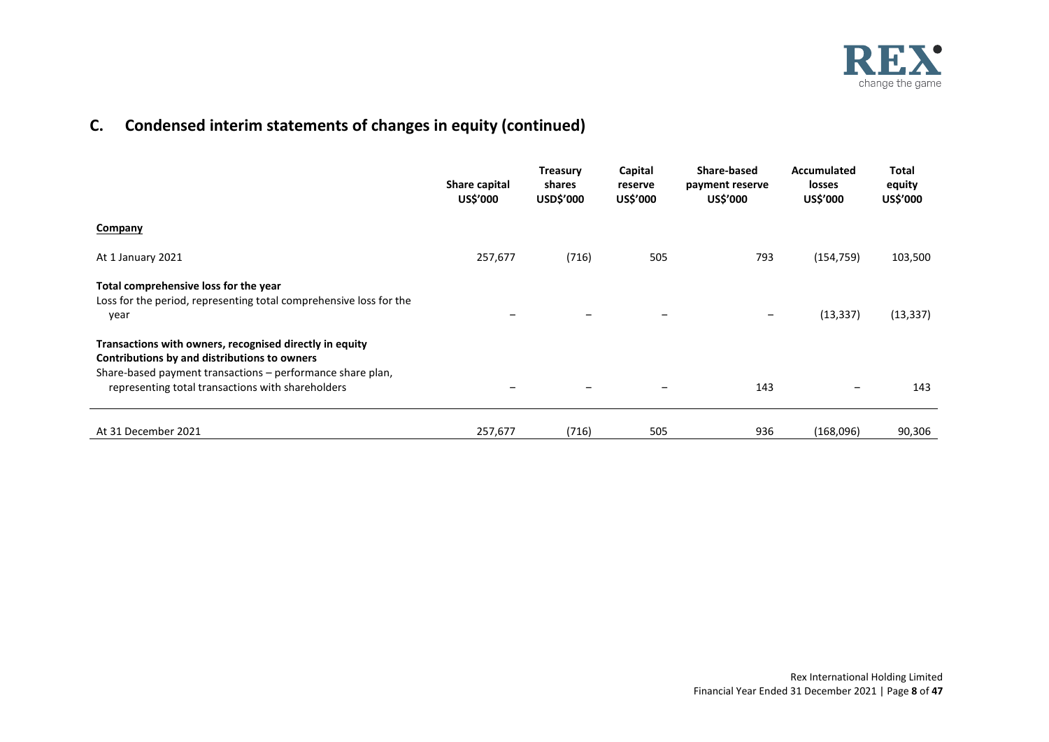## C. Condensed interim statements of changes in equity (continued)

| | Share capital US$'000 | Treasury shares USD$'000 | Capital reserve US$'000 | Share-based payment reserve US$'000 | Accumulated losses US$'000 | Total equity US$'000 |
|---|---|---|---|---|---|---|
| **Company** | | | | | | |
| At 1 January 2021 | 257,677 | (716) | 505 | 793 | (154,759) | 103,500 |
| **Total comprehensive loss for the year** | | | | | | |
| Loss for the period, representing total comprehensive loss for the year | – | – | – | – | (13,337) | (13,337) |
| **Transactions with owners, recognised directly in equity** | | | | | | |
| **Contributions by and distributions to owners** | | | | | | |
| Share-based payment transactions – performance share plan, representing total transactions with shareholders | – | – | – | 143 | – | 143 |
| At 31 December 2021 | 257,677 | (716) | 505 | 936 | (168,096) | 90,306 |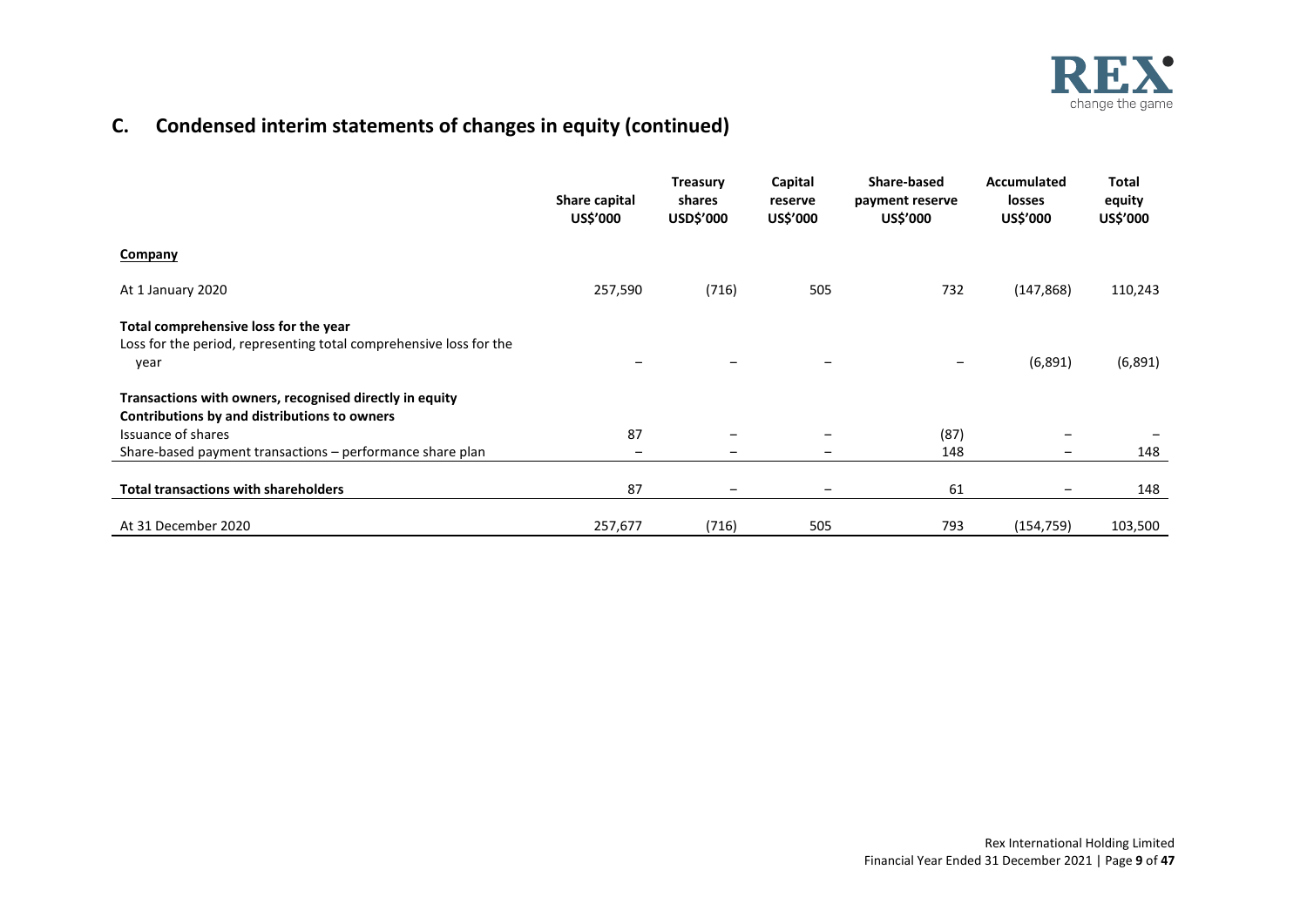## C. Condensed interim statements of changes in equity (continued)

| | Share capital US$'000 | Treasury shares USD$'000 | Capital reserve US$'000 | Share-based payment reserve US$'000 | Accumulated losses US$'000 | Total equity US$'000 |
|---|---|---|---|---|---|---|
| **Company** | | | | | | |
| At 1 January 2020 | 257,590 | (716) | 505 | 732 | (147,868) | 110,243 |
| **Total comprehensive loss for the year** | | | | | | |
| Loss for the period, representing total comprehensive loss for the year | – | – | – | – | (6,891) | (6,891) |
| **Transactions with owners, recognised directly in equity** | | | | | | |
| **Contributions by and distributions to owners** | | | | | | |
| Issuance of shares | 87 | – | – | (87) | – | – |
| Share-based payment transactions – performance share plan | – | – | – | 148 | – | 148 |
| **Total transactions with shareholders** | 87 | – | – | 61 | – | 148 |
| At 31 December 2020 | 257,677 | (716) | 505 | 793 | (154,759) | 103,500 |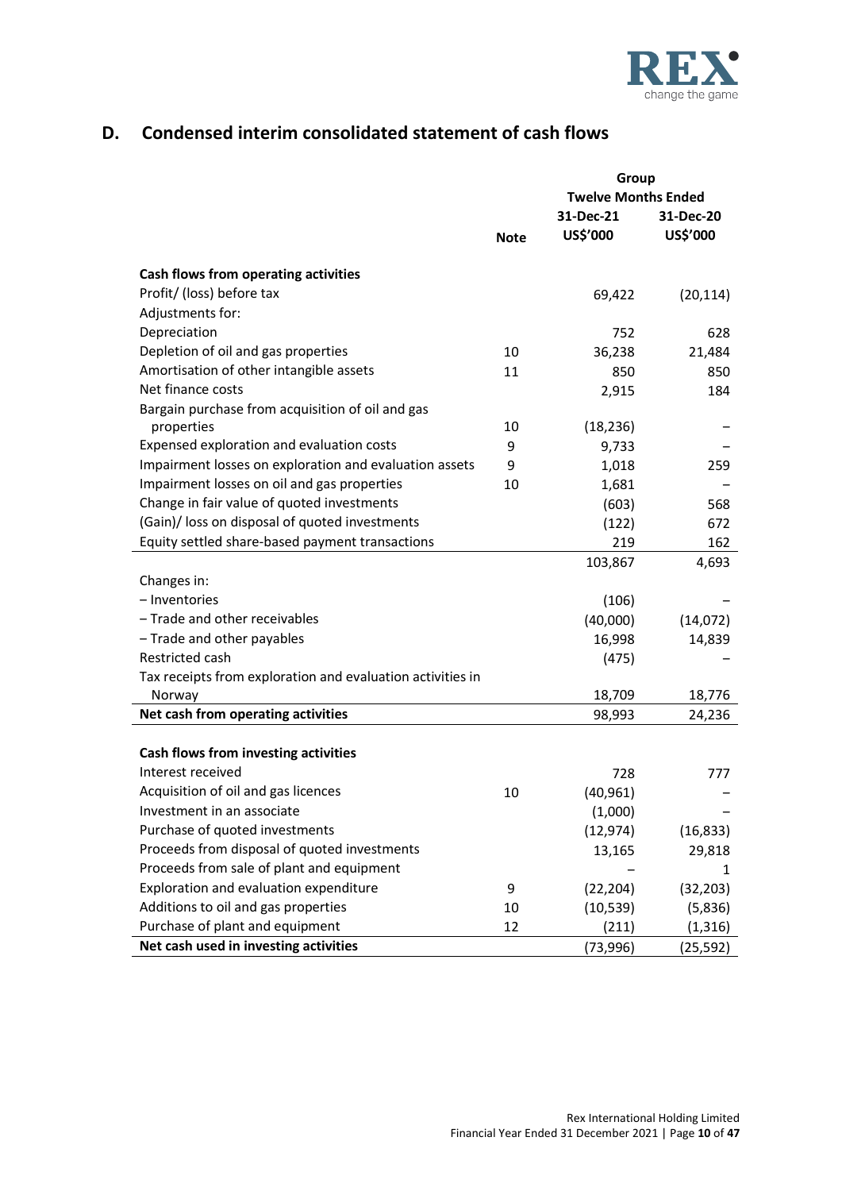## D. Condensed interim consolidated statement of cash flows

| | Note | Group | |
|---|---|---|---|
| | | Twelve Months Ended | |
| | | 31-Dec-21 US$'000 | 31-Dec-20 US$'000 |
| **Cash flows from operating activities** | | | |
| Profit/ (loss) before tax | | 69,422 | (20,114) |
| Adjustments for: | | | |
| Depreciation | | 752 | 628 |
| Depletion of oil and gas properties | 10 | 36,238 | 21,484 |
| Amortisation of other intangible assets | 11 | 850 | 850 |
| Net finance costs | | 2,915 | 184 |
| Bargain purchase from acquisition of oil and gas properties | 10 | (18,236) | – |
| Expensed exploration and evaluation costs | 9 | 9,733 | – |
| Impairment losses on exploration and evaluation assets | 9 | 1,018 | 259 |
| Impairment losses on oil and gas properties | 10 | 1,681 | – |
| Change in fair value of quoted investments | | (603) | 568 |
| (Gain)/ loss on disposal of quoted investments | | (122) | 672 |
| Equity settled share-based payment transactions | | 219 | 162 |
| | | 103,867 | 4,693 |
| Changes in: | | | |
| – Inventories | | (106) | – |
| – Trade and other receivables | | (40,000) | (14,072) |
| – Trade and other payables | | 16,998 | 14,839 |
| Restricted cash | | (475) | – |
| Tax receipts from exploration and evaluation activities in Norway | | 18,709 | 18,776 |
| **Net cash from operating activities** | | 98,993 | 24,236 |
| | | | |
| **Cash flows from investing activities** | | | |
| Interest received | | 728 | 777 |
| Acquisition of oil and gas licences | 10 | (40,961) | – |
| Investment in an associate | | (1,000) | – |
| Purchase of quoted investments | | (12,974) | (16,833) |
| Proceeds from disposal of quoted investments | | 13,165 | 29,818 |
| Proceeds from sale of plant and equipment | | – | 1 |
| Exploration and evaluation expenditure | 9 | (22,204) | (32,203) |
| Additions to oil and gas properties | 10 | (10,539) | (5,836) |
| Purchase of plant and equipment | 12 | (211) | (1,316) |
| **Net cash used in investing activities** | | (73,996) | (25,592) |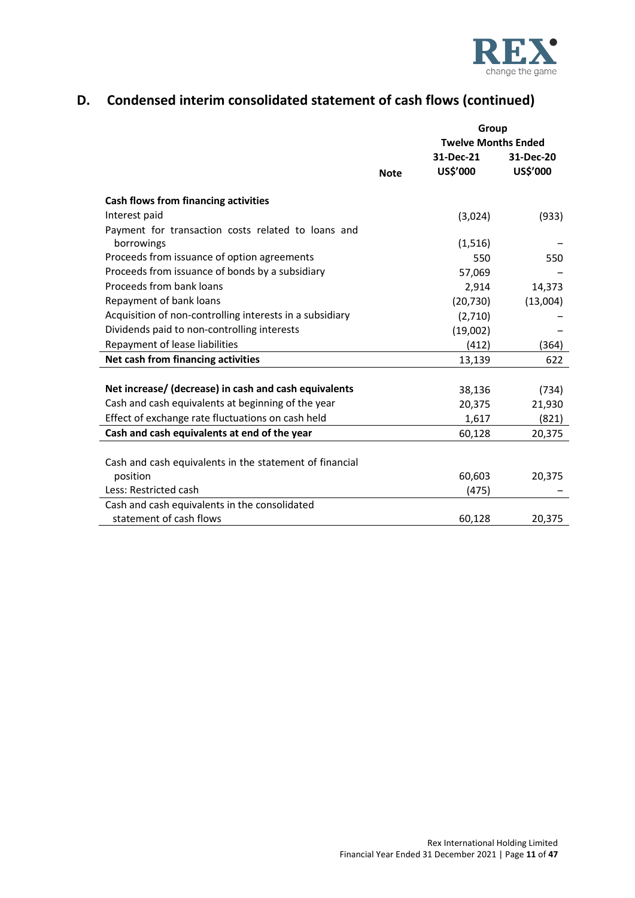## D. Condensed interim consolidated statement of cash flows (continued)

| | Note | Group Twelve Months Ended 31-Dec-21 US$'000 | 31-Dec-20 US$'000 |
|---|---|---|---|
| **Cash flows from financing activities** | | | |
| Interest paid | | (3,024) | (933) |
| Payment for transaction costs related to loans and borrowings | | (1,516) | – |
| Proceeds from issuance of option agreements | | 550 | 550 |
| Proceeds from issuance of bonds by a subsidiary | | 57,069 | – |
| Proceeds from bank loans | | 2,914 | 14,373 |
| Repayment of bank loans | | (20,730) | (13,004) |
| Acquisition of non-controlling interests in a subsidiary | | (2,710) | – |
| Dividends paid to non-controlling interests | | (19,002) | – |
| Repayment of lease liabilities | | (412) | (364) |
| **Net cash from financing activities** | | 13,139 | 622 |
| | | | |
| **Net increase/ (decrease) in cash and cash equivalents** | | 38,136 | (734) |
| Cash and cash equivalents at beginning of the year | | 20,375 | 21,930 |
| Effect of exchange rate fluctuations on cash held | | 1,617 | (821) |
| **Cash and cash equivalents at end of the year** | | 60,128 | 20,375 |
| | | | |
| Cash and cash equivalents in the statement of financial position | | 60,603 | 20,375 |
| Less: Restricted cash | | (475) | – |
| Cash and cash equivalents in the consolidated statement of cash flows | | 60,128 | 20,375 |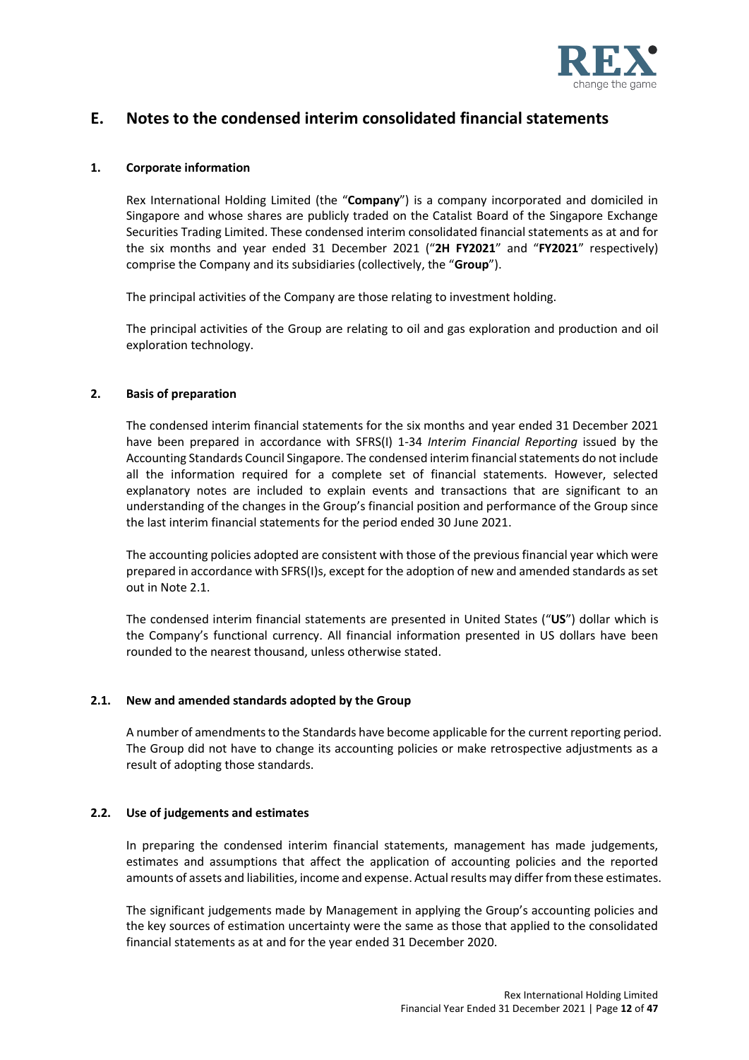## E. Notes to the condensed interim consolidated financial statements

### 1. Corporate information

Rex International Holding Limited (the "**Company**") is a company incorporated and domiciled in Singapore and whose shares are publicly traded on the Catalist Board of the Singapore Exchange Securities Trading Limited. These condensed interim consolidated financial statements as at and for the six months and year ended 31 December 2021 ("**2H FY2021**" and "**FY2021**" respectively) comprise the Company and its subsidiaries (collectively, the "**Group**").

The principal activities of the Company are those relating to investment holding.

The principal activities of the Group are relating to oil and gas exploration and production and oil exploration technology.

### 2. Basis of preparation

The condensed interim financial statements for the six months and year ended 31 December 2021 have been prepared in accordance with SFRS(I) 1-34 *Interim Financial Reporting* issued by the Accounting Standards Council Singapore. The condensed interim financial statements do not include all the information required for a complete set of financial statements. However, selected explanatory notes are included to explain events and transactions that are significant to an understanding of the changes in the Group's financial position and performance of the Group since the last interim financial statements for the period ended 30 June 2021.

The accounting policies adopted are consistent with those of the previous financial year which were prepared in accordance with SFRS(I)s, except for the adoption of new and amended standards as set out in Note 2.1.

The condensed interim financial statements are presented in United States ("**US**") dollar which is the Company's functional currency. All financial information presented in US dollars have been rounded to the nearest thousand, unless otherwise stated.

### 2.1. New and amended standards adopted by the Group

A number of amendments to the Standards have become applicable for the current reporting period. The Group did not have to change its accounting policies or make retrospective adjustments as a result of adopting those standards.

### 2.2. Use of judgements and estimates

In preparing the condensed interim financial statements, management has made judgements, estimates and assumptions that affect the application of accounting policies and the reported amounts of assets and liabilities, income and expense. Actual results may differ from these estimates.

The significant judgements made by Management in applying the Group's accounting policies and the key sources of estimation uncertainty were the same as those that applied to the consolidated financial statements as at and for the year ended 31 December 2020.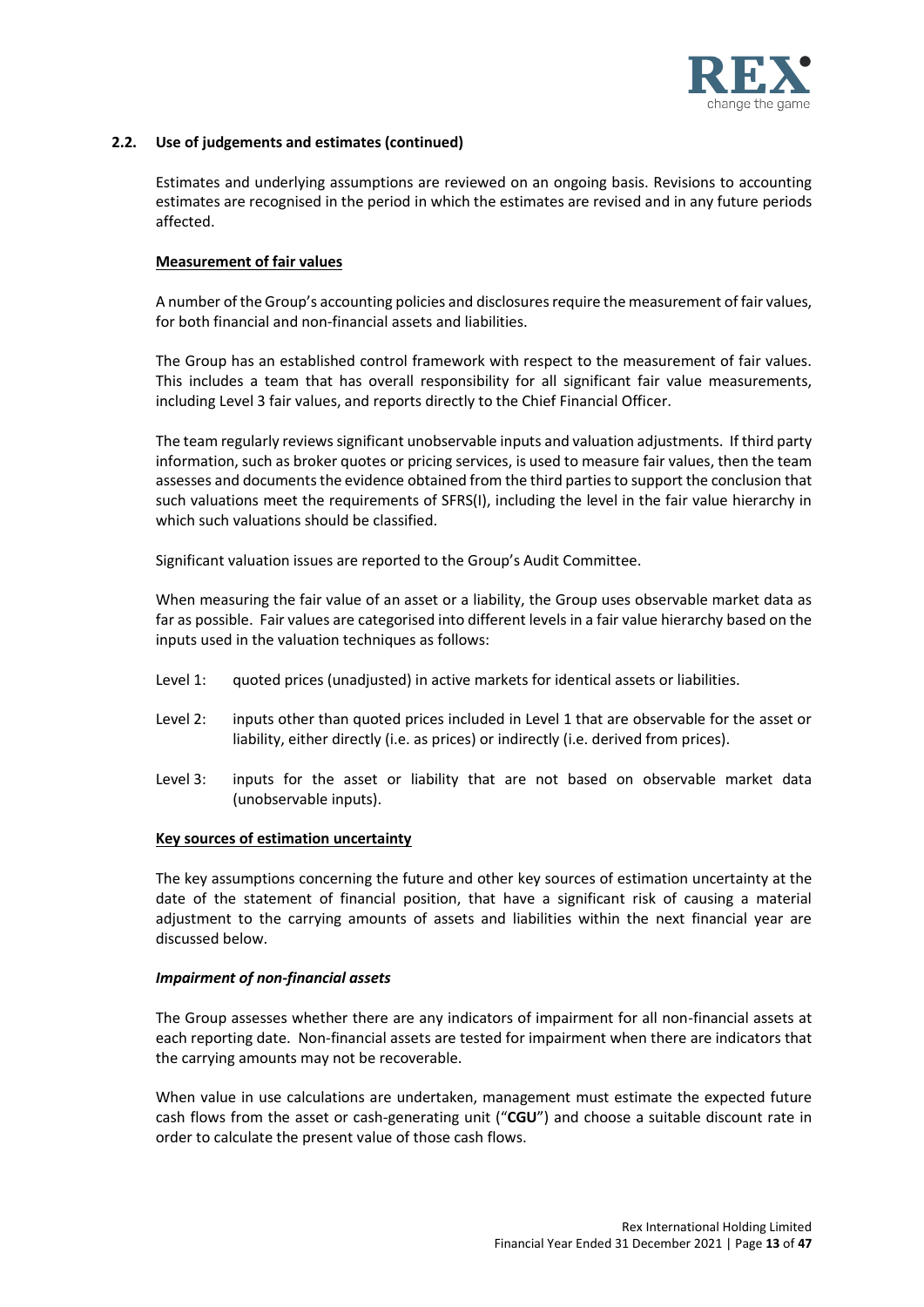## 2.2. Use of judgements and estimates (continued)

Estimates and underlying assumptions are reviewed on an ongoing basis. Revisions to accounting estimates are recognised in the period in which the estimates are revised and in any future periods affected.

**Measurement of fair values**

A number of the Group's accounting policies and disclosures require the measurement of fair values, for both financial and non-financial assets and liabilities.

The Group has an established control framework with respect to the measurement of fair values. This includes a team that has overall responsibility for all significant fair value measurements, including Level 3 fair values, and reports directly to the Chief Financial Officer.

The team regularly reviews significant unobservable inputs and valuation adjustments. If third party information, such as broker quotes or pricing services, is used to measure fair values, then the team assesses and documents the evidence obtained from the third parties to support the conclusion that such valuations meet the requirements of SFRS(I), including the level in the fair value hierarchy in which such valuations should be classified.

Significant valuation issues are reported to the Group's Audit Committee.

When measuring the fair value of an asset or a liability, the Group uses observable market data as far as possible. Fair values are categorised into different levels in a fair value hierarchy based on the inputs used in the valuation techniques as follows:

- Level 1: quoted prices (unadjusted) in active markets for identical assets or liabilities.
- Level 2: inputs other than quoted prices included in Level 1 that are observable for the asset or liability, either directly (i.e. as prices) or indirectly (i.e. derived from prices).
- Level 3: inputs for the asset or liability that are not based on observable market data (unobservable inputs).

**Key sources of estimation uncertainty**

The key assumptions concerning the future and other key sources of estimation uncertainty at the date of the statement of financial position, that have a significant risk of causing a material adjustment to the carrying amounts of assets and liabilities within the next financial year are discussed below.

***Impairment of non-financial assets***

The Group assesses whether there are any indicators of impairment for all non-financial assets at each reporting date. Non-financial assets are tested for impairment when there are indicators that the carrying amounts may not be recoverable.

When value in use calculations are undertaken, management must estimate the expected future cash flows from the asset or cash-generating unit ("**CGU**") and choose a suitable discount rate in order to calculate the present value of those cash flows.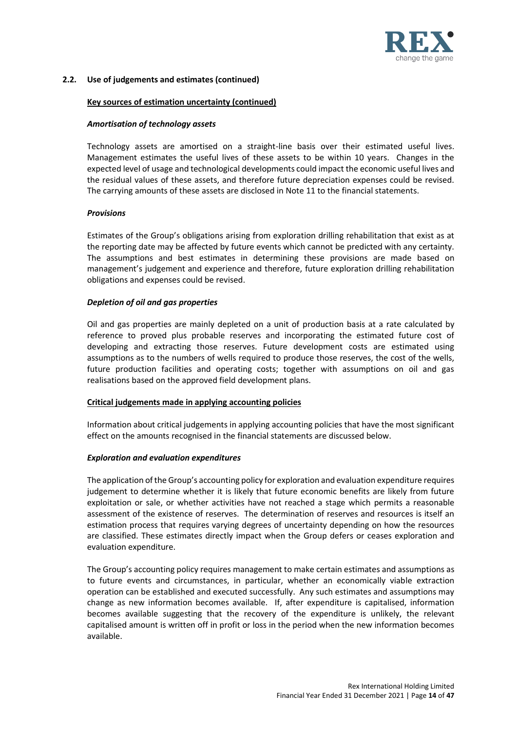### 2.2. Use of judgements and estimates (continued)

**Key sources of estimation uncertainty (continued)**

***Amortisation of technology assets***

Technology assets are amortised on a straight-line basis over their estimated useful lives. Management estimates the useful lives of these assets to be within 10 years. Changes in the expected level of usage and technological developments could impact the economic useful lives and the residual values of these assets, and therefore future depreciation expenses could be revised. The carrying amounts of these assets are disclosed in Note 11 to the financial statements.

***Provisions***

Estimates of the Group's obligations arising from exploration drilling rehabilitation that exist as at the reporting date may be affected by future events which cannot be predicted with any certainty. The assumptions and best estimates in determining these provisions are made based on management's judgement and experience and therefore, future exploration drilling rehabilitation obligations and expenses could be revised.

***Depletion of oil and gas properties***

Oil and gas properties are mainly depleted on a unit of production basis at a rate calculated by reference to proved plus probable reserves and incorporating the estimated future cost of developing and extracting those reserves. Future development costs are estimated using assumptions as to the numbers of wells required to produce those reserves, the cost of the wells, future production facilities and operating costs; together with assumptions on oil and gas realisations based on the approved field development plans.

**Critical judgements made in applying accounting policies**

Information about critical judgements in applying accounting policies that have the most significant effect on the amounts recognised in the financial statements are discussed below.

***Exploration and evaluation expenditures***

The application of the Group's accounting policy for exploration and evaluation expenditure requires judgement to determine whether it is likely that future economic benefits are likely from future exploitation or sale, or whether activities have not reached a stage which permits a reasonable assessment of the existence of reserves. The determination of reserves and resources is itself an estimation process that requires varying degrees of uncertainty depending on how the resources are classified. These estimates directly impact when the Group defers or ceases exploration and evaluation expenditure.

The Group's accounting policy requires management to make certain estimates and assumptions as to future events and circumstances, in particular, whether an economically viable extraction operation can be established and executed successfully. Any such estimates and assumptions may change as new information becomes available. If, after expenditure is capitalised, information becomes available suggesting that the recovery of the expenditure is unlikely, the relevant capitalised amount is written off in profit or loss in the period when the new information becomes available.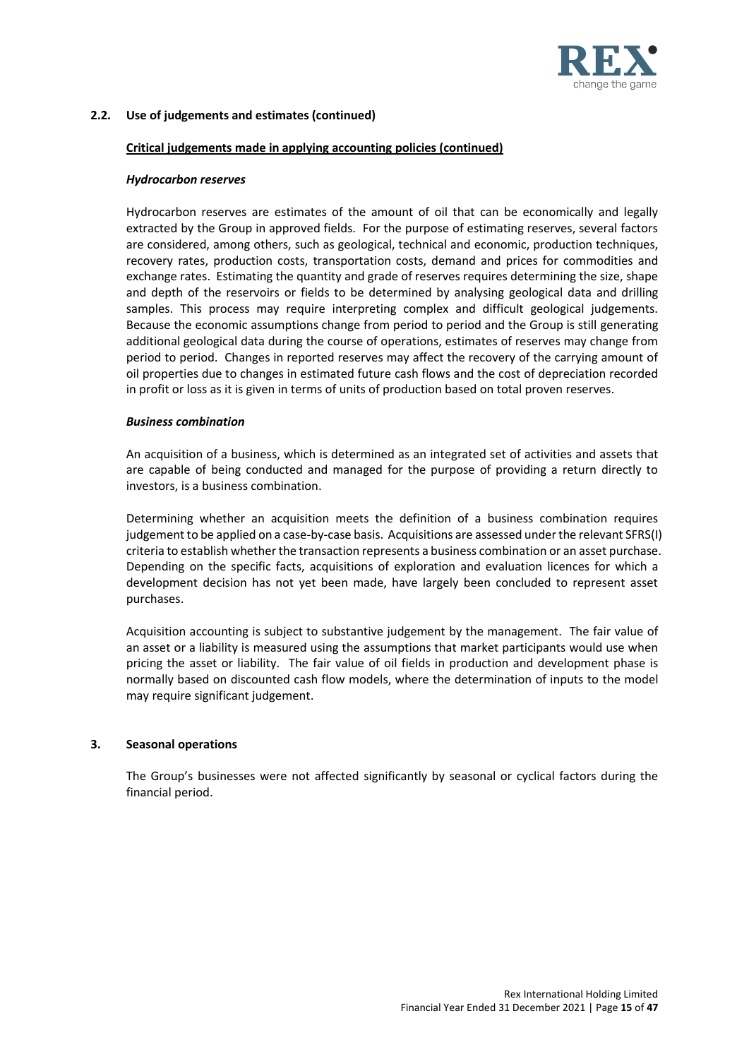## 2.2. Use of judgements and estimates (continued)

**Critical judgements made in applying accounting policies (continued)**

***Hydrocarbon reserves***

Hydrocarbon reserves are estimates of the amount of oil that can be economically and legally extracted by the Group in approved fields. For the purpose of estimating reserves, several factors are considered, among others, such as geological, technical and economic, production techniques, recovery rates, production costs, transportation costs, demand and prices for commodities and exchange rates. Estimating the quantity and grade of reserves requires determining the size, shape and depth of the reservoirs or fields to be determined by analysing geological data and drilling samples. This process may require interpreting complex and difficult geological judgements. Because the economic assumptions change from period to period and the Group is still generating additional geological data during the course of operations, estimates of reserves may change from period to period. Changes in reported reserves may affect the recovery of the carrying amount of oil properties due to changes in estimated future cash flows and the cost of depreciation recorded in profit or loss as it is given in terms of units of production based on total proven reserves.

***Business combination***

An acquisition of a business, which is determined as an integrated set of activities and assets that are capable of being conducted and managed for the purpose of providing a return directly to investors, is a business combination.

Determining whether an acquisition meets the definition of a business combination requires judgement to be applied on a case-by-case basis. Acquisitions are assessed under the relevant SFRS(I) criteria to establish whether the transaction represents a business combination or an asset purchase. Depending on the specific facts, acquisitions of exploration and evaluation licences for which a development decision has not yet been made, have largely been concluded to represent asset purchases.

Acquisition accounting is subject to substantive judgement by the management. The fair value of an asset or a liability is measured using the assumptions that market participants would use when pricing the asset or liability. The fair value of oil fields in production and development phase is normally based on discounted cash flow models, where the determination of inputs to the model may require significant judgement.

## 3. Seasonal operations

The Group's businesses were not affected significantly by seasonal or cyclical factors during the financial period.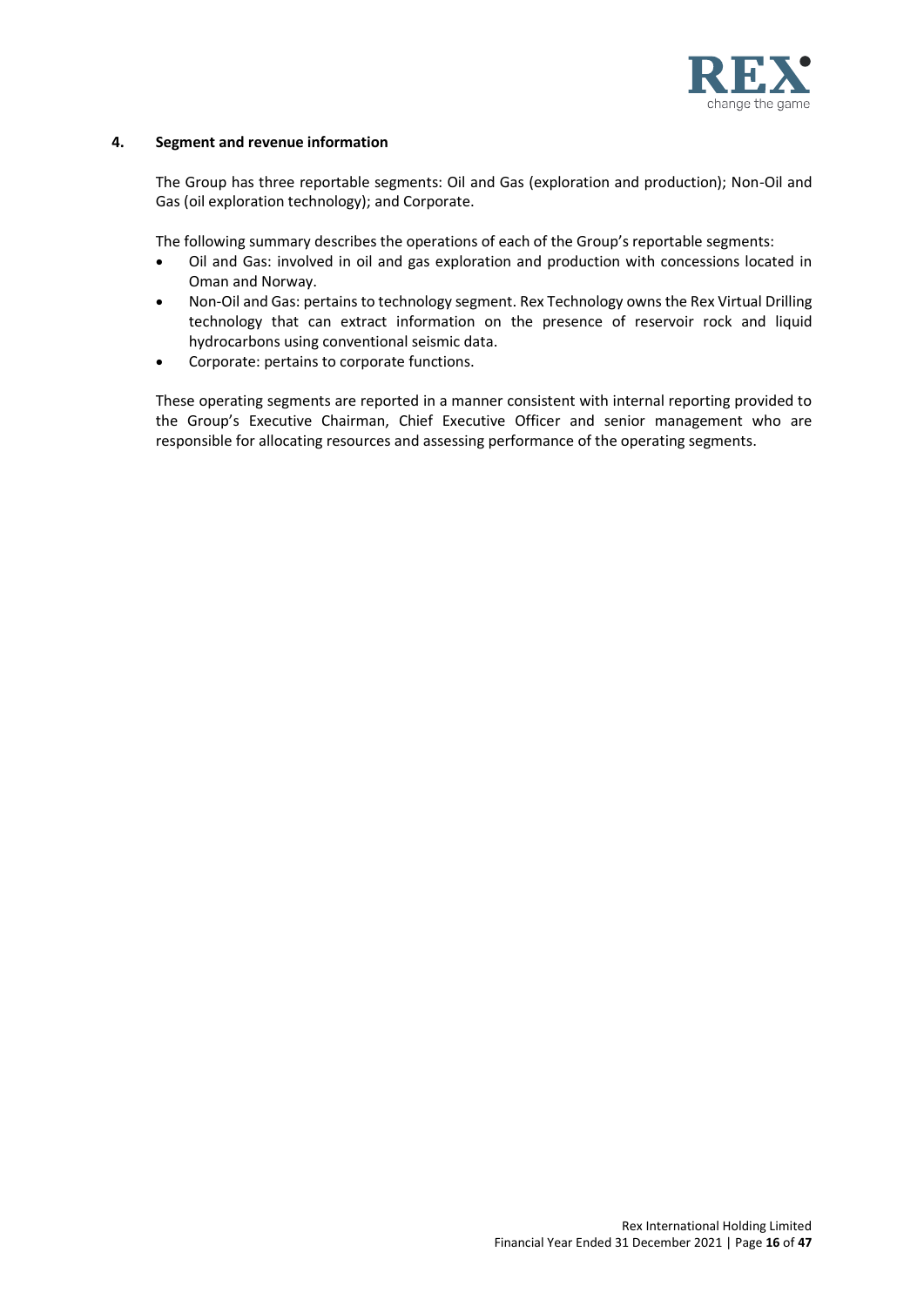## 4. Segment and revenue information

The Group has three reportable segments: Oil and Gas (exploration and production); Non-Oil and Gas (oil exploration technology); and Corporate.

The following summary describes the operations of each of the Group's reportable segments:

- Oil and Gas: involved in oil and gas exploration and production with concessions located in Oman and Norway.
- Non-Oil and Gas: pertains to technology segment. Rex Technology owns the Rex Virtual Drilling technology that can extract information on the presence of reservoir rock and liquid hydrocarbons using conventional seismic data.
- Corporate: pertains to corporate functions.

These operating segments are reported in a manner consistent with internal reporting provided to the Group's Executive Chairman, Chief Executive Officer and senior management who are responsible for allocating resources and assessing performance of the operating segments.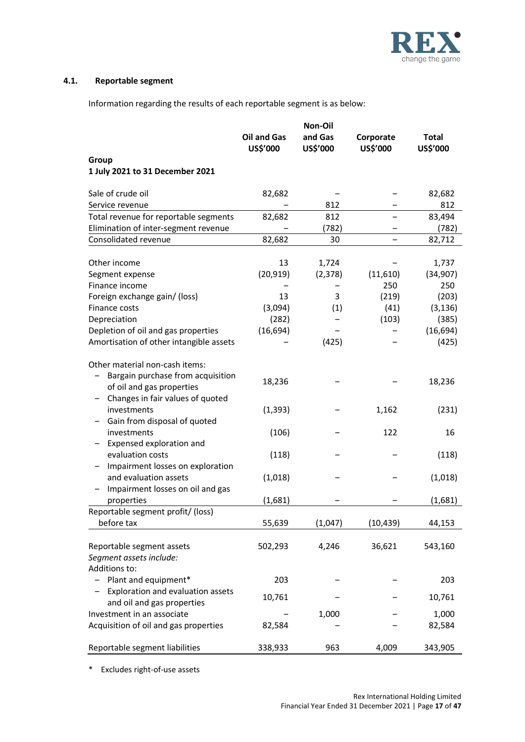### 4.1. Reportable segment

Information regarding the results of each reportable segment is as below:

| | Oil and Gas US$'000 | Non-Oil and Gas US$'000 | Corporate US$'000 | Total US$'000 |
|---|---|---|---|---|
| **Group** | | | | |
| **1 July 2021 to 31 December 2021** | | | | |
| Sale of crude oil | 82,682 | – | – | 82,682 |
| Service revenue | – | 812 | – | 812 |
| Total revenue for reportable segments | 82,682 | 812 | – | 83,494 |
| Elimination of inter-segment revenue | – | (782) | – | (782) |
| Consolidated revenue | 82,682 | 30 | – | 82,712 |
| | | | | |
| Other income | 13 | 1,724 | – | 1,737 |
| Segment expense | (20,919) | (2,378) | (11,610) | (34,907) |
| Finance income | – | – | 250 | 250 |
| Foreign exchange gain/ (loss) | 13 | 3 | (219) | (203) |
| Finance costs | (3,094) | (1) | (41) | (3,136) |
| Depreciation | (282) | – | (103) | (385) |
| Depletion of oil and gas properties | (16,694) | – | – | (16,694) |
| Amortisation of other intangible assets | – | (425) | – | (425) |
| | | | | |
| Other material non-cash items: | | | | |
| – Bargain purchase from acquisition of oil and gas properties | 18,236 | – | – | 18,236 |
| – Changes in fair values of quoted investments | (1,393) | – | 1,162 | (231) |
| – Gain from disposal of quoted investments | (106) | – | 122 | 16 |
| – Expensed exploration and evaluation costs | (118) | – | – | (118) |
| – Impairment losses on exploration and evaluation assets | (1,018) | – | – | (1,018) |
| – Impairment losses on oil and gas properties | (1,681) | – | – | (1,681) |
| Reportable segment profit/ (loss) before tax | 55,639 | (1,047) | (10,439) | 44,153 |
| | | | | |
| Reportable segment assets | 502,293 | 4,246 | 36,621 | 543,160 |
| *Segment assets include:* | | | | |
| Additions to: | | | | |
| – Plant and equipment* | 203 | – | – | 203 |
| – Exploration and evaluation assets and oil and gas properties | 10,761 | – | – | 10,761 |
| Investment in an associate | – | 1,000 | – | 1,000 |
| Acquisition of oil and gas properties | 82,584 | – | – | 82,584 |
| | | | | |
| Reportable segment liabilities | 338,933 | 963 | 4,009 | 343,905 |

\* Excludes right-of-use assets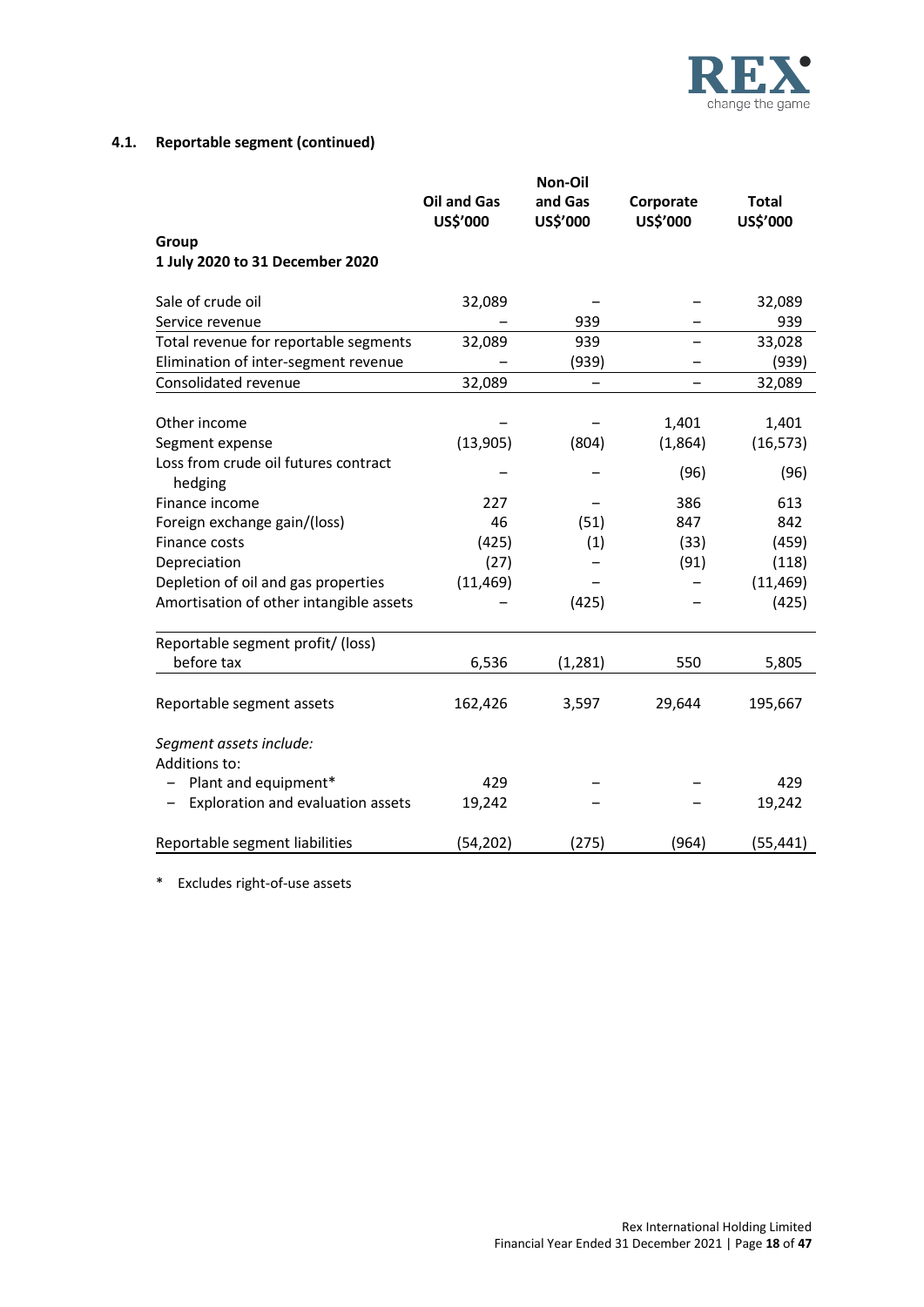### 4.1. Reportable segment (continued)

| Group<br>1 July 2020 to 31 December 2020 | Oil and Gas<br>US$'000 | Non-Oil and Gas<br>US$'000 | Corporate<br>US$'000 | Total<br>US$'000 |
|---|---|---|---|---|
| Sale of crude oil | 32,089 | – | – | 32,089 |
| Service revenue | – | 939 | – | 939 |
| Total revenue for reportable segments | 32,089 | 939 | – | 33,028 |
| Elimination of inter-segment revenue | – | (939) | – | (939) |
| Consolidated revenue | 32,089 | – | – | 32,089 |
| | | | | |
| Other income | – | – | 1,401 | 1,401 |
| Segment expense | (13,905) | (804) | (1,864) | (16,573) |
| Loss from crude oil futures contract hedging | – | – | (96) | (96) |
| Finance income | 227 | – | 386 | 613 |
| Foreign exchange gain/(loss) | 46 | (51) | 847 | 842 |
| Finance costs | (425) | (1) | (33) | (459) |
| Depreciation | (27) | – | (91) | (118) |
| Depletion of oil and gas properties | (11,469) | – | – | (11,469) |
| Amortisation of other intangible assets | – | (425) | – | (425) |
| | | | | |
| Reportable segment profit/ (loss) before tax | 6,536 | (1,281) | 550 | 5,805 |
| | | | | |
| Reportable segment assets | 162,426 | 3,597 | 29,644 | 195,667 |
| | | | | |
| *Segment assets include:* | | | | |
| Additions to: | | | | |
| – Plant and equipment* | 429 | – | – | 429 |
| – Exploration and evaluation assets | 19,242 | – | – | 19,242 |
| | | | | |
| Reportable segment liabilities | (54,202) | (275) | (964) | (55,441) |

\* Excludes right-of-use assets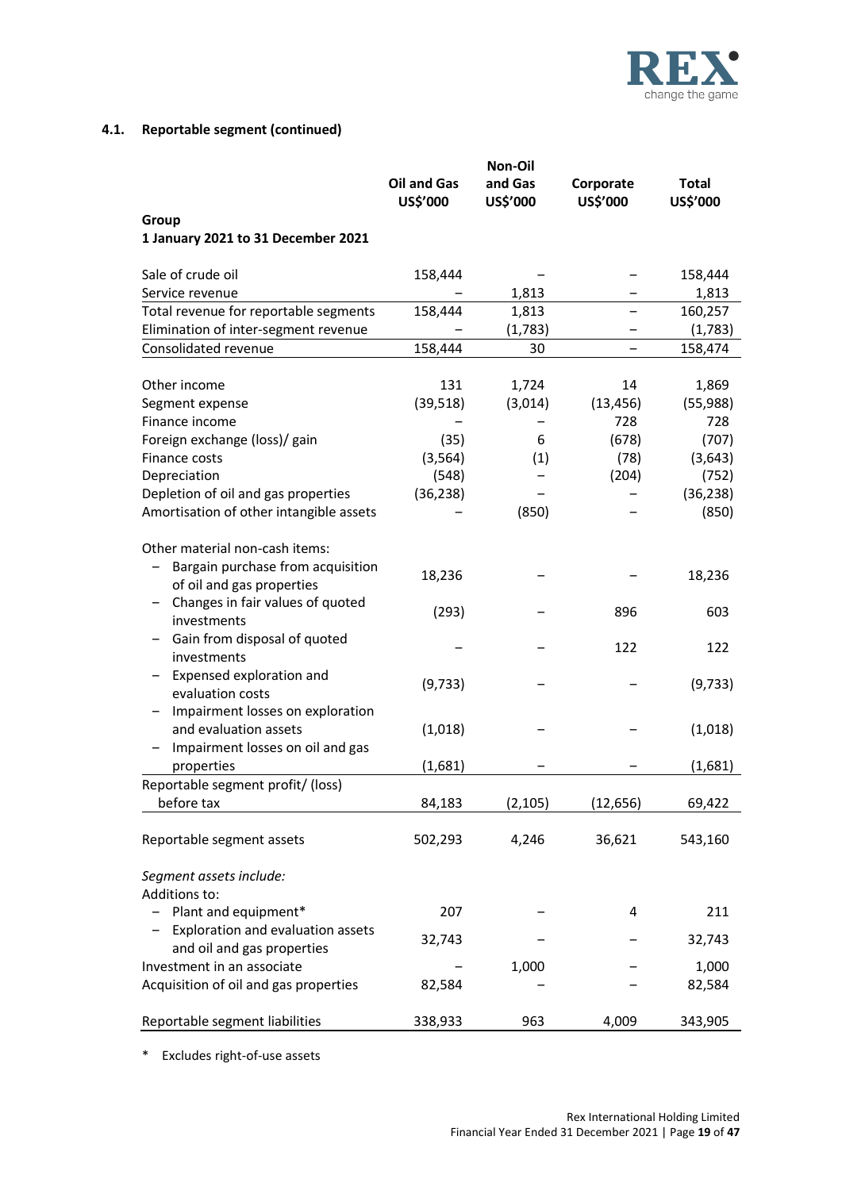### 4.1. Reportable segment (continued)

| | Oil and Gas US$'000 | Non-Oil and Gas US$'000 | Corporate US$'000 | Total US$'000 |
|---|---|---|---|---|
| **Group** | | | | |
| **1 January 2021 to 31 December 2021** | | | | |
| Sale of crude oil | 158,444 | – | – | 158,444 |
| Service revenue | – | 1,813 | – | 1,813 |
| Total revenue for reportable segments | 158,444 | 1,813 | – | 160,257 |
| Elimination of inter-segment revenue | – | (1,783) | – | (1,783) |
| Consolidated revenue | 158,444 | 30 | – | 158,474 |
| Other income | 131 | 1,724 | 14 | 1,869 |
| Segment expense | (39,518) | (3,014) | (13,456) | (55,988) |
| Finance income | – | – | 728 | 728 |
| Foreign exchange (loss)/ gain | (35) | 6 | (678) | (707) |
| Finance costs | (3,564) | (1) | (78) | (3,643) |
| Depreciation | (548) | – | (204) | (752) |
| Depletion of oil and gas properties | (36,238) | – | – | (36,238) |
| Amortisation of other intangible assets | – | (850) | – | (850) |
| Other material non-cash items: | | | | |
| – Bargain purchase from acquisition of oil and gas properties | 18,236 | – | – | 18,236 |
| – Changes in fair values of quoted investments | (293) | – | 896 | 603 |
| – Gain from disposal of quoted investments | – | – | 122 | 122 |
| – Expensed exploration and evaluation costs | (9,733) | – | – | (9,733) |
| – Impairment losses on exploration and evaluation assets | (1,018) | – | – | (1,018) |
| – Impairment losses on oil and gas properties | (1,681) | – | – | (1,681) |
| Reportable segment profit/ (loss) before tax | 84,183 | (2,105) | (12,656) | 69,422 |
| Reportable segment assets | 502,293 | 4,246 | 36,621 | 543,160 |
| *Segment assets include:* | | | | |
| Additions to: | | | | |
| – Plant and equipment* | 207 | – | 4 | 211 |
| – Exploration and evaluation assets and oil and gas properties | 32,743 | – | – | 32,743 |
| Investment in an associate | – | 1,000 | – | 1,000 |
| Acquisition of oil and gas properties | 82,584 | – | – | 82,584 |
| Reportable segment liabilities | 338,933 | 963 | 4,009 | 343,905 |

\* Excludes right-of-use assets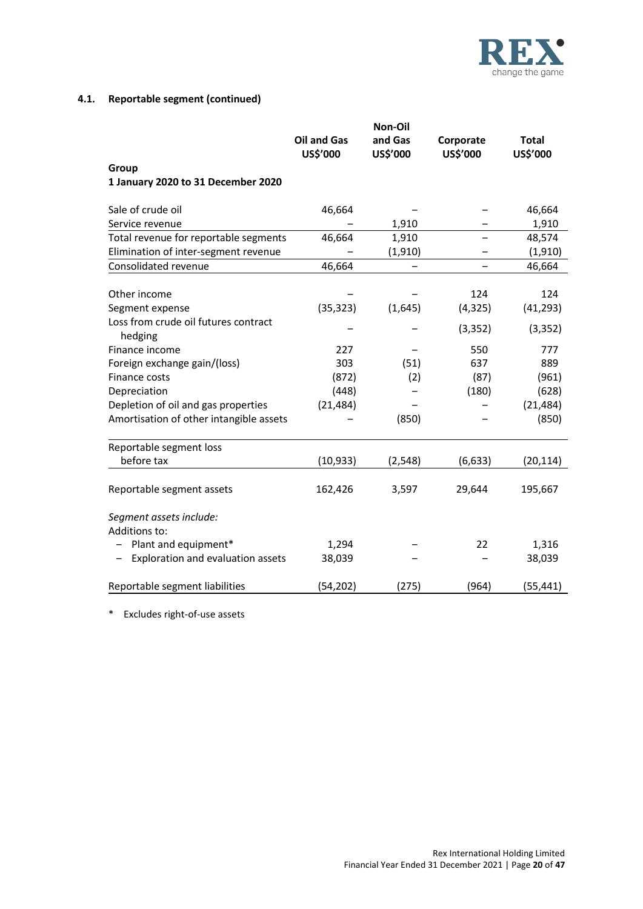### 4.1. Reportable segment (continued)

| Group<br>1 January 2020 to 31 December 2020 | Oil and Gas<br>US$'000 | Non-Oil and Gas<br>US$'000 | Corporate<br>US$'000 | Total<br>US$'000 |
|---|---|---|---|---|
| Sale of crude oil | 46,664 | – | – | 46,664 |
| Service revenue | – | 1,910 | – | 1,910 |
| Total revenue for reportable segments | 46,664 | 1,910 | – | 48,574 |
| Elimination of inter-segment revenue | – | (1,910) | – | (1,910) |
| Consolidated revenue | 46,664 | – | – | 46,664 |
| | | | | |
| Other income | – | – | 124 | 124 |
| Segment expense | (35,323) | (1,645) | (4,325) | (41,293) |
| Loss from crude oil futures contract hedging | – | – | (3,352) | (3,352) |
| Finance income | 227 | – | 550 | 777 |
| Foreign exchange gain/(loss) | 303 | (51) | 637 | 889 |
| Finance costs | (872) | (2) | (87) | (961) |
| Depreciation | (448) | – | (180) | (628) |
| Depletion of oil and gas properties | (21,484) | – | – | (21,484) |
| Amortisation of other intangible assets | – | (850) | – | (850) |
| | | | | |
| Reportable segment loss before tax | (10,933) | (2,548) | (6,633) | (20,114) |
| | | | | |
| Reportable segment assets | 162,426 | 3,597 | 29,644 | 195,667 |
| | | | | |
| *Segment assets include:* | | | | |
| Additions to: | | | | |
| – Plant and equipment* | 1,294 | – | 22 | 1,316 |
| – Exploration and evaluation assets | 38,039 | – | – | 38,039 |
| | | | | |
| Reportable segment liabilities | (54,202) | (275) | (964) | (55,441) |

\* Excludes right-of-use assets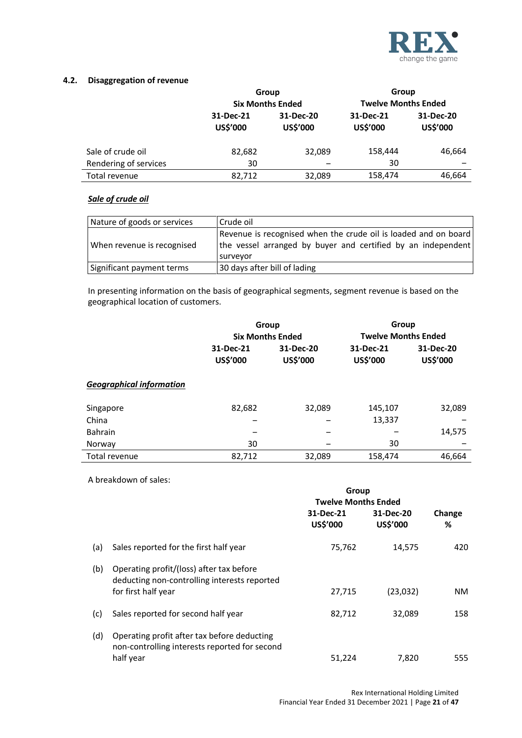### 4.2. Disaggregation of revenue

| | Group | | Group | |
|---|---|---|---|---|
| | Six Months Ended | | Twelve Months Ended | |
| | 31-Dec-21 US$'000 | 31-Dec-20 US$'000 | 31-Dec-21 US$'000 | 31-Dec-20 US$'000 |
| Sale of crude oil | 82,682 | 32,089 | 158,444 | 46,664 |
| Rendering of services | 30 | – | 30 | – |
| Total revenue | 82,712 | 32,089 | 158,474 | 46,664 |

***Sale of crude oil***

| Nature of goods or services | Crude oil |
|---|---|
| When revenue is recognised | Revenue is recognised when the crude oil is loaded and on board the vessel arranged by buyer and certified by an independent surveyor |
| Significant payment terms | 30 days after bill of lading |

In presenting information on the basis of geographical segments, segment revenue is based on the geographical location of customers.

| | Group | | Group | |
|---|---|---|---|---|
| | Six Months Ended | | Twelve Months Ended | |
| | 31-Dec-21 US$'000 | 31-Dec-20 US$'000 | 31-Dec-21 US$'000 | 31-Dec-20 US$'000 |
| ***Geographical information*** | | | | |
| Singapore | 82,682 | 32,089 | 145,107 | 32,089 |
| China | – | – | 13,337 | – |
| Bahrain | – | – | – | 14,575 |
| Norway | 30 | – | 30 | – |
| Total revenue | 82,712 | 32,089 | 158,474 | 46,664 |

A breakdown of sales:

| | | Group | | |
|---|---|---|---|---|
| | | Twelve Months Ended | | |
| | | 31-Dec-21 US$'000 | 31-Dec-20 US$'000 | Change % |
| (a) | Sales reported for the first half year | 75,762 | 14,575 | 420 |
| (b) | Operating profit/(loss) after tax before deducting non-controlling interests reported for first half year | 27,715 | (23,032) | NM |
| (c) | Sales reported for second half year | 82,712 | 32,089 | 158 |
| (d) | Operating profit after tax before deducting non-controlling interests reported for second half year | 51,224 | 7,820 | 555 |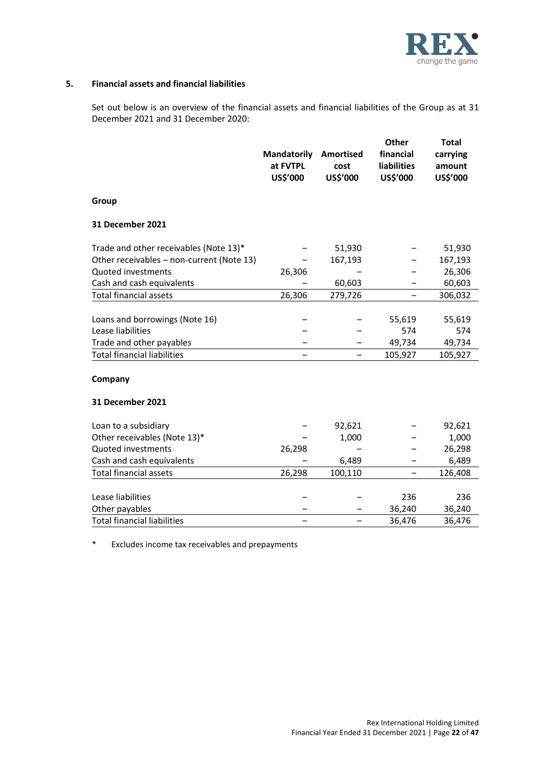## 5. Financial assets and financial liabilities

Set out below is an overview of the financial assets and financial liabilities of the Group as at 31 December 2021 and 31 December 2020:

| | Mandatorily at FVTPL US$'000 | Amortised cost US$'000 | Other financial liabilities US$'000 | Total carrying amount US$'000 |
|---|---|---|---|---|
| **Group** | | | | |
| **31 December 2021** | | | | |
| Trade and other receivables (Note 13)* | – | 51,930 | – | 51,930 |
| Other receivables – non-current (Note 13) | – | 167,193 | – | 167,193 |
| Quoted investments | 26,306 | – | – | 26,306 |
| Cash and cash equivalents | – | 60,603 | – | 60,603 |
| Total financial assets | 26,306 | 279,726 | – | 306,032 |
| | | | | |
| Loans and borrowings (Note 16) | – | – | 55,619 | 55,619 |
| Lease liabilities | – | – | 574 | 574 |
| Trade and other payables | – | – | 49,734 | 49,734 |
| Total financial liabilities | – | – | 105,927 | 105,927 |
| | | | | |
| **Company** | | | | |
| **31 December 2021** | | | | |
| Loan to a subsidiary | – | 92,621 | – | 92,621 |
| Other receivables (Note 13)* | – | 1,000 | – | 1,000 |
| Quoted investments | 26,298 | – | – | 26,298 |
| Cash and cash equivalents | – | 6,489 | – | 6,489 |
| Total financial assets | 26,298 | 100,110 | – | 126,408 |
| | | | | |
| Lease liabilities | – | – | 236 | 236 |
| Other payables | – | – | 36,240 | 36,240 |
| Total financial liabilities | – | – | 36,476 | 36,476 |

\* Excludes income tax receivables and prepayments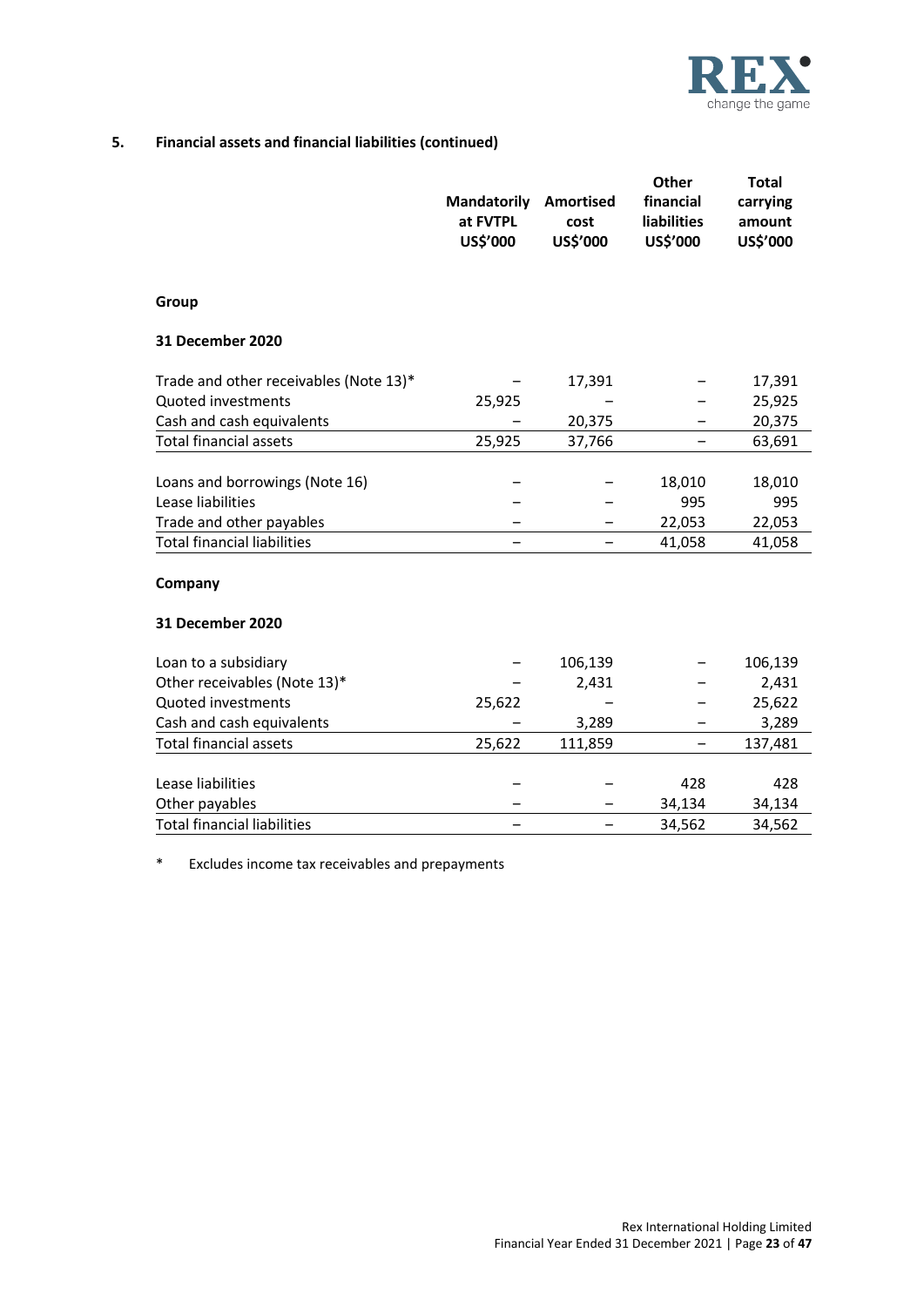## 5. Financial assets and financial liabilities (continued)

| | Mandatorily at FVTPL US$'000 | Amortised cost US$'000 | Other financial liabilities US$'000 | Total carrying amount US$'000 |
|---|---|---|---|---|
| **Group** | | | | |
| **31 December 2020** | | | | |
| Trade and other receivables (Note 13)* | – | 17,391 | – | 17,391 |
| Quoted investments | 25,925 | – | – | 25,925 |
| Cash and cash equivalents | – | 20,375 | – | 20,375 |
| Total financial assets | 25,925 | 37,766 | – | 63,691 |
| | | | | |
| Loans and borrowings (Note 16) | – | – | 18,010 | 18,010 |
| Lease liabilities | – | – | 995 | 995 |
| Trade and other payables | – | – | 22,053 | 22,053 |
| Total financial liabilities | – | – | 41,058 | 41,058 |
| | | | | |
| **Company** | | | | |
| **31 December 2020** | | | | |
| Loan to a subsidiary | – | 106,139 | – | 106,139 |
| Other receivables (Note 13)* | – | 2,431 | – | 2,431 |
| Quoted investments | 25,622 | – | – | 25,622 |
| Cash and cash equivalents | – | 3,289 | – | 3,289 |
| Total financial assets | 25,622 | 111,859 | – | 137,481 |
| | | | | |
| Lease liabilities | – | – | 428 | 428 |
| Other payables | – | – | 34,134 | 34,134 |
| Total financial liabilities | – | – | 34,562 | 34,562 |

\* Excludes income tax receivables and prepayments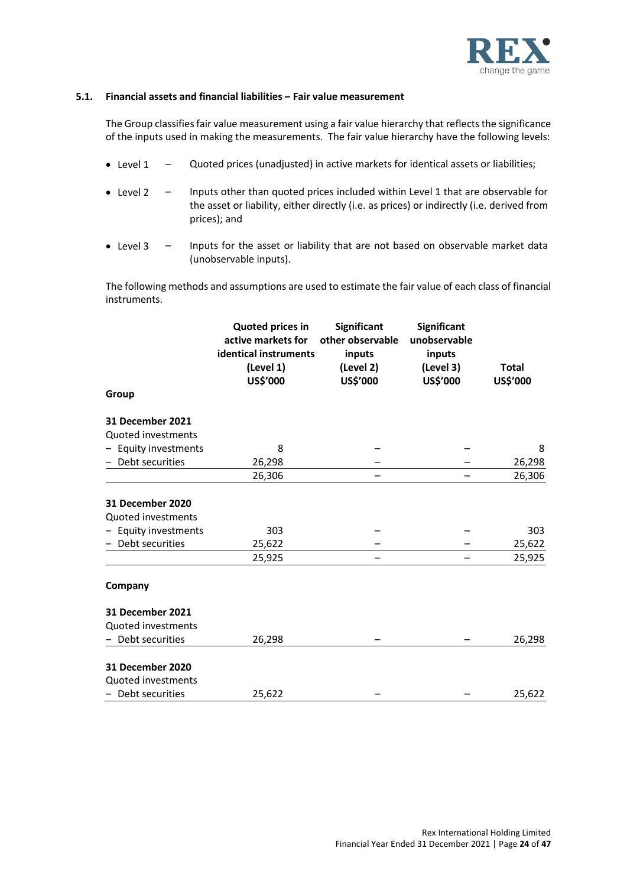### 5.1. Financial assets and financial liabilities – Fair value measurement

The Group classifies fair value measurement using a fair value hierarchy that reflects the significance of the inputs used in making the measurements. The fair value hierarchy have the following levels:

- Level 1 – Quoted prices (unadjusted) in active markets for identical assets or liabilities;
- Level 2 – Inputs other than quoted prices included within Level 1 that are observable for the asset or liability, either directly (i.e. as prices) or indirectly (i.e. derived from prices); and
- Level 3 – Inputs for the asset or liability that are not based on observable market data (unobservable inputs).

The following methods and assumptions are used to estimate the fair value of each class of financial instruments.

| | Quoted prices in active markets for identical instruments (Level 1) US$'000 | Significant other observable inputs (Level 2) US$'000 | Significant unobservable inputs (Level 3) US$'000 | Total US$'000 |
|---|---|---|---|---|
| **Group** | | | | |
| **31 December 2021** | | | | |
| Quoted investments | | | | |
| – Equity investments | 8 | – | – | 8 |
| – Debt securities | 26,298 | – | – | 26,298 |
| | 26,306 | – | – | 26,306 |
| **31 December 2020** | | | | |
| Quoted investments | | | | |
| – Equity investments | 303 | – | – | 303 |
| – Debt securities | 25,622 | – | – | 25,622 |
| | 25,925 | – | – | 25,925 |
| **Company** | | | | |
| **31 December 2021** | | | | |
| Quoted investments | | | | |
| – Debt securities | 26,298 | – | – | 26,298 |
| **31 December 2020** | | | | |
| Quoted investments | | | | |
| – Debt securities | 25,622 | – | – | 25,622 |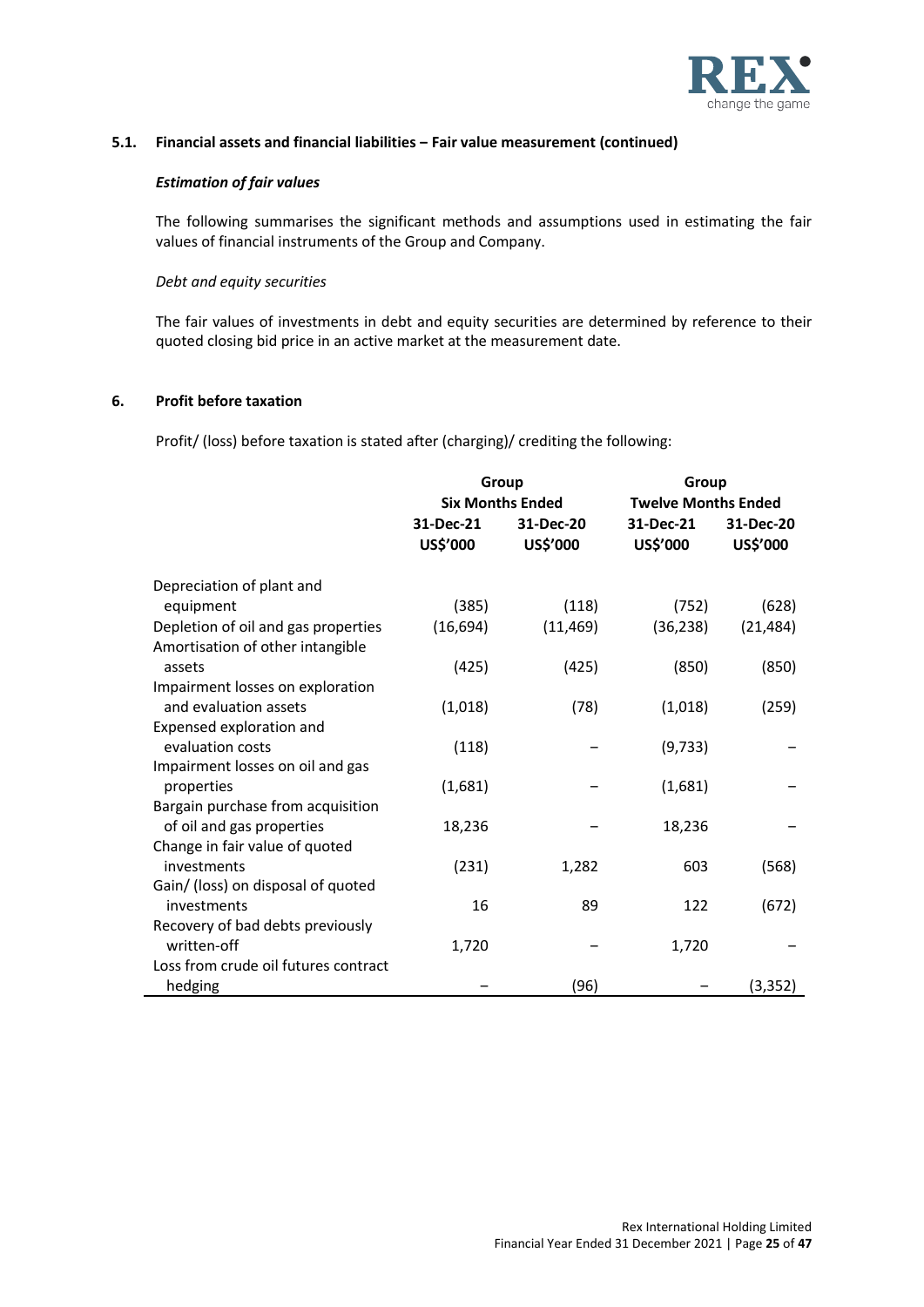### 5.1. Financial assets and financial liabilities – Fair value measurement (continued)

***Estimation of fair values***

The following summarises the significant methods and assumptions used in estimating the fair values of financial instruments of the Group and Company.

*Debt and equity securities*

The fair values of investments in debt and equity securities are determined by reference to their quoted closing bid price in an active market at the measurement date.

### 6. Profit before taxation

Profit/ (loss) before taxation is stated after (charging)/ crediting the following:

| | Group Six Months Ended | | Group Twelve Months Ended | |
|---|---|---|---|---|
| | **31-Dec-21 US$'000** | **31-Dec-20 US$'000** | **31-Dec-21 US$'000** | **31-Dec-20 US$'000** |
| Depreciation of plant and equipment | (385) | (118) | (752) | (628) |
| Depletion of oil and gas properties | (16,694) | (11,469) | (36,238) | (21,484) |
| Amortisation of other intangible assets | (425) | (425) | (850) | (850) |
| Impairment losses on exploration and evaluation assets | (1,018) | (78) | (1,018) | (259) |
| Expensed exploration and evaluation costs | (118) | – | (9,733) | – |
| Impairment losses on oil and gas properties | (1,681) | – | (1,681) | – |
| Bargain purchase from acquisition of oil and gas properties | 18,236 | – | 18,236 | – |
| Change in fair value of quoted investments | (231) | 1,282 | 603 | (568) |
| Gain/ (loss) on disposal of quoted investments | 16 | 89 | 122 | (672) |
| Recovery of bad debts previously written-off | 1,720 | – | 1,720 | – |
| Loss from crude oil futures contract hedging | – | (96) | – | (3,352) |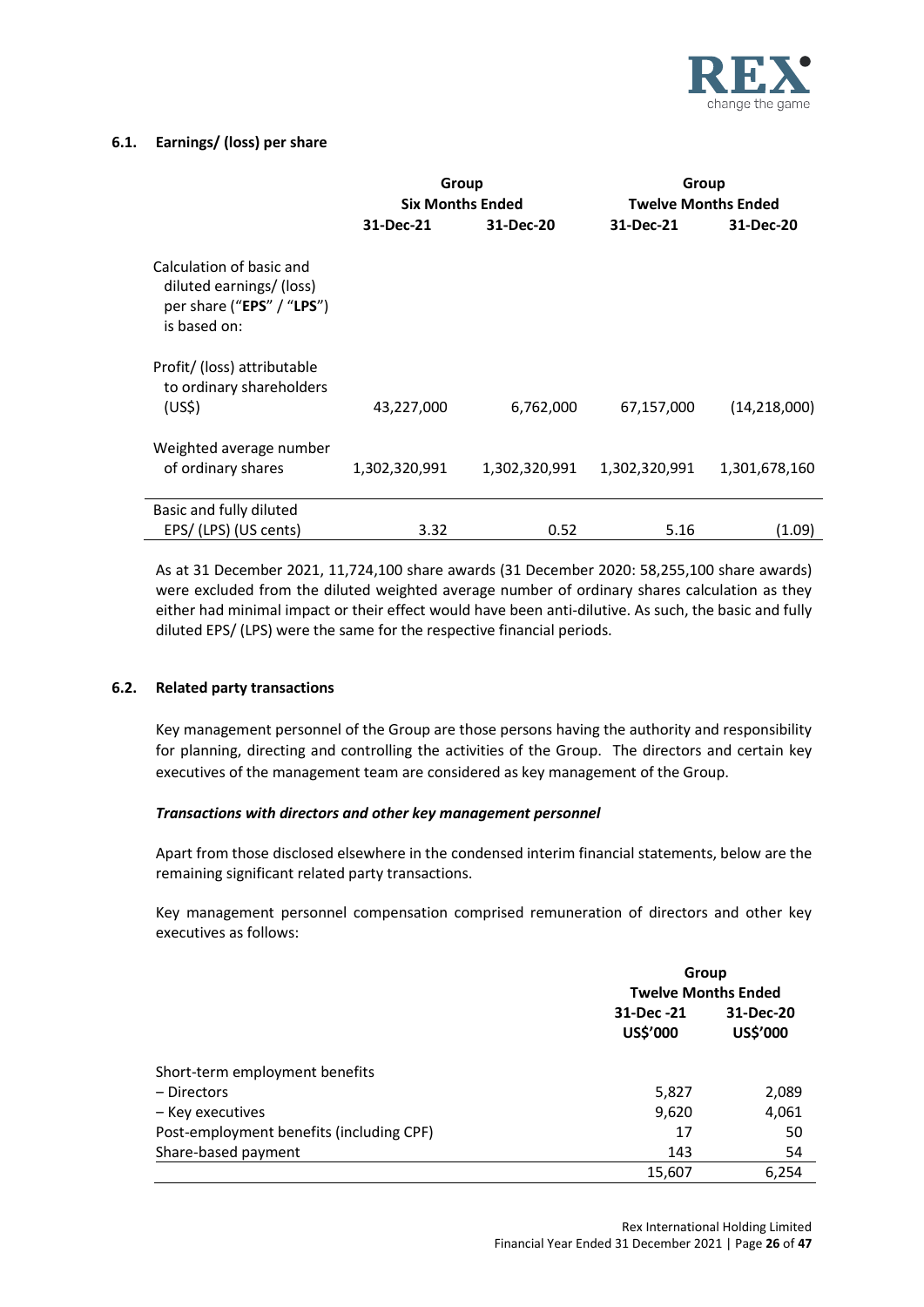### 6.1. Earnings/ (loss) per share

| | Group Six Months Ended | | Group Twelve Months Ended | |
|---|---|---|---|---|
| | 31-Dec-21 | 31-Dec-20 | 31-Dec-21 | 31-Dec-20 |
| Calculation of basic and diluted earnings/ (loss) per share ("**EPS**" / "**LPS**") is based on: | | | | |
| Profit/ (loss) attributable to ordinary shareholders (US$) | 43,227,000 | 6,762,000 | 67,157,000 | (14,218,000) |
| Weighted average number of ordinary shares | 1,302,320,991 | 1,302,320,991 | 1,302,320,991 | 1,301,678,160 |
| Basic and fully diluted EPS/ (LPS) (US cents) | 3.32 | 0.52 | 5.16 | (1.09) |

As at 31 December 2021, 11,724,100 share awards (31 December 2020: 58,255,100 share awards) were excluded from the diluted weighted average number of ordinary shares calculation as they either had minimal impact or their effect would have been anti-dilutive. As such, the basic and fully diluted EPS/ (LPS) were the same for the respective financial periods.

### 6.2. Related party transactions

Key management personnel of the Group are those persons having the authority and responsibility for planning, directing and controlling the activities of the Group. The directors and certain key executives of the management team are considered as key management of the Group.

***Transactions with directors and other key management personnel***

Apart from those disclosed elsewhere in the condensed interim financial statements, below are the remaining significant related party transactions.

Key management personnel compensation comprised remuneration of directors and other key executives as follows:

| | Group Twelve Months Ended | |
|---|---|---|
| | 31-Dec -21 US$'000 | 31-Dec-20 US$'000 |
| Short-term employment benefits | | |
| – Directors | 5,827 | 2,089 |
| – Key executives | 9,620 | 4,061 |
| Post-employment benefits (including CPF) | 17 | 50 |
| Share-based payment | 143 | 54 |
| | 15,607 | 6,254 |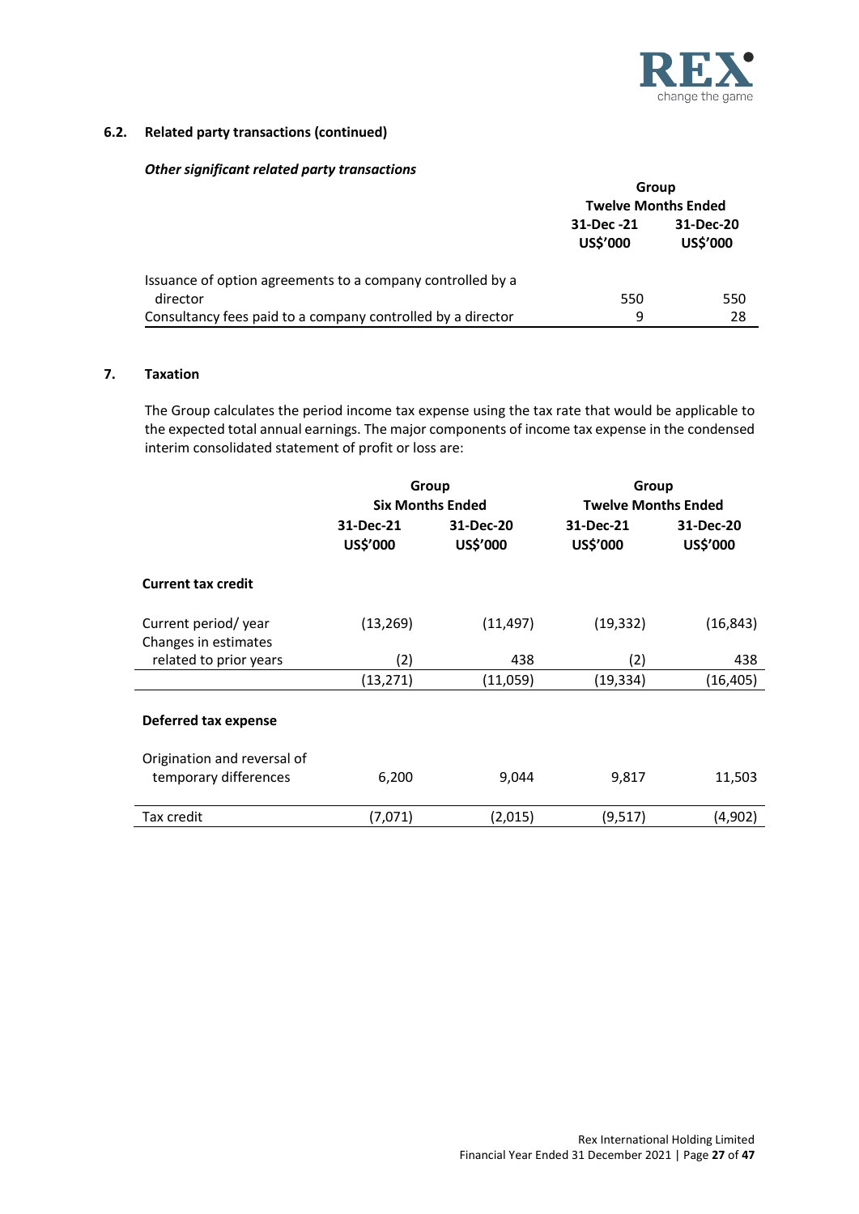### 6.2. Related party transactions (continued)

***Other significant related party transactions***

| | Group | |
|---|---|---|
| | Twelve Months Ended | |
| | 31-Dec -21 US$'000 | 31-Dec-20 US$'000 |
| Issuance of option agreements to a company controlled by a director | 550 | 550 |
| Consultancy fees paid to a company controlled by a director | 9 | 28 |

## 7. Taxation

The Group calculates the period income tax expense using the tax rate that would be applicable to the expected total annual earnings. The major components of income tax expense in the condensed interim consolidated statement of profit or loss are:

| | Group | | Group | |
|---|---|---|---|---|
| | Six Months Ended | | Twelve Months Ended | |
| | 31-Dec-21 US$'000 | 31-Dec-20 US$'000 | 31-Dec-21 US$'000 | 31-Dec-20 US$'000 |
| **Current tax credit** | | | | |
| Current period/ year | (13,269) | (11,497) | (19,332) | (16,843) |
| Changes in estimates related to prior years | (2) | 438 | (2) | 438 |
| | (13,271) | (11,059) | (19,334) | (16,405) |
| **Deferred tax expense** | | | | |
| Origination and reversal of temporary differences | 6,200 | 9,044 | 9,817 | 11,503 |
| Tax credit | (7,071) | (2,015) | (9,517) | (4,902) |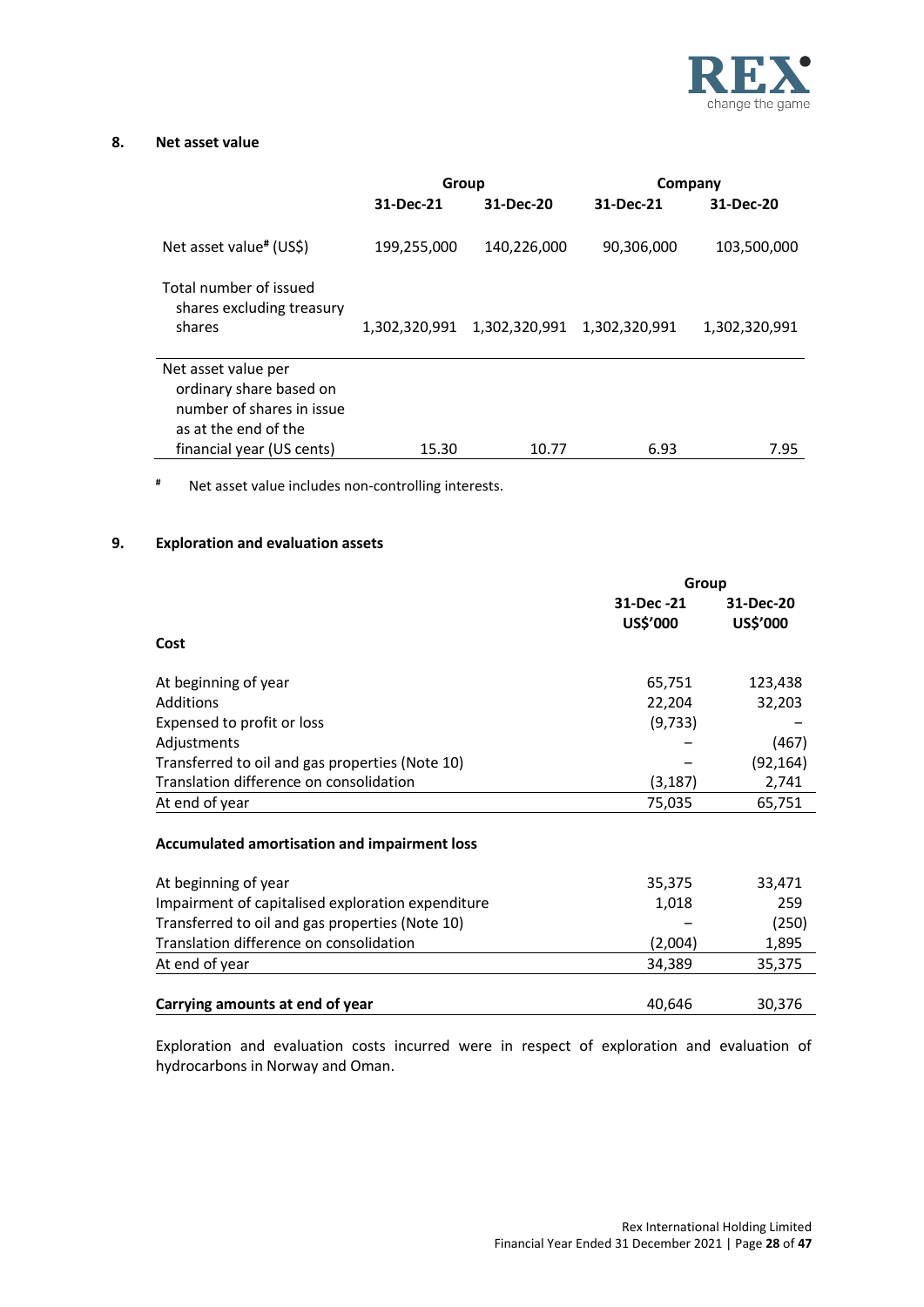## 8. Net asset value

| | Group | | Company | |
|---|---|---|---|---|
| | 31-Dec-21 | 31-Dec-20 | 31-Dec-21 | 31-Dec-20 |
| Net asset value# (US$) | 199,255,000 | 140,226,000 | 90,306,000 | 103,500,000 |
| Total number of issued shares excluding treasury shares | 1,302,320,991 | 1,302,320,991 | 1,302,320,991 | 1,302,320,991 |
| Net asset value per ordinary share based on number of shares in issue as at the end of the financial year (US cents) | 15.30 | 10.77 | 6.93 | 7.95 |

# Net asset value includes non-controlling interests.

## 9. Exploration and evaluation assets

| | Group | |
|---|---|---|
| | 31-Dec -21<br>US$'000 | 31-Dec-20<br>US$'000 |
| **Cost** | | |
| At beginning of year | 65,751 | 123,438 |
| Additions | 22,204 | 32,203 |
| Expensed to profit or loss | (9,733) | – |
| Adjustments | – | (467) |
| Transferred to oil and gas properties (Note 10) | – | (92,164) |
| Translation difference on consolidation | (3,187) | 2,741 |
| At end of year | 75,035 | 65,751 |
| **Accumulated amortisation and impairment loss** | | |
| At beginning of year | 35,375 | 33,471 |
| Impairment of capitalised exploration expenditure | 1,018 | 259 |
| Transferred to oil and gas properties (Note 10) | – | (250) |
| Translation difference on consolidation | (2,004) | 1,895 |
| At end of year | 34,389 | 35,375 |
| **Carrying amounts at end of year** | 40,646 | 30,376 |

Exploration and evaluation costs incurred were in respect of exploration and evaluation of hydrocarbons in Norway and Oman.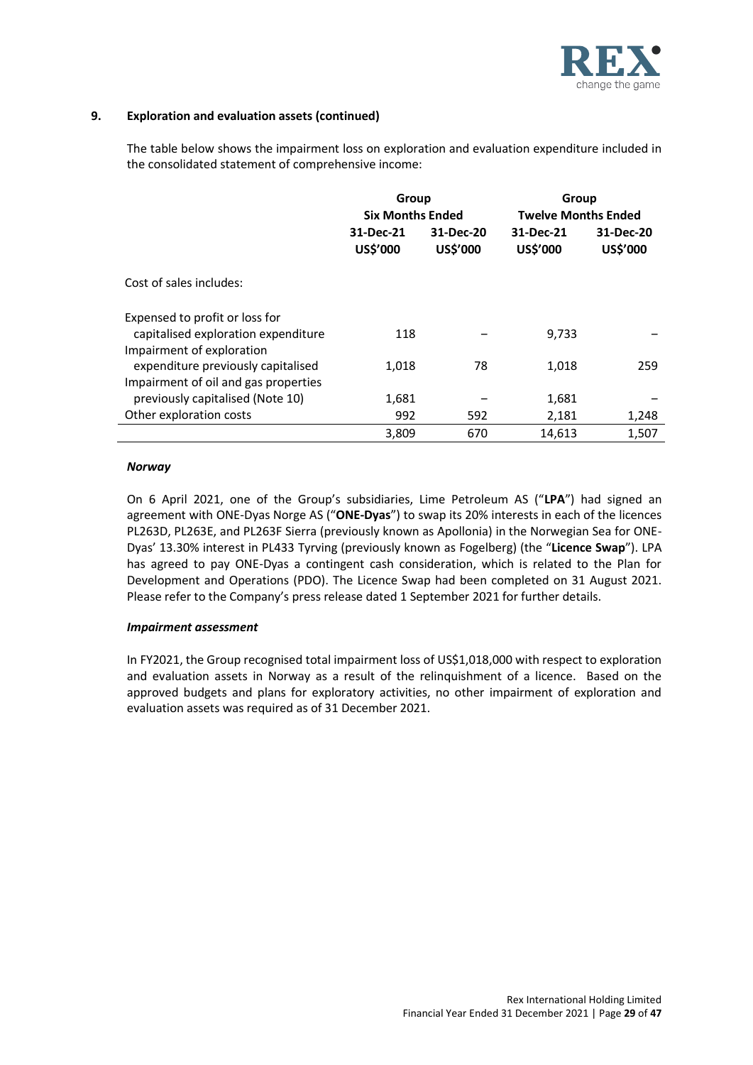## 9. Exploration and evaluation assets (continued)

The table below shows the impairment loss on exploration and evaluation expenditure included in the consolidated statement of comprehensive income:

| | Group Six Months Ended | | Group Twelve Months Ended | |
|---|---|---|---|---|
| | 31-Dec-21 US$'000 | 31-Dec-20 US$'000 | 31-Dec-21 US$'000 | 31-Dec-20 US$'000 |
| Cost of sales includes: | | | | |
| Expensed to profit or loss for capitalised exploration expenditure | 118 | – | 9,733 | – |
| Impairment of exploration expenditure previously capitalised | 1,018 | 78 | 1,018 | 259 |
| Impairment of oil and gas properties previously capitalised (Note 10) | 1,681 | – | 1,681 | – |
| Other exploration costs | 992 | 592 | 2,181 | 1,248 |
| | 3,809 | 670 | 14,613 | 1,507 |

***Norway***

On 6 April 2021, one of the Group's subsidiaries, Lime Petroleum AS ("**LPA**") had signed an agreement with ONE-Dyas Norge AS ("**ONE-Dyas**") to swap its 20% interests in each of the licences PL263D, PL263E, and PL263F Sierra (previously known as Apollonia) in the Norwegian Sea for ONE-Dyas' 13.30% interest in PL433 Tyrving (previously known as Fogelberg) (the "**Licence Swap**"). LPA has agreed to pay ONE-Dyas a contingent cash consideration, which is related to the Plan for Development and Operations (PDO). The Licence Swap had been completed on 31 August 2021. Please refer to the Company's press release dated 1 September 2021 for further details.

***Impairment assessment***

In FY2021, the Group recognised total impairment loss of US$1,018,000 with respect to exploration and evaluation assets in Norway as a result of the relinquishment of a licence. Based on the approved budgets and plans for exploratory activities, no other impairment of exploration and evaluation assets was required as of 31 December 2021.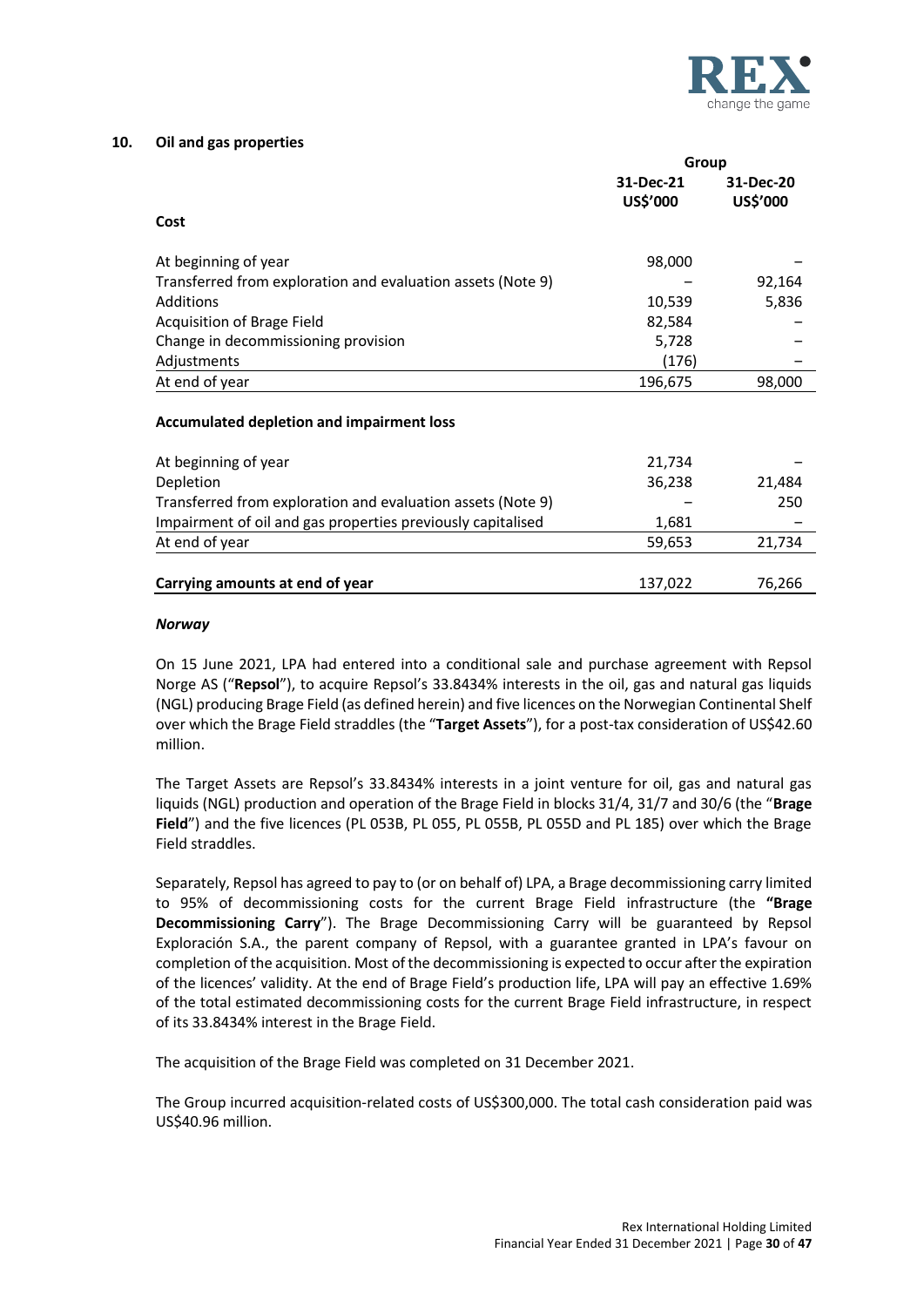## 10. Oil and gas properties

| | Group | |
|---|---|---|
| | 31-Dec-21 US$'000 | 31-Dec-20 US$'000 |
| **Cost** | | |
| At beginning of year | 98,000 | – |
| Transferred from exploration and evaluation assets (Note 9) | – | 92,164 |
| Additions | 10,539 | 5,836 |
| Acquisition of Brage Field | 82,584 | – |
| Change in decommissioning provision | 5,728 | – |
| Adjustments | (176) | – |
| At end of year | 196,675 | 98,000 |
| **Accumulated depletion and impairment loss** | | |
| At beginning of year | 21,734 | – |
| Depletion | 36,238 | 21,484 |
| Transferred from exploration and evaluation assets (Note 9) | – | 250 |
| Impairment of oil and gas properties previously capitalised | 1,681 | – |
| At end of year | 59,653 | 21,734 |
| **Carrying amounts at end of year** | 137,022 | 76,266 |

***Norway***

On 15 June 2021, LPA had entered into a conditional sale and purchase agreement with Repsol Norge AS ("**Repsol**"), to acquire Repsol's 33.8434% interests in the oil, gas and natural gas liquids (NGL) producing Brage Field (as defined herein) and five licences on the Norwegian Continental Shelf over which the Brage Field straddles (the "**Target Assets**"), for a post-tax consideration of US$42.60 million.

The Target Assets are Repsol's 33.8434% interests in a joint venture for oil, gas and natural gas liquids (NGL) production and operation of the Brage Field in blocks 31/4, 31/7 and 30/6 (the "**Brage Field**") and the five licences (PL 053B, PL 055, PL 055B, PL 055D and PL 185) over which the Brage Field straddles.

Separately, Repsol has agreed to pay to (or on behalf of) LPA, a Brage decommissioning carry limited to 95% of decommissioning costs for the current Brage Field infrastructure (the **"Brage Decommissioning Carry**"). The Brage Decommissioning Carry will be guaranteed by Repsol Exploración S.A., the parent company of Repsol, with a guarantee granted in LPA's favour on completion of the acquisition. Most of the decommissioning is expected to occur after the expiration of the licences' validity. At the end of Brage Field's production life, LPA will pay an effective 1.69% of the total estimated decommissioning costs for the current Brage Field infrastructure, in respect of its 33.8434% interest in the Brage Field.

The acquisition of the Brage Field was completed on 31 December 2021.

The Group incurred acquisition-related costs of US$300,000. The total cash consideration paid was US$40.96 million.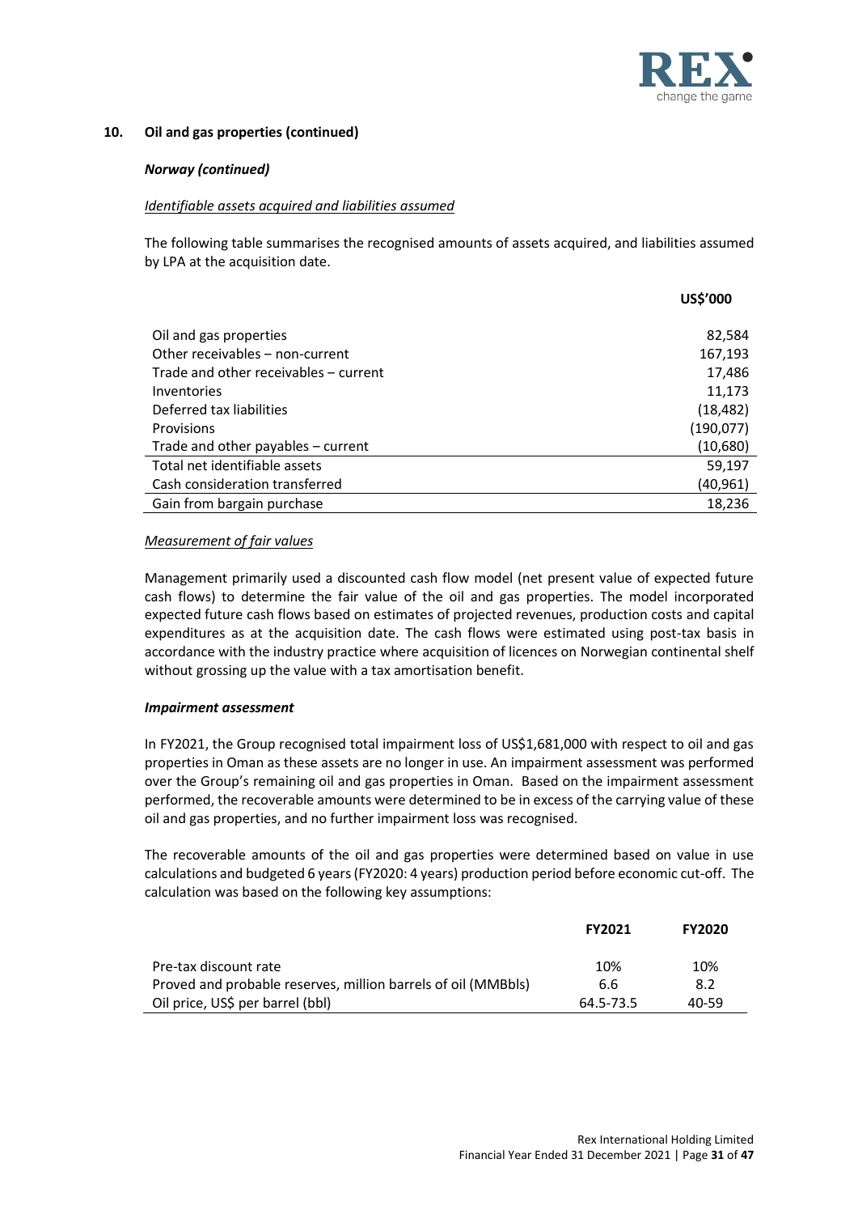## 10. Oil and gas properties (continued)

***Norway (continued)***

*Identifiable assets acquired and liabilities assumed*

The following table summarises the recognised amounts of assets acquired, and liabilities assumed by LPA at the acquisition date.

| | US$'000 |
|---|---:|
| Oil and gas properties | 82,584 |
| Other receivables – non-current | 167,193 |
| Trade and other receivables – current | 17,486 |
| Inventories | 11,173 |
| Deferred tax liabilities | (18,482) |
| Provisions | (190,077) |
| Trade and other payables – current | (10,680) |
| Total net identifiable assets | 59,197 |
| Cash consideration transferred | (40,961) |
| Gain from bargain purchase | 18,236 |

*Measurement of fair values*

Management primarily used a discounted cash flow model (net present value of expected future cash flows) to determine the fair value of the oil and gas properties. The model incorporated expected future cash flows based on estimates of projected revenues, production costs and capital expenditures as at the acquisition date. The cash flows were estimated using post-tax basis in accordance with the industry practice where acquisition of licences on Norwegian continental shelf without grossing up the value with a tax amortisation benefit.

***Impairment assessment***

In FY2021, the Group recognised total impairment loss of US$1,681,000 with respect to oil and gas properties in Oman as these assets are no longer in use. An impairment assessment was performed over the Group's remaining oil and gas properties in Oman. Based on the impairment assessment performed, the recoverable amounts were determined to be in excess of the carrying value of these oil and gas properties, and no further impairment loss was recognised.

The recoverable amounts of the oil and gas properties were determined based on value in use calculations and budgeted 6 years (FY2020: 4 years) production period before economic cut-off. The calculation was based on the following key assumptions:

| | FY2021 | FY2020 |
|---|---|---|
| Pre-tax discount rate | 10% | 10% |
| Proved and probable reserves, million barrels of oil (MMBbls) | 6.6 | 8.2 |
| Oil price, US$ per barrel (bbl) | 64.5-73.5 | 40-59 |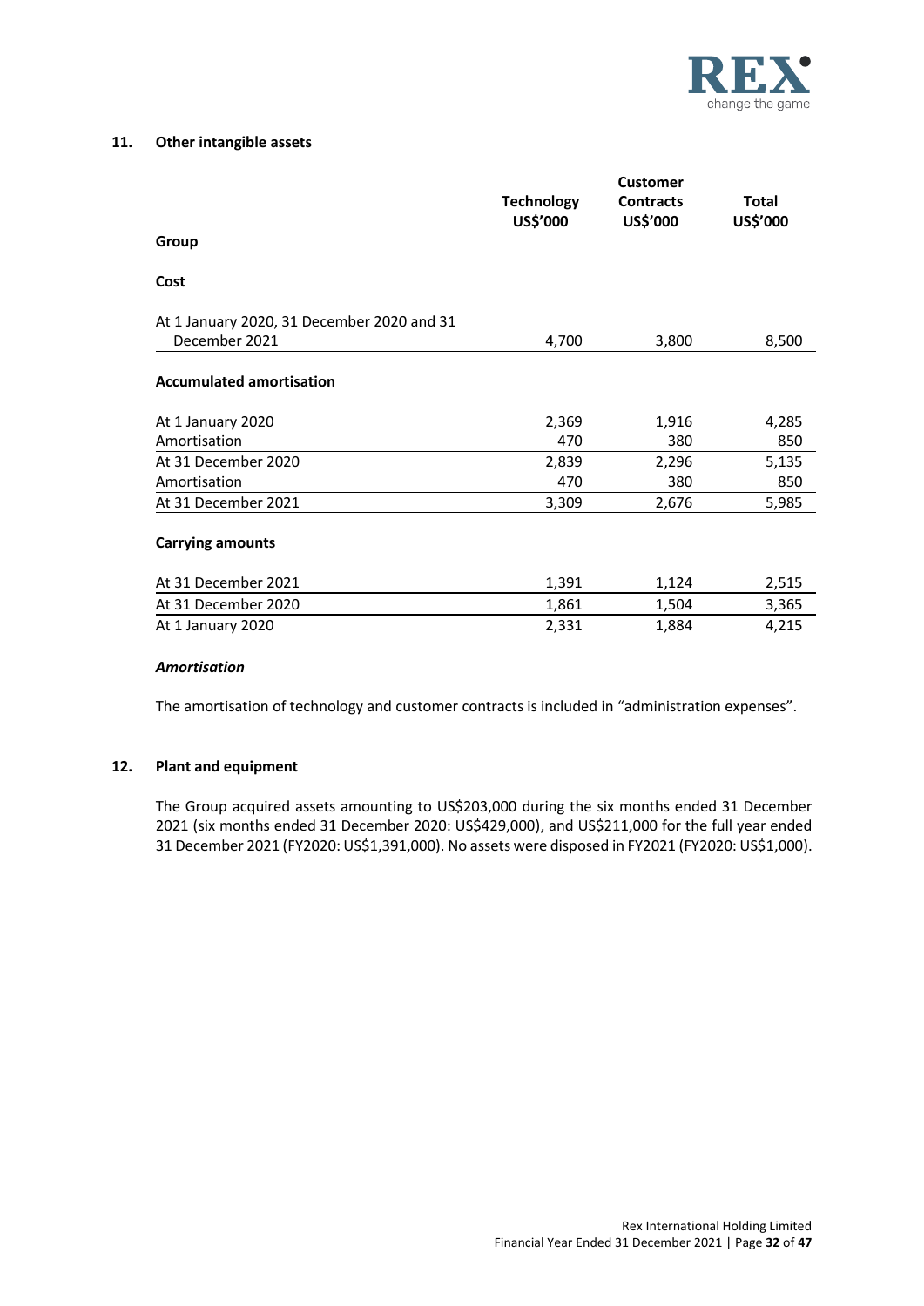## 11. Other intangible assets

| Group | Technology US$'000 | Customer Contracts US$'000 | Total US$'000 |
|---|---|---|---|
| **Cost** | | | |
| At 1 January 2020, 31 December 2020 and 31 December 2021 | 4,700 | 3,800 | 8,500 |
| **Accumulated amortisation** | | | |
| At 1 January 2020 | 2,369 | 1,916 | 4,285 |
| Amortisation | 470 | 380 | 850 |
| At 31 December 2020 | 2,839 | 2,296 | 5,135 |
| Amortisation | 470 | 380 | 850 |
| At 31 December 2021 | 3,309 | 2,676 | 5,985 |
| **Carrying amounts** | | | |
| At 31 December 2021 | 1,391 | 1,124 | 2,515 |
| At 31 December 2020 | 1,861 | 1,504 | 3,365 |
| At 1 January 2020 | 2,331 | 1,884 | 4,215 |

***Amortisation***

The amortisation of technology and customer contracts is included in "administration expenses".

## 12. Plant and equipment

The Group acquired assets amounting to US$203,000 during the six months ended 31 December 2021 (six months ended 31 December 2020: US$429,000), and US$211,000 for the full year ended 31 December 2021 (FY2020: US$1,391,000). No assets were disposed in FY2021 (FY2020: US$1,000).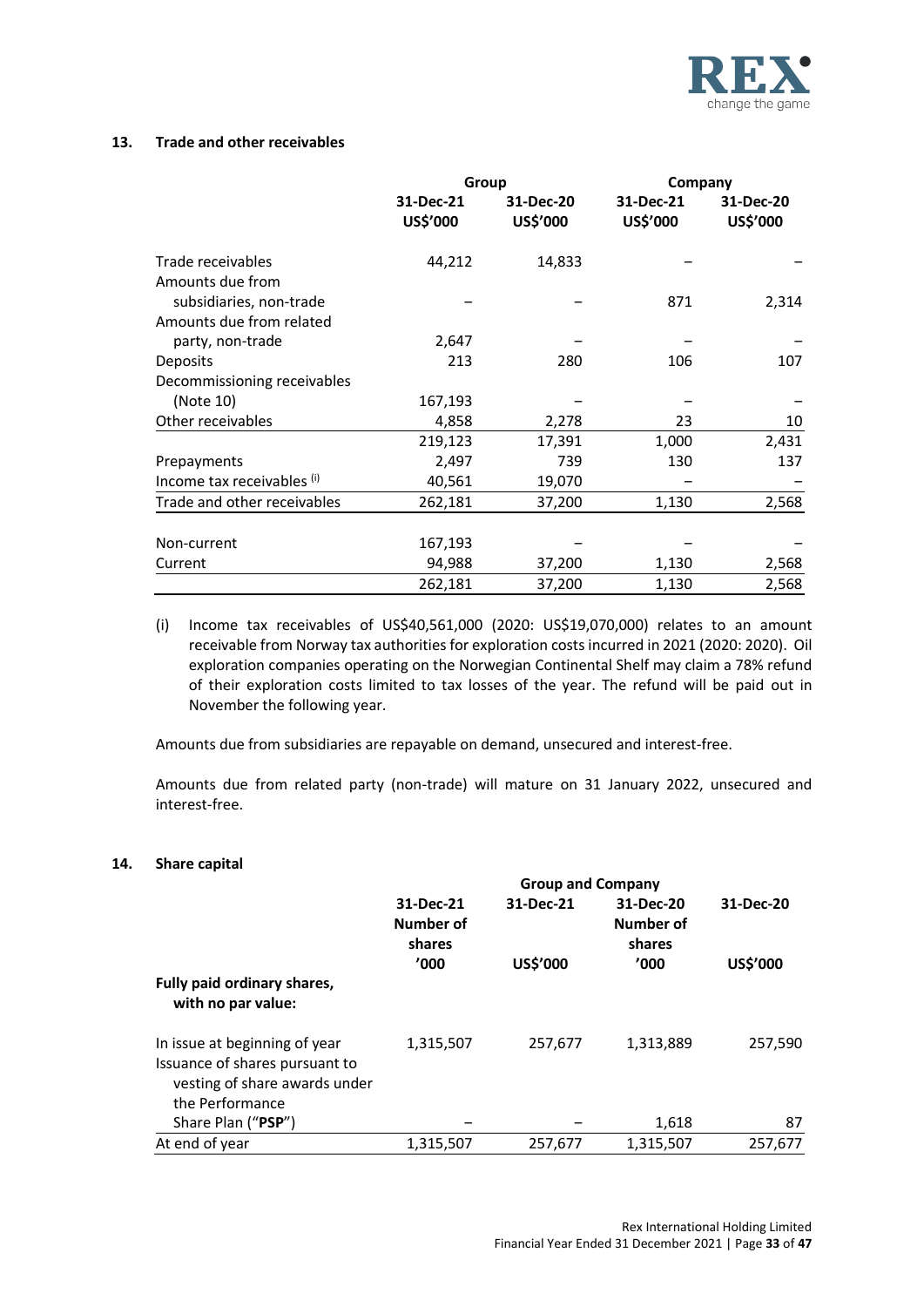### 13. Trade and other receivables

| | Group | | Company | |
|---|---|---|---|---|
| | 31-Dec-21 US$'000 | 31-Dec-20 US$'000 | 31-Dec-21 US$'000 | 31-Dec-20 US$'000 |
| Trade receivables | 44,212 | 14,833 | – | – |
| Amounts due from subsidiaries, non-trade | – | – | 871 | 2,314 |
| Amounts due from related party, non-trade | 2,647 | – | – | – |
| Deposits | 213 | 280 | 106 | 107 |
| Decommissioning receivables (Note 10) | 167,193 | – | – | – |
| Other receivables | 4,858 | 2,278 | 23 | 10 |
| | 219,123 | 17,391 | 1,000 | 2,431 |
| Prepayments | 2,497 | 739 | 130 | 137 |
| Income tax receivables (i) | 40,561 | 19,070 | – | – |
| Trade and other receivables | 262,181 | 37,200 | 1,130 | 2,568 |
| | | | | |
| Non-current | 167,193 | – | – | – |
| Current | 94,988 | 37,200 | 1,130 | 2,568 |
| | 262,181 | 37,200 | 1,130 | 2,568 |

(i) Income tax receivables of US$40,561,000 (2020: US$19,070,000) relates to an amount receivable from Norway tax authorities for exploration costs incurred in 2021 (2020: 2020). Oil exploration companies operating on the Norwegian Continental Shelf may claim a 78% refund of their exploration costs limited to tax losses of the year. The refund will be paid out in November the following year.

Amounts due from subsidiaries are repayable on demand, unsecured and interest-free.

Amounts due from related party (non-trade) will mature on 31 January 2022, unsecured and interest-free.

### 14. Share capital

| | Group and Company | | | |
|---|---|---|---|---|
| | 31-Dec-21 Number of shares '000 | 31-Dec-21 US$'000 | 31-Dec-20 Number of shares '000 | 31-Dec-20 US$'000 |
| **Fully paid ordinary shares, with no par value:** | | | | |
| In issue at beginning of year | 1,315,507 | 257,677 | 1,313,889 | 257,590 |
| Issuance of shares pursuant to vesting of share awards under the Performance Share Plan ("**PSP**") | – | – | 1,618 | 87 |
| At end of year | 1,315,507 | 257,677 | 1,315,507 | 257,677 |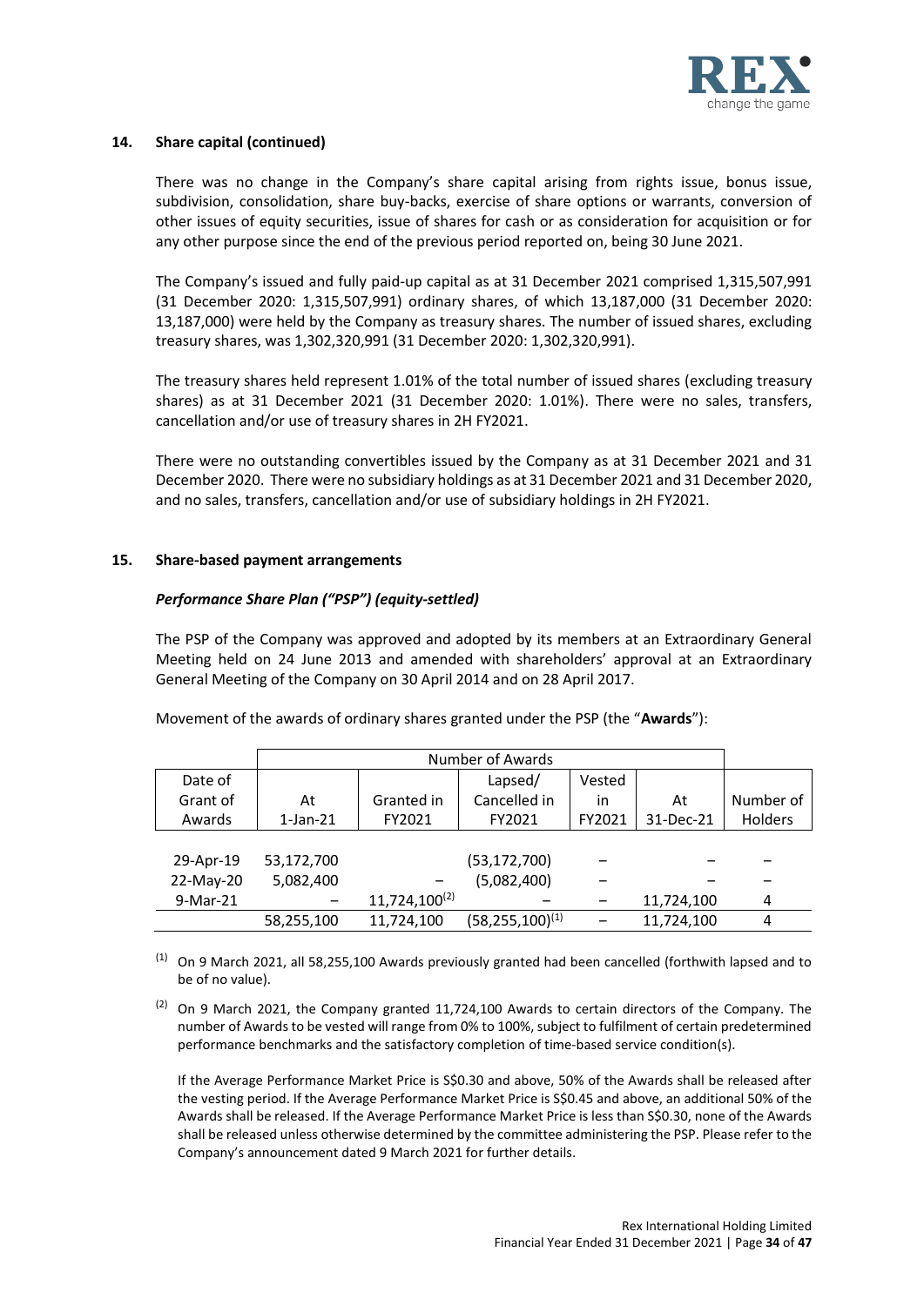## 14. Share capital (continued)

There was no change in the Company's share capital arising from rights issue, bonus issue, subdivision, consolidation, share buy-backs, exercise of share options or warrants, conversion of other issues of equity securities, issue of shares for cash or as consideration for acquisition or for any other purpose since the end of the previous period reported on, being 30 June 2021.

The Company's issued and fully paid-up capital as at 31 December 2021 comprised 1,315,507,991 (31 December 2020: 1,315,507,991) ordinary shares, of which 13,187,000 (31 December 2020: 13,187,000) were held by the Company as treasury shares. The number of issued shares, excluding treasury shares, was 1,302,320,991 (31 December 2020: 1,302,320,991).

The treasury shares held represent 1.01% of the total number of issued shares (excluding treasury shares) as at 31 December 2021 (31 December 2020: 1.01%). There were no sales, transfers, cancellation and/or use of treasury shares in 2H FY2021.

There were no outstanding convertibles issued by the Company as at 31 December 2021 and 31 December 2020. There were no subsidiary holdings as at 31 December 2021 and 31 December 2020, and no sales, transfers, cancellation and/or use of subsidiary holdings in 2H FY2021.

## 15. Share-based payment arrangements

### *Performance Share Plan ("PSP") (equity-settled)*

The PSP of the Company was approved and adopted by its members at an Extraordinary General Meeting held on 24 June 2013 and amended with shareholders' approval at an Extraordinary General Meeting of the Company on 30 April 2014 and on 28 April 2017.

Movement of the awards of ordinary shares granted under the PSP (the "**Awards**"):

| | Number of Awards | | | | | |
|---|---|---|---|---|---|---|
| Date of Grant of Awards | At 1-Jan-21 | Granted in FY2021 | Lapsed/ Cancelled in FY2021 | Vested in FY2021 | At 31-Dec-21 | Number of Holders |
| 29-Apr-19 | 53,172,700 | | (53,172,700) | – | – | – |
| 22-May-20 | 5,082,400 | – | (5,082,400) | – | – | – |
| 9-Mar-21 | – | 11,724,100[(2)] | – | – | 11,724,100 | 4 |
| | 58,255,100 | 11,724,100 | (58,255,100)[(1)] | – | 11,724,100 | 4 |

[(1)] On 9 March 2021, all 58,255,100 Awards previously granted had been cancelled (forthwith lapsed and to be of no value).

[(2)] On 9 March 2021, the Company granted 11,724,100 Awards to certain directors of the Company. The number of Awards to be vested will range from 0% to 100%, subject to fulfilment of certain predetermined performance benchmarks and the satisfactory completion of time-based service condition(s).

If the Average Performance Market Price is S$0.30 and above, 50% of the Awards shall be released after the vesting period. If the Average Performance Market Price is S$0.45 and above, an additional 50% of the Awards shall be released. If the Average Performance Market Price is less than S$0.30, none of the Awards shall be released unless otherwise determined by the committee administering the PSP. Please refer to the Company's announcement dated 9 March 2021 for further details.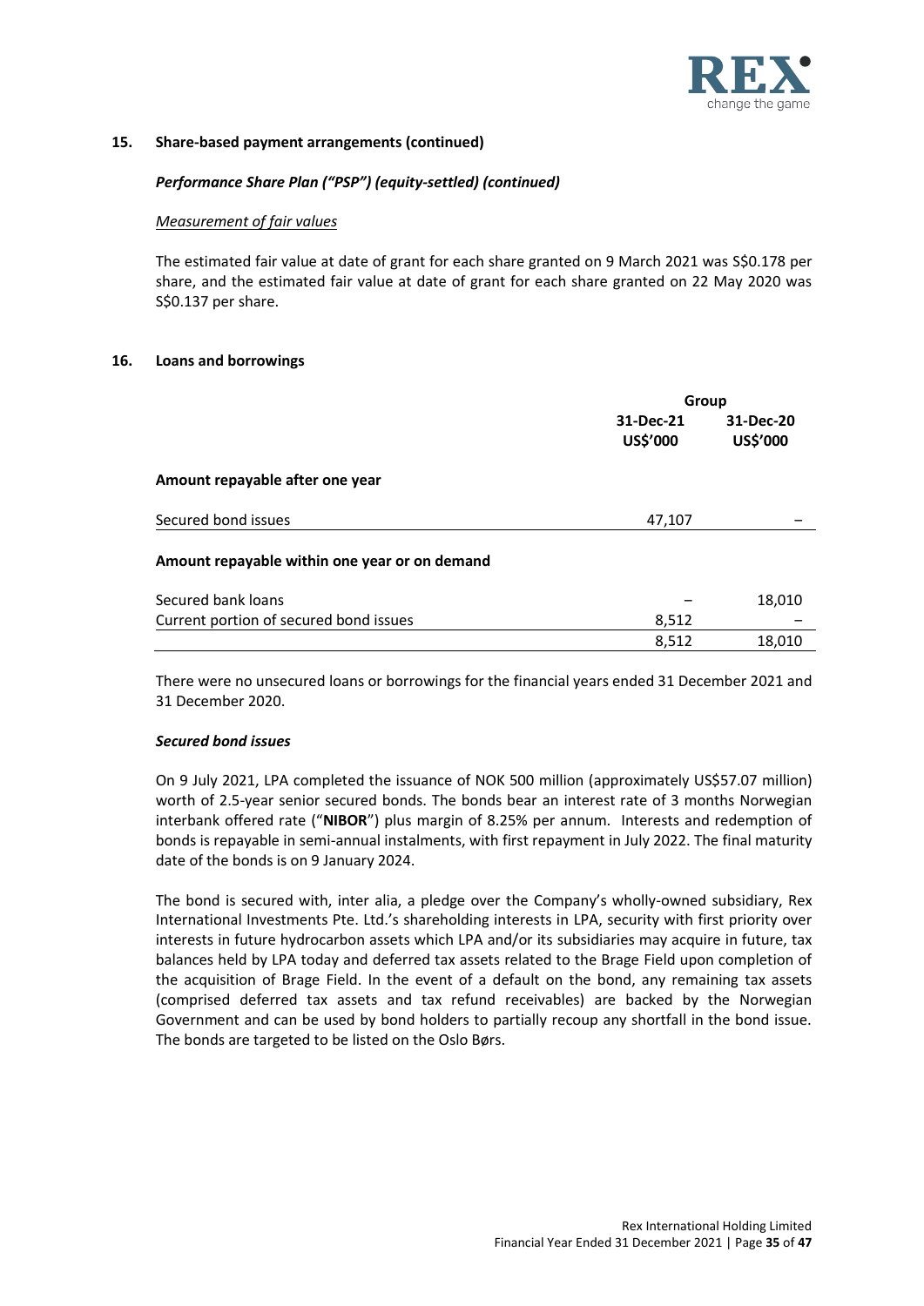## 15. Share-based payment arrangements (continued)

### *Performance Share Plan ("PSP") (equity-settled) (continued)*

*Measurement of fair values*

The estimated fair value at date of grant for each share granted on 9 March 2021 was S$0.178 per share, and the estimated fair value at date of grant for each share granted on 22 May 2020 was S$0.137 per share.

## 16. Loans and borrowings

| | Group | |
|---|---|---|
| | 31-Dec-21 US$'000 | 31-Dec-20 US$'000 |
| **Amount repayable after one year** | | |
| Secured bond issues | 47,107 | – |
| **Amount repayable within one year or on demand** | | |
| Secured bank loans | – | 18,010 |
| Current portion of secured bond issues | 8,512 | – |
| | 8,512 | 18,010 |

There were no unsecured loans or borrowings for the financial years ended 31 December 2021 and 31 December 2020.

***Secured bond issues***

On 9 July 2021, LPA completed the issuance of NOK 500 million (approximately US$57.07 million) worth of 2.5-year senior secured bonds. The bonds bear an interest rate of 3 months Norwegian interbank offered rate ("**NIBOR**") plus margin of 8.25% per annum. Interests and redemption of bonds is repayable in semi-annual instalments, with first repayment in July 2022. The final maturity date of the bonds is on 9 January 2024.

The bond is secured with, inter alia, a pledge over the Company's wholly-owned subsidiary, Rex International Investments Pte. Ltd.'s shareholding interests in LPA, security with first priority over interests in future hydrocarbon assets which LPA and/or its subsidiaries may acquire in future, tax balances held by LPA today and deferred tax assets related to the Brage Field upon completion of the acquisition of Brage Field. In the event of a default on the bond, any remaining tax assets (comprised deferred tax assets and tax refund receivables) are backed by the Norwegian Government and can be used by bond holders to partially recoup any shortfall in the bond issue. The bonds are targeted to be listed on the Oslo Børs.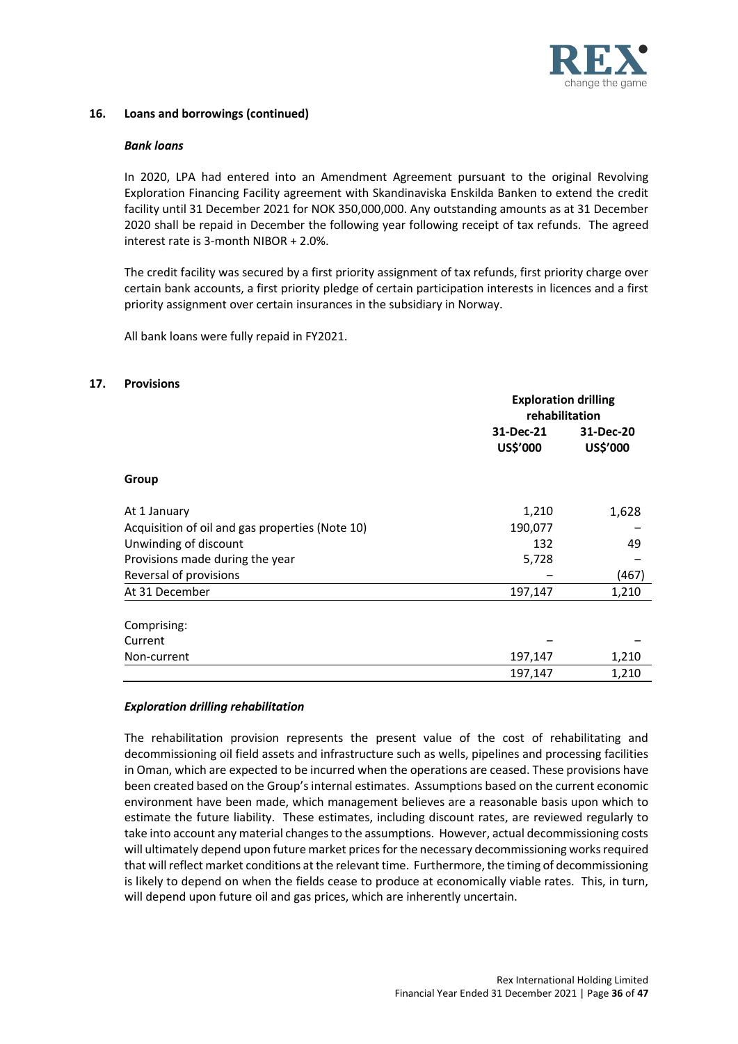## 16. Loans and borrowings (continued)

***Bank loans***

In 2020, LPA had entered into an Amendment Agreement pursuant to the original Revolving Exploration Financing Facility agreement with Skandinaviska Enskilda Banken to extend the credit facility until 31 December 2021 for NOK 350,000,000. Any outstanding amounts as at 31 December 2020 shall be repaid in December the following year following receipt of tax refunds. The agreed interest rate is 3-month NIBOR + 2.0%.

The credit facility was secured by a first priority assignment of tax refunds, first priority charge over certain bank accounts, a first priority pledge of certain participation interests in licences and a first priority assignment over certain insurances in the subsidiary in Norway.

All bank loans were fully repaid in FY2021.

## 17. Provisions

| | Exploration drilling rehabilitation | |
|---|---|---|
| | **31-Dec-21 US$'000** | **31-Dec-20 US$'000** |
| **Group** | | |
| At 1 January | 1,210 | 1,628 |
| Acquisition of oil and gas properties (Note 10) | 190,077 | – |
| Unwinding of discount | 132 | 49 |
| Provisions made during the year | 5,728 | – |
| Reversal of provisions | – | (467) |
| At 31 December | 197,147 | 1,210 |
| | | |
| Comprising: | | |
| Current | – | – |
| Non-current | 197,147 | 1,210 |
| | 197,147 | 1,210 |

***Exploration drilling rehabilitation***

The rehabilitation provision represents the present value of the cost of rehabilitating and decommissioning oil field assets and infrastructure such as wells, pipelines and processing facilities in Oman, which are expected to be incurred when the operations are ceased. These provisions have been created based on the Group's internal estimates. Assumptions based on the current economic environment have been made, which management believes are a reasonable basis upon which to estimate the future liability. These estimates, including discount rates, are reviewed regularly to take into account any material changes to the assumptions. However, actual decommissioning costs will ultimately depend upon future market prices for the necessary decommissioning works required that will reflect market conditions at the relevant time. Furthermore, the timing of decommissioning is likely to depend on when the fields cease to produce at economically viable rates. This, in turn, will depend upon future oil and gas prices, which are inherently uncertain.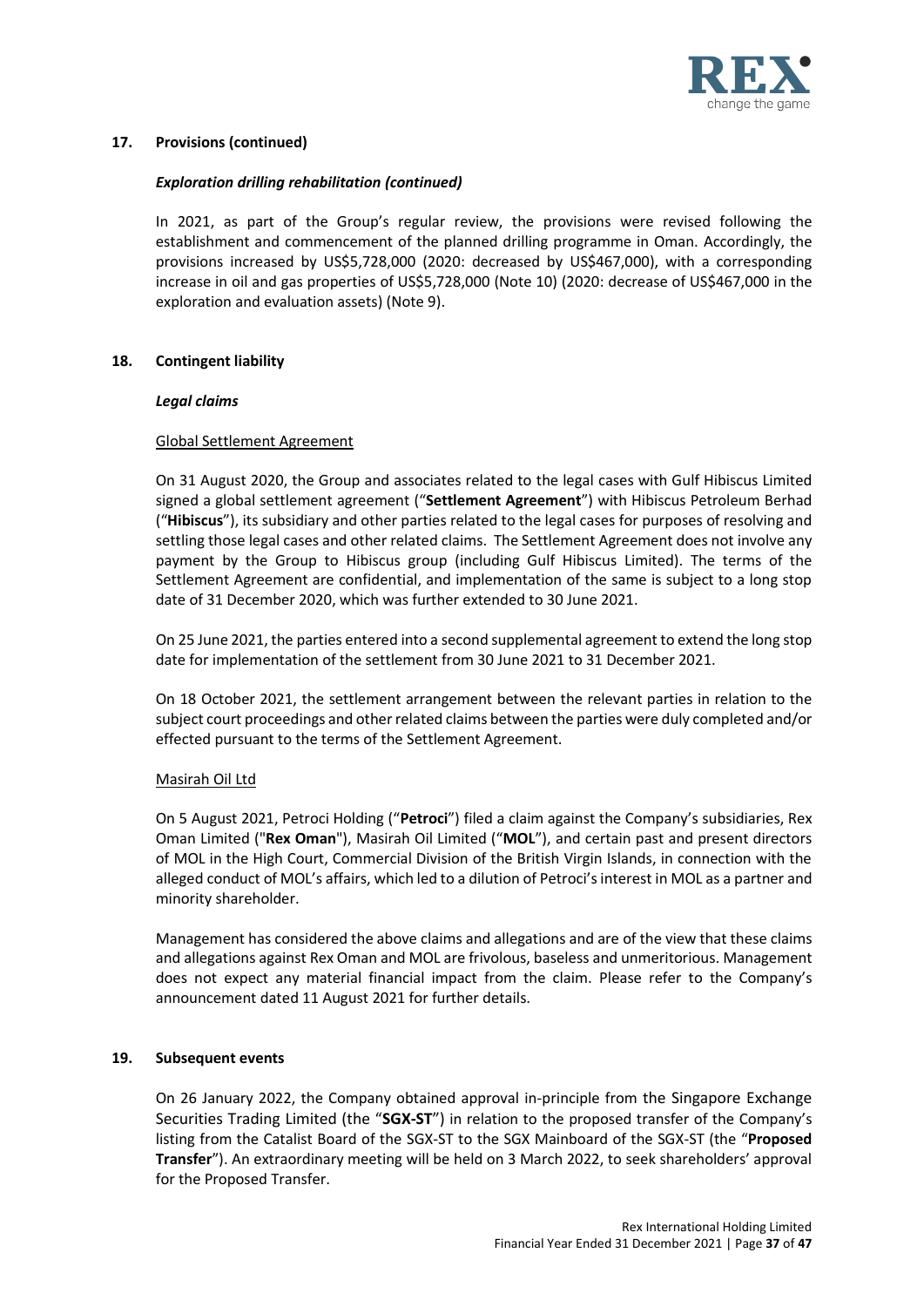## 17. Provisions (continued)

### *Exploration drilling rehabilitation (continued)*

In 2021, as part of the Group's regular review, the provisions were revised following the establishment and commencement of the planned drilling programme in Oman. Accordingly, the provisions increased by US$5,728,000 (2020: decreased by US$467,000), with a corresponding increase in oil and gas properties of US$5,728,000 (Note 10) (2020: decrease of US$467,000 in the exploration and evaluation assets) (Note 9).

## 18. Contingent liability

### *Legal claims*

Global Settlement Agreement

On 31 August 2020, the Group and associates related to the legal cases with Gulf Hibiscus Limited signed a global settlement agreement ("**Settlement Agreement**") with Hibiscus Petroleum Berhad ("**Hibiscus**"), its subsidiary and other parties related to the legal cases for purposes of resolving and settling those legal cases and other related claims. The Settlement Agreement does not involve any payment by the Group to Hibiscus group (including Gulf Hibiscus Limited). The terms of the Settlement Agreement are confidential, and implementation of the same is subject to a long stop date of 31 December 2020, which was further extended to 30 June 2021.

On 25 June 2021, the parties entered into a second supplemental agreement to extend the long stop date for implementation of the settlement from 30 June 2021 to 31 December 2021.

On 18 October 2021, the settlement arrangement between the relevant parties in relation to the subject court proceedings and other related claims between the parties were duly completed and/or effected pursuant to the terms of the Settlement Agreement.

Masirah Oil Ltd

On 5 August 2021, Petroci Holding ("**Petroci**") filed a claim against the Company's subsidiaries, Rex Oman Limited ("**Rex Oman**"), Masirah Oil Limited ("**MOL**"), and certain past and present directors of MOL in the High Court, Commercial Division of the British Virgin Islands, in connection with the alleged conduct of MOL's affairs, which led to a dilution of Petroci's interest in MOL as a partner and minority shareholder.

Management has considered the above claims and allegations and are of the view that these claims and allegations against Rex Oman and MOL are frivolous, baseless and unmeritorious. Management does not expect any material financial impact from the claim. Please refer to the Company's announcement dated 11 August 2021 for further details.

## 19. Subsequent events

On 26 January 2022, the Company obtained approval in-principle from the Singapore Exchange Securities Trading Limited (the "**SGX-ST**") in relation to the proposed transfer of the Company's listing from the Catalist Board of the SGX-ST to the SGX Mainboard of the SGX-ST (the "**Proposed Transfer**"). An extraordinary meeting will be held on 3 March 2022, to seek shareholders' approval for the Proposed Transfer.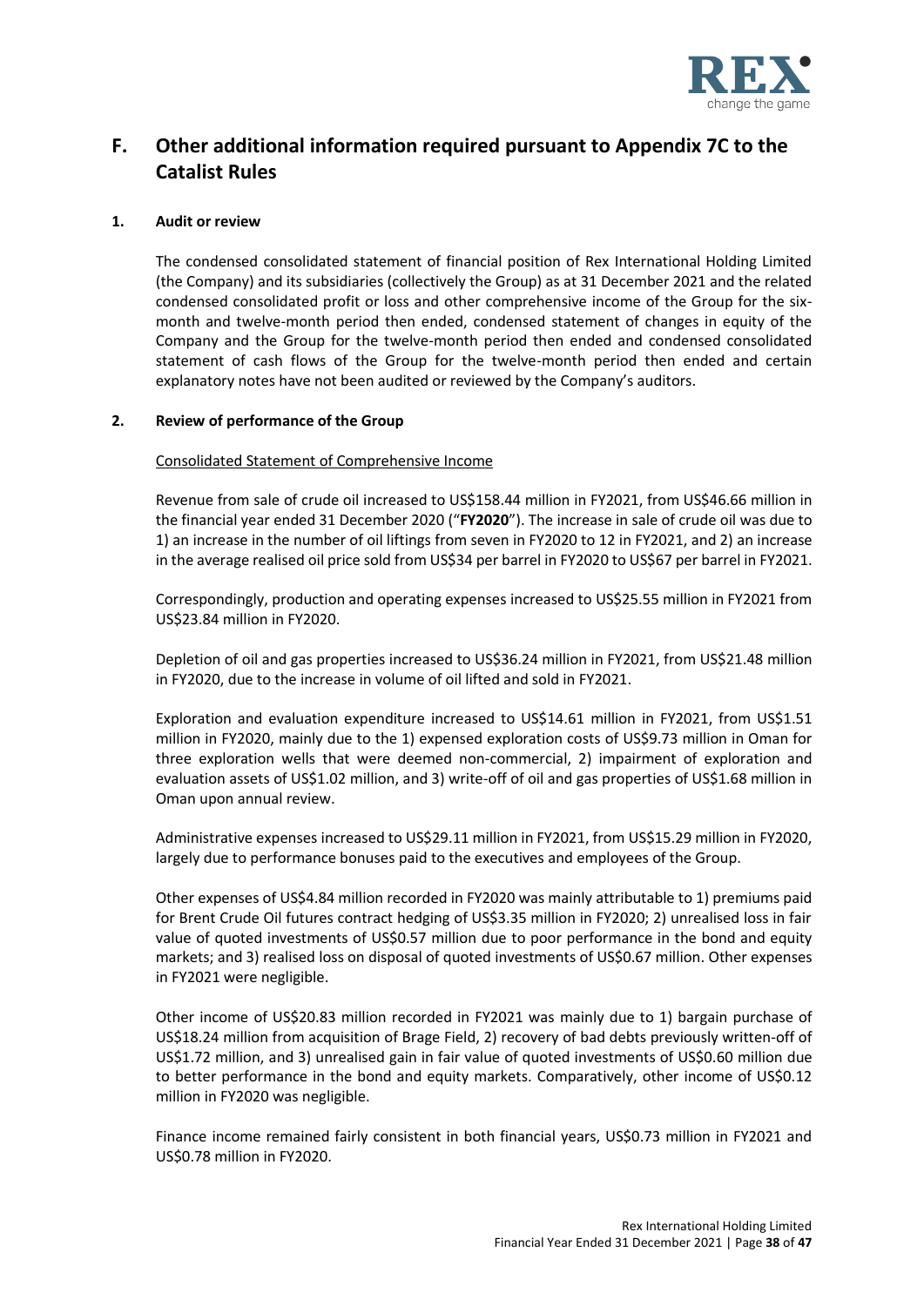## F. Other additional information required pursuant to Appendix 7C to the Catalist Rules

### 1. Audit or review

The condensed consolidated statement of financial position of Rex International Holding Limited (the Company) and its subsidiaries (collectively the Group) as at 31 December 2021 and the related condensed consolidated profit or loss and other comprehensive income of the Group for the six-month and twelve-month period then ended, condensed statement of changes in equity of the Company and the Group for the twelve-month period then ended and condensed consolidated statement of cash flows of the Group for the twelve-month period then ended and certain explanatory notes have not been audited or reviewed by the Company's auditors.

### 2. Review of performance of the Group

Consolidated Statement of Comprehensive Income

Revenue from sale of crude oil increased to US$158.44 million in FY2021, from US$46.66 million in the financial year ended 31 December 2020 ("**FY2020**"). The increase in sale of crude oil was due to 1) an increase in the number of oil liftings from seven in FY2020 to 12 in FY2021, and 2) an increase in the average realised oil price sold from US$34 per barrel in FY2020 to US$67 per barrel in FY2021.

Correspondingly, production and operating expenses increased to US$25.55 million in FY2021 from US$23.84 million in FY2020.

Depletion of oil and gas properties increased to US$36.24 million in FY2021, from US$21.48 million in FY2020, due to the increase in volume of oil lifted and sold in FY2021.

Exploration and evaluation expenditure increased to US$14.61 million in FY2021, from US$1.51 million in FY2020, mainly due to the 1) expensed exploration costs of US$9.73 million in Oman for three exploration wells that were deemed non-commercial, 2) impairment of exploration and evaluation assets of US$1.02 million, and 3) write-off of oil and gas properties of US$1.68 million in Oman upon annual review.

Administrative expenses increased to US$29.11 million in FY2021, from US$15.29 million in FY2020, largely due to performance bonuses paid to the executives and employees of the Group.

Other expenses of US$4.84 million recorded in FY2020 was mainly attributable to 1) premiums paid for Brent Crude Oil futures contract hedging of US$3.35 million in FY2020; 2) unrealised loss in fair value of quoted investments of US$0.57 million due to poor performance in the bond and equity markets; and 3) realised loss on disposal of quoted investments of US$0.67 million. Other expenses in FY2021 were negligible.

Other income of US$20.83 million recorded in FY2021 was mainly due to 1) bargain purchase of US$18.24 million from acquisition of Brage Field, 2) recovery of bad debts previously written-off of US$1.72 million, and 3) unrealised gain in fair value of quoted investments of US$0.60 million due to better performance in the bond and equity markets. Comparatively, other income of US$0.12 million in FY2020 was negligible.

Finance income remained fairly consistent in both financial years, US$0.73 million in FY2021 and US$0.78 million in FY2020.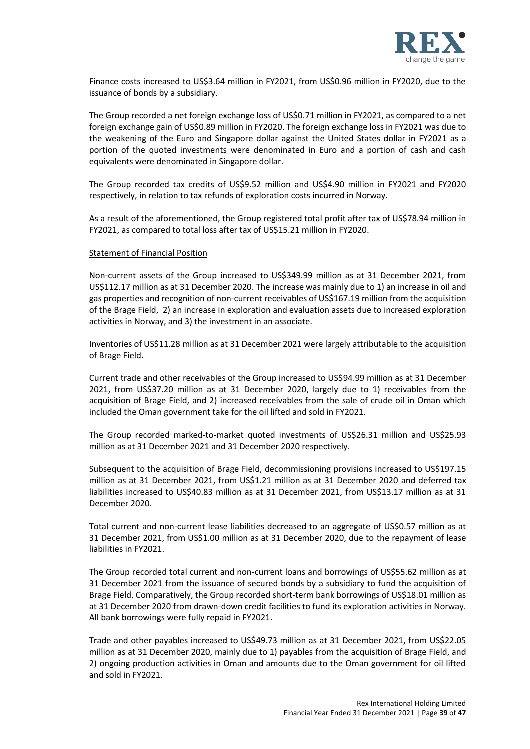Finance costs increased to US$3.64 million in FY2021, from US$0.96 million in FY2020, due to the issuance of bonds by a subsidiary.

The Group recorded a net foreign exchange loss of US$0.71 million in FY2021, as compared to a net foreign exchange gain of US$0.89 million in FY2020. The foreign exchange loss in FY2021 was due to the weakening of the Euro and Singapore dollar against the United States dollar in FY2021 as a portion of the quoted investments were denominated in Euro and a portion of cash and cash equivalents were denominated in Singapore dollar.

The Group recorded tax credits of US$9.52 million and US$4.90 million in FY2021 and FY2020 respectively, in relation to tax refunds of exploration costs incurred in Norway.

As a result of the aforementioned, the Group registered total profit after tax of US$78.94 million in FY2021, as compared to total loss after tax of US$15.21 million in FY2020.

Statement of Financial Position

Non-current assets of the Group increased to US$349.99 million as at 31 December 2021, from US$112.17 million as at 31 December 2020. The increase was mainly due to 1) an increase in oil and gas properties and recognition of non-current receivables of US$167.19 million from the acquisition of the Brage Field, 2) an increase in exploration and evaluation assets due to increased exploration activities in Norway, and 3) the investment in an associate.

Inventories of US$11.28 million as at 31 December 2021 were largely attributable to the acquisition of Brage Field.

Current trade and other receivables of the Group increased to US$94.99 million as at 31 December 2021, from US$37.20 million as at 31 December 2020, largely due to 1) receivables from the acquisition of Brage Field, and 2) increased receivables from the sale of crude oil in Oman which included the Oman government take for the oil lifted and sold in FY2021.

The Group recorded marked-to-market quoted investments of US$26.31 million and US$25.93 million as at 31 December 2021 and 31 December 2020 respectively.

Subsequent to the acquisition of Brage Field, decommissioning provisions increased to US$197.15 million as at 31 December 2021, from US$1.21 million as at 31 December 2020 and deferred tax liabilities increased to US$40.83 million as at 31 December 2021, from US$13.17 million as at 31 December 2020.

Total current and non-current lease liabilities decreased to an aggregate of US$0.57 million as at 31 December 2021, from US$1.00 million as at 31 December 2020, due to the repayment of lease liabilities in FY2021.

The Group recorded total current and non-current loans and borrowings of US$55.62 million as at 31 December 2021 from the issuance of secured bonds by a subsidiary to fund the acquisition of Brage Field. Comparatively, the Group recorded short-term bank borrowings of US$18.01 million as at 31 December 2020 from drawn-down credit facilities to fund its exploration activities in Norway. All bank borrowings were fully repaid in FY2021.

Trade and other payables increased to US$49.73 million as at 31 December 2021, from US$22.05 million as at 31 December 2020, mainly due to 1) payables from the acquisition of Brage Field, and 2) ongoing production activities in Oman and amounts due to the Oman government for oil lifted and sold in FY2021.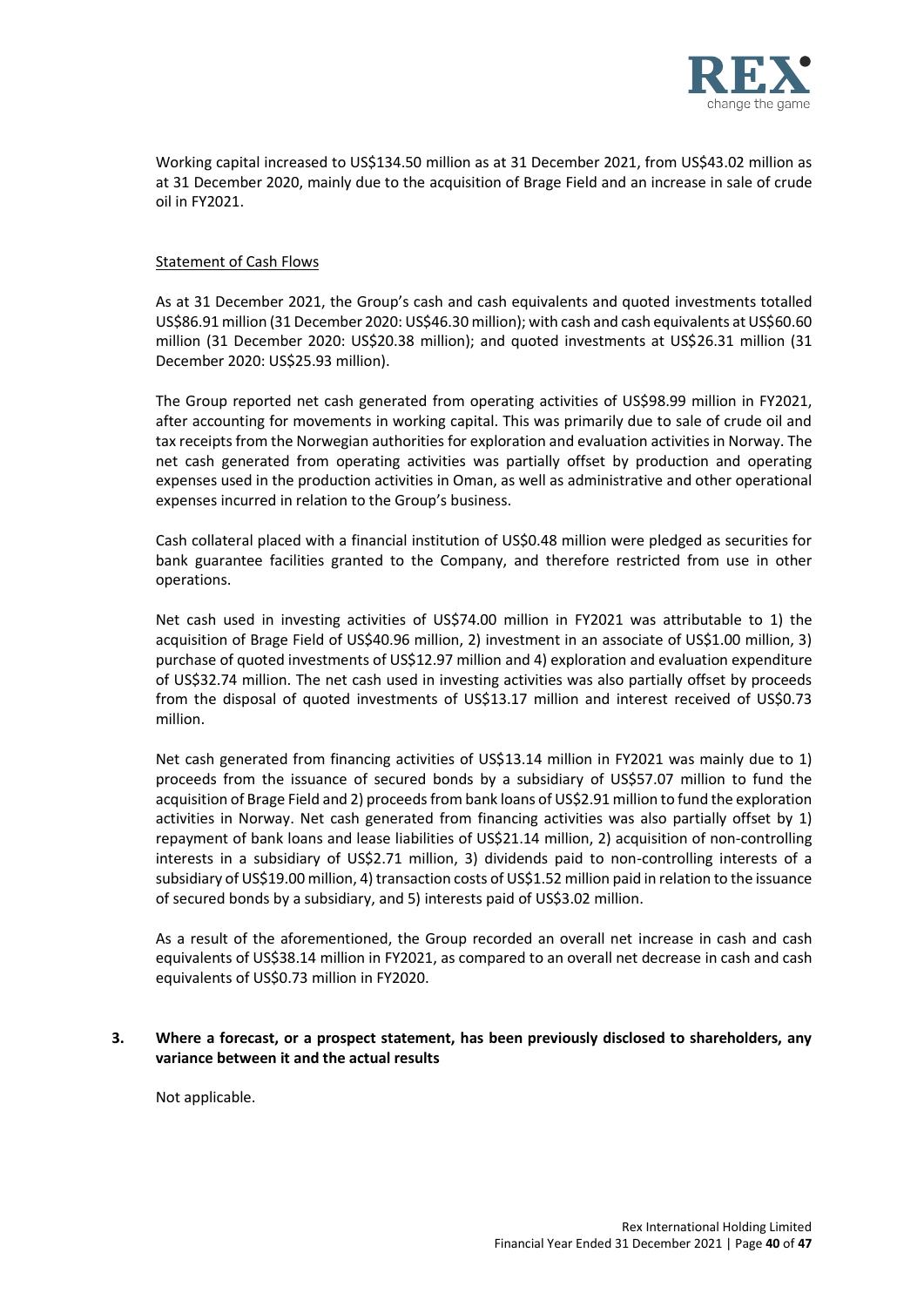Working capital increased to US$134.50 million as at 31 December 2021, from US$43.02 million as at 31 December 2020, mainly due to the acquisition of Brage Field and an increase in sale of crude oil in FY2021.

Statement of Cash Flows

As at 31 December 2021, the Group's cash and cash equivalents and quoted investments totalled US$86.91 million (31 December 2020: US$46.30 million); with cash and cash equivalents at US$60.60 million (31 December 2020: US$20.38 million); and quoted investments at US$26.31 million (31 December 2020: US$25.93 million).

The Group reported net cash generated from operating activities of US$98.99 million in FY2021, after accounting for movements in working capital. This was primarily due to sale of crude oil and tax receipts from the Norwegian authorities for exploration and evaluation activities in Norway. The net cash generated from operating activities was partially offset by production and operating expenses used in the production activities in Oman, as well as administrative and other operational expenses incurred in relation to the Group's business.

Cash collateral placed with a financial institution of US$0.48 million were pledged as securities for bank guarantee facilities granted to the Company, and therefore restricted from use in other operations.

Net cash used in investing activities of US$74.00 million in FY2021 was attributable to 1) the acquisition of Brage Field of US$40.96 million, 2) investment in an associate of US$1.00 million, 3) purchase of quoted investments of US$12.97 million and 4) exploration and evaluation expenditure of US$32.74 million. The net cash used in investing activities was also partially offset by proceeds from the disposal of quoted investments of US$13.17 million and interest received of US$0.73 million.

Net cash generated from financing activities of US$13.14 million in FY2021 was mainly due to 1) proceeds from the issuance of secured bonds by a subsidiary of US$57.07 million to fund the acquisition of Brage Field and 2) proceeds from bank loans of US$2.91 million to fund the exploration activities in Norway. Net cash generated from financing activities was also partially offset by 1) repayment of bank loans and lease liabilities of US$21.14 million, 2) acquisition of non-controlling interests in a subsidiary of US$2.71 million, 3) dividends paid to non-controlling interests of a subsidiary of US$19.00 million, 4) transaction costs of US$1.52 million paid in relation to the issuance of secured bonds by a subsidiary, and 5) interests paid of US$3.02 million.

As a result of the aforementioned, the Group recorded an overall net increase in cash and cash equivalents of US$38.14 million in FY2021, as compared to an overall net decrease in cash and cash equivalents of US$0.73 million in FY2020.

**3. Where a forecast, or a prospect statement, has been previously disclosed to shareholders, any variance between it and the actual results**

Not applicable.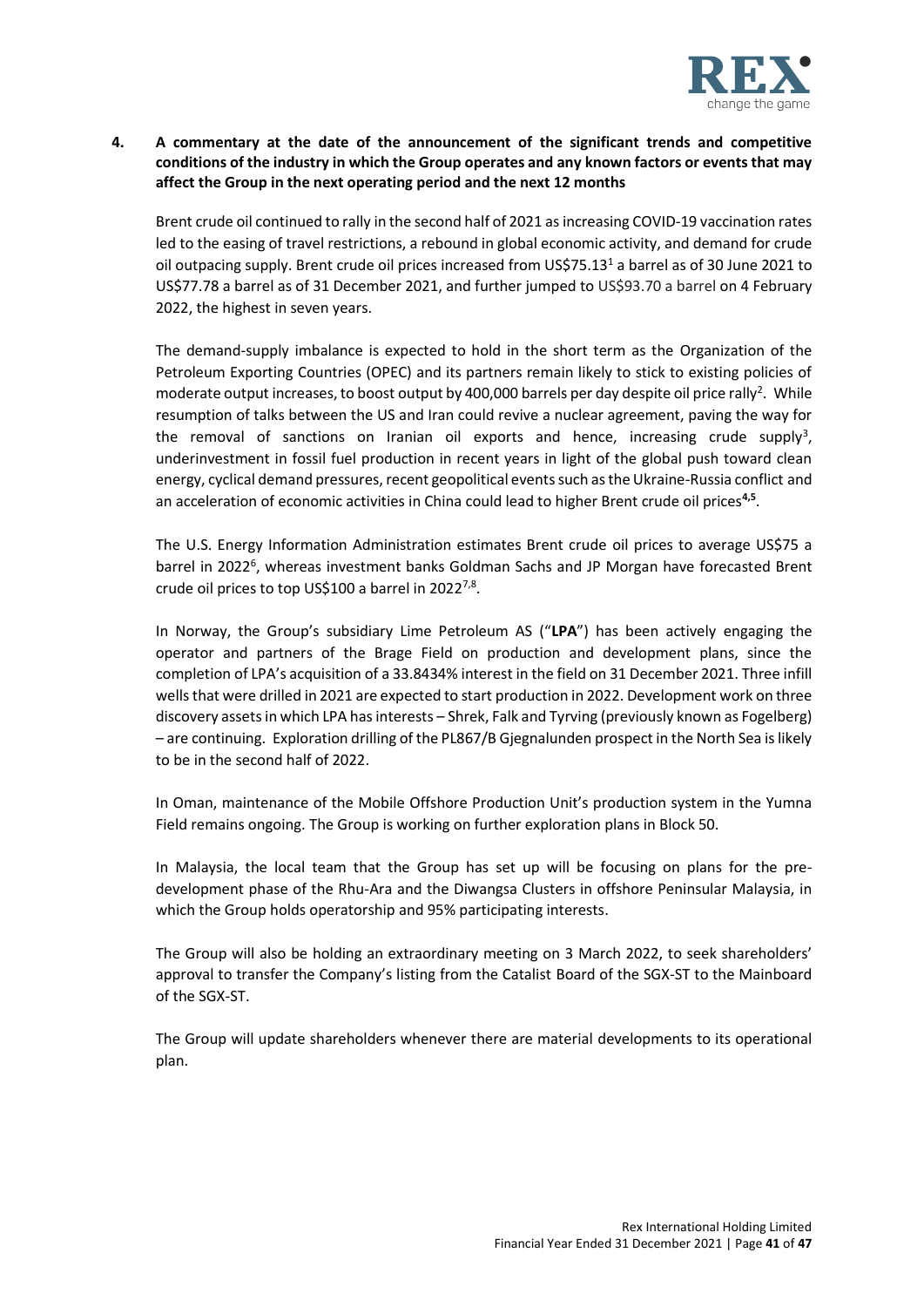**4. A commentary at the date of the announcement of the significant trends and competitive conditions of the industry in which the Group operates and any known factors or events that may affect the Group in the next operating period and the next 12 months**

Brent crude oil continued to rally in the second half of 2021 as increasing COVID-19 vaccination rates led to the easing of travel restrictions, a rebound in global economic activity, and demand for crude oil outpacing supply. Brent crude oil prices increased from US$75.13[1] a barrel as of 30 June 2021 to US$77.78 a barrel as of 31 December 2021, and further jumped to US$93.70 a barrel on 4 February 2022, the highest in seven years.

The demand-supply imbalance is expected to hold in the short term as the Organization of the Petroleum Exporting Countries (OPEC) and its partners remain likely to stick to existing policies of moderate output increases, to boost output by 400,000 barrels per day despite oil price rally[2]. While resumption of talks between the US and Iran could revive a nuclear agreement, paving the way for the removal of sanctions on Iranian oil exports and hence, increasing crude supply[3], underinvestment in fossil fuel production in recent years in light of the global push toward clean energy, cyclical demand pressures, recent geopolitical events such as the Ukraine-Russia conflict and an acceleration of economic activities in China could lead to higher Brent crude oil prices[4,5].

The U.S. Energy Information Administration estimates Brent crude oil prices to average US$75 a barrel in 2022[6], whereas investment banks Goldman Sachs and JP Morgan have forecasted Brent crude oil prices to top US$100 a barrel in 2022[7,8].

In Norway, the Group's subsidiary Lime Petroleum AS ("**LPA**") has been actively engaging the operator and partners of the Brage Field on production and development plans, since the completion of LPA's acquisition of a 33.8434% interest in the field on 31 December 2021. Three infill wells that were drilled in 2021 are expected to start production in 2022. Development work on three discovery assets in which LPA has interests – Shrek, Falk and Tyrving (previously known as Fogelberg) – are continuing. Exploration drilling of the PL867/B Gjegnalunden prospect in the North Sea is likely to be in the second half of 2022.

In Oman, maintenance of the Mobile Offshore Production Unit's production system in the Yumna Field remains ongoing. The Group is working on further exploration plans in Block 50.

In Malaysia, the local team that the Group has set up will be focusing on plans for the pre-development phase of the Rhu-Ara and the Diwangsa Clusters in offshore Peninsular Malaysia, in which the Group holds operatorship and 95% participating interests.

The Group will also be holding an extraordinary meeting on 3 March 2022, to seek shareholders' approval to transfer the Company's listing from the Catalist Board of the SGX-ST to the Mainboard of the SGX-ST.

The Group will update shareholders whenever there are material developments to its operational plan.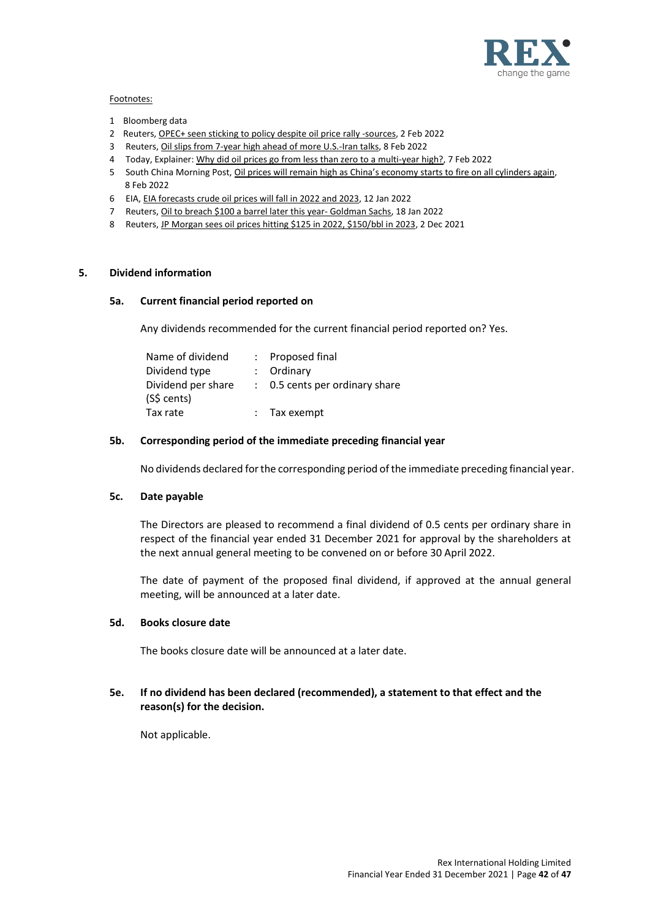Footnotes:

1 Bloomberg data
2 Reuters, OPEC+ seen sticking to policy despite oil price rally -sources, 2 Feb 2022
3 Reuters, Oil slips from 7-year high ahead of more U.S.-Iran talks, 8 Feb 2022
4 Today, Explainer: Why did oil prices go from less than zero to a multi-year high?, 7 Feb 2022
5 South China Morning Post, Oil prices will remain high as China's economy starts to fire on all cylinders again, 8 Feb 2022
6 EIA, EIA forecasts crude oil prices will fall in 2022 and 2023, 12 Jan 2022
7 Reuters, Oil to breach $100 a barrel later this year- Goldman Sachs, 18 Jan 2022
8 Reuters, JP Morgan sees oil prices hitting $125 in 2022, $150/bbl in 2023, 2 Dec 2021

## 5. Dividend information

### 5a. Current financial period reported on

Any dividends recommended for the current financial period reported on? Yes.

| | | |
|---|---|---|
| Name of dividend | : | Proposed final |
| Dividend type | : | Ordinary |
| Dividend per share (S$ cents) | : | 0.5 cents per ordinary share |
| Tax rate | : | Tax exempt |

### 5b. Corresponding period of the immediate preceding financial year

No dividends declared for the corresponding period of the immediate preceding financial year.

### 5c. Date payable

The Directors are pleased to recommend a final dividend of 0.5 cents per ordinary share in respect of the financial year ended 31 December 2021 for approval by the shareholders at the next annual general meeting to be convened on or before 30 April 2022.

The date of payment of the proposed final dividend, if approved at the annual general meeting, will be announced at a later date.

### 5d. Books closure date

The books closure date will be announced at a later date.

### 5e. If no dividend has been declared (recommended), a statement to that effect and the reason(s) for the decision.

Not applicable.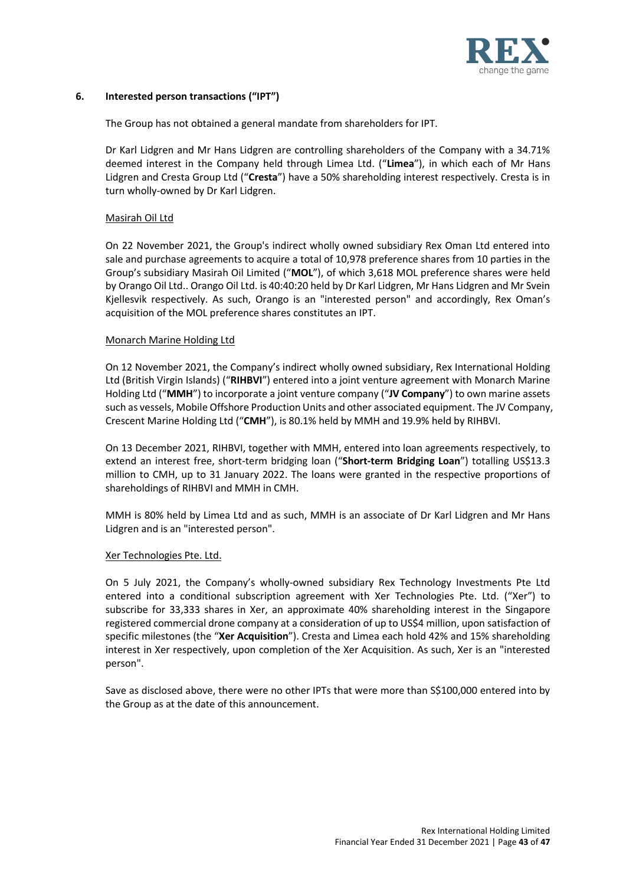## 6. Interested person transactions ("IPT")

The Group has not obtained a general mandate from shareholders for IPT.

Dr Karl Lidgren and Mr Hans Lidgren are controlling shareholders of the Company with a 34.71% deemed interest in the Company held through Limea Ltd. ("**Limea**"), in which each of Mr Hans Lidgren and Cresta Group Ltd ("**Cresta**") have a 50% shareholding interest respectively. Cresta is in turn wholly-owned by Dr Karl Lidgren.

Masirah Oil Ltd

On 22 November 2021, the Group's indirect wholly owned subsidiary Rex Oman Ltd entered into sale and purchase agreements to acquire a total of 10,978 preference shares from 10 parties in the Group's subsidiary Masirah Oil Limited ("**MOL**"), of which 3,618 MOL preference shares were held by Orango Oil Ltd.. Orango Oil Ltd. is 40:40:20 held by Dr Karl Lidgren, Mr Hans Lidgren and Mr Svein Kjellesvik respectively. As such, Orango is an "interested person" and accordingly, Rex Oman's acquisition of the MOL preference shares constitutes an IPT.

Monarch Marine Holding Ltd

On 12 November 2021, the Company's indirect wholly owned subsidiary, Rex International Holding Ltd (British Virgin Islands) ("**RIHBVI**") entered into a joint venture agreement with Monarch Marine Holding Ltd ("**MMH**") to incorporate a joint venture company ("**JV Company**") to own marine assets such as vessels, Mobile Offshore Production Units and other associated equipment. The JV Company, Crescent Marine Holding Ltd ("**CMH**"), is 80.1% held by MMH and 19.9% held by RIHBVI.

On 13 December 2021, RIHBVI, together with MMH, entered into loan agreements respectively, to extend an interest free, short-term bridging loan ("**Short-term Bridging Loan**") totalling US$13.3 million to CMH, up to 31 January 2022. The loans were granted in the respective proportions of shareholdings of RIHBVI and MMH in CMH.

MMH is 80% held by Limea Ltd and as such, MMH is an associate of Dr Karl Lidgren and Mr Hans Lidgren and is an "interested person".

Xer Technologies Pte. Ltd.

On 5 July 2021, the Company's wholly-owned subsidiary Rex Technology Investments Pte Ltd entered into a conditional subscription agreement with Xer Technologies Pte. Ltd. ("Xer") to subscribe for 33,333 shares in Xer, an approximate 40% shareholding interest in the Singapore registered commercial drone company at a consideration of up to US$4 million, upon satisfaction of specific milestones (the "**Xer Acquisition**"). Cresta and Limea each hold 42% and 15% shareholding interest in Xer respectively, upon completion of the Xer Acquisition. As such, Xer is an "interested person".

Save as disclosed above, there were no other IPTs that were more than S$100,000 entered into by the Group as at the date of this announcement.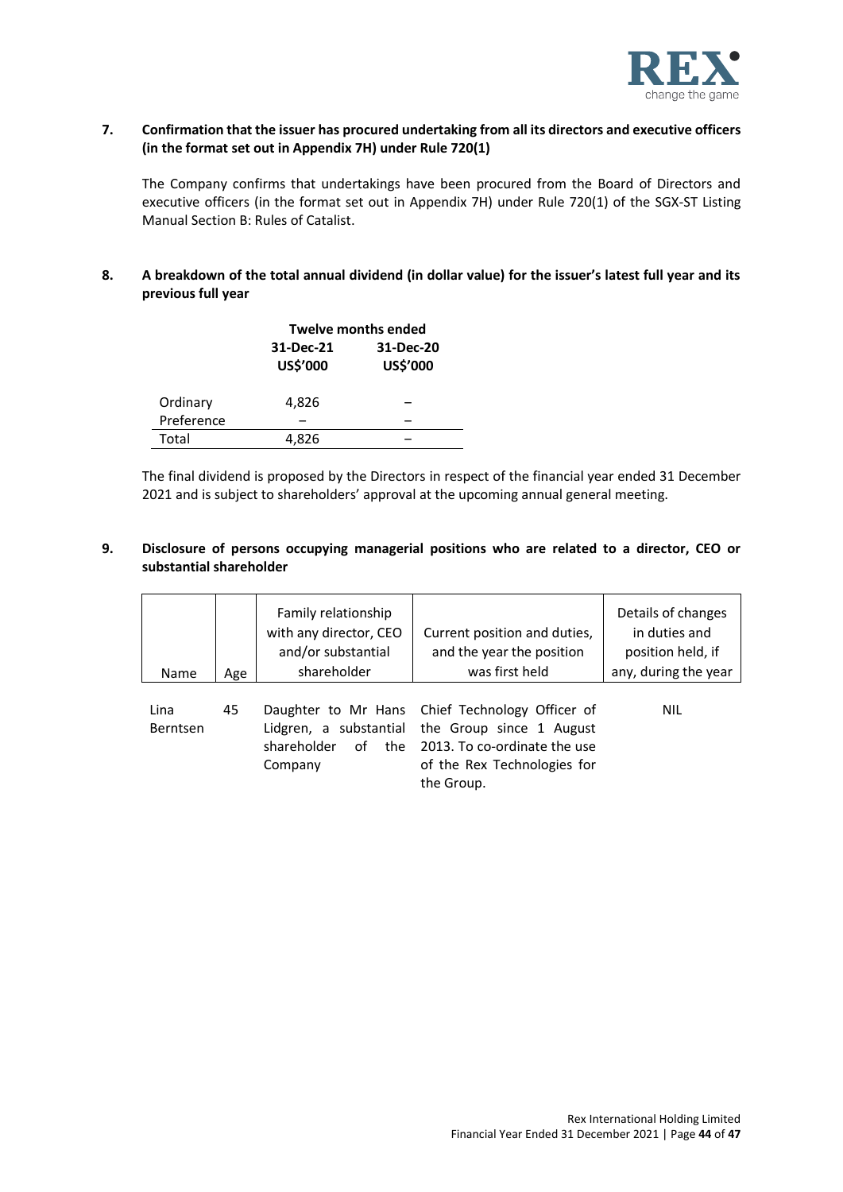**7. Confirmation that the issuer has procured undertaking from all its directors and executive officers (in the format set out in Appendix 7H) under Rule 720(1)**

The Company confirms that undertakings have been procured from the Board of Directors and executive officers (in the format set out in Appendix 7H) under Rule 720(1) of the SGX-ST Listing Manual Section B: Rules of Catalist.

**8. A breakdown of the total annual dividend (in dollar value) for the issuer's latest full year and its previous full year**

| | Twelve months ended | |
|---|---|---|
| | 31-Dec-21 US$'000 | 31-Dec-20 US$'000 |
| Ordinary | 4,826 | – |
| Preference | – | – |
| Total | 4,826 | – |

The final dividend is proposed by the Directors in respect of the financial year ended 31 December 2021 and is subject to shareholders' approval at the upcoming annual general meeting.

**9. Disclosure of persons occupying managerial positions who are related to a director, CEO or substantial shareholder**

| Name | Age | Family relationship with any director, CEO and/or substantial shareholder | Current position and duties, and the year the position was first held | Details of changes in duties and position held, if any, during the year |
|---|---|---|---|---|
| Lina Berntsen | 45 | Daughter to Mr Hans Lidgren, a substantial shareholder of the Company | Chief Technology Officer of the Group since 1 August 2013. To co-ordinate the use of the Rex Technologies for the Group. | NIL |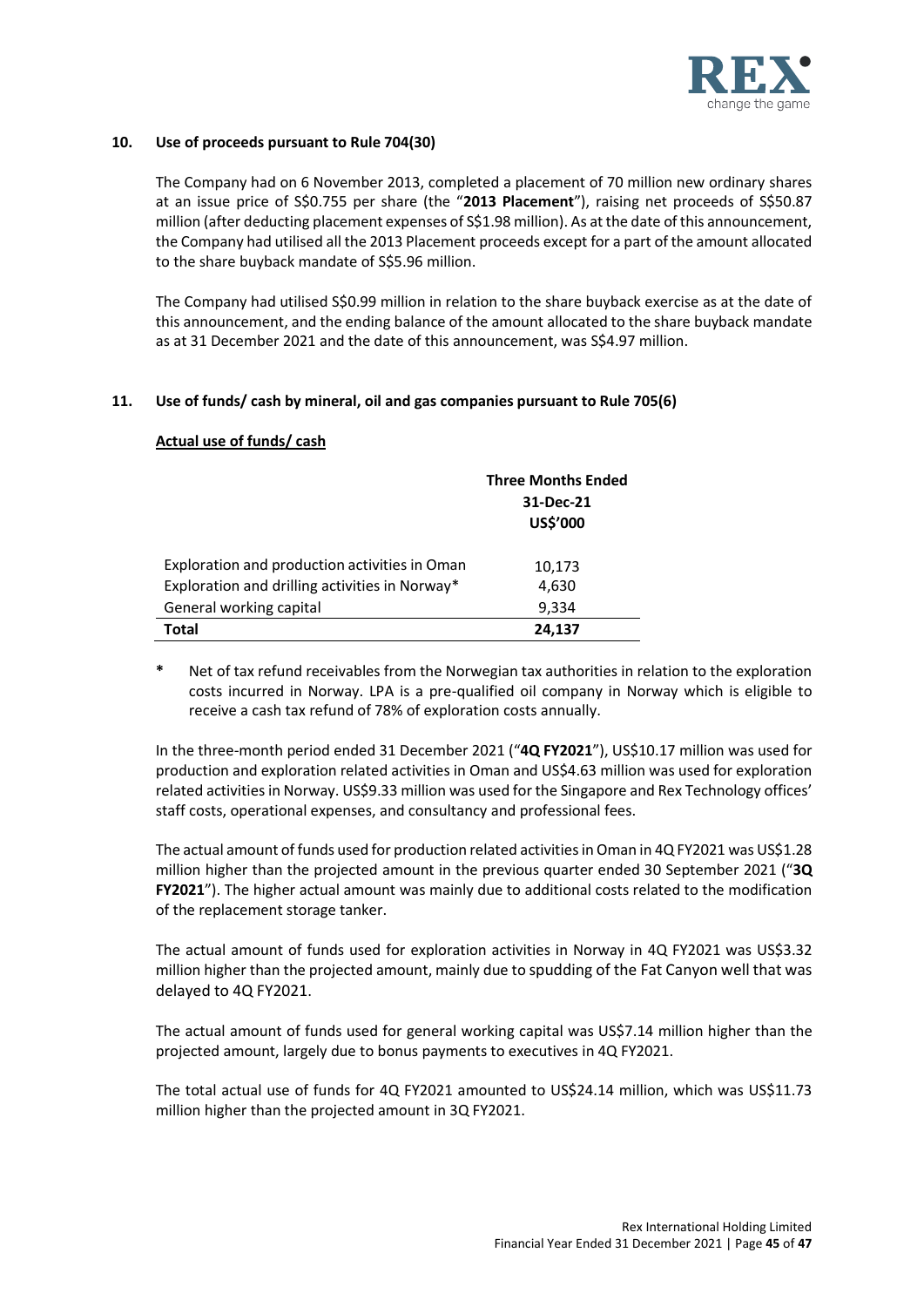## 10. Use of proceeds pursuant to Rule 704(30)

The Company had on 6 November 2013, completed a placement of 70 million new ordinary shares at an issue price of S$0.755 per share (the "**2013 Placement**"), raising net proceeds of S$50.87 million (after deducting placement expenses of S$1.98 million). As at the date of this announcement, the Company had utilised all the 2013 Placement proceeds except for a part of the amount allocated to the share buyback mandate of S$5.96 million.

The Company had utilised S$0.99 million in relation to the share buyback exercise as at the date of this announcement, and the ending balance of the amount allocated to the share buyback mandate as at 31 December 2021 and the date of this announcement, was S$4.97 million.

## 11. Use of funds/ cash by mineral, oil and gas companies pursuant to Rule 705(6)

**Actual use of funds/ cash**

| | Three Months Ended 31-Dec-21 US$'000 |
|---|---|
| Exploration and production activities in Oman | 10,173 |
| Exploration and drilling activities in Norway* | 4,630 |
| General working capital | 9,334 |
| **Total** | **24,137** |

\* Net of tax refund receivables from the Norwegian tax authorities in relation to the exploration costs incurred in Norway. LPA is a pre-qualified oil company in Norway which is eligible to receive a cash tax refund of 78% of exploration costs annually.

In the three-month period ended 31 December 2021 ("**4Q FY2021**"), US$10.17 million was used for production and exploration related activities in Oman and US$4.63 million was used for exploration related activities in Norway. US$9.33 million was used for the Singapore and Rex Technology offices' staff costs, operational expenses, and consultancy and professional fees.

The actual amount of funds used for production related activities in Oman in 4Q FY2021 was US$1.28 million higher than the projected amount in the previous quarter ended 30 September 2021 ("**3Q FY2021**"). The higher actual amount was mainly due to additional costs related to the modification of the replacement storage tanker.

The actual amount of funds used for exploration activities in Norway in 4Q FY2021 was US$3.32 million higher than the projected amount, mainly due to spudding of the Fat Canyon well that was delayed to 4Q FY2021.

The actual amount of funds used for general working capital was US$7.14 million higher than the projected amount, largely due to bonus payments to executives in 4Q FY2021.

The total actual use of funds for 4Q FY2021 amounted to US$24.14 million, which was US$11.73 million higher than the projected amount in 3Q FY2021.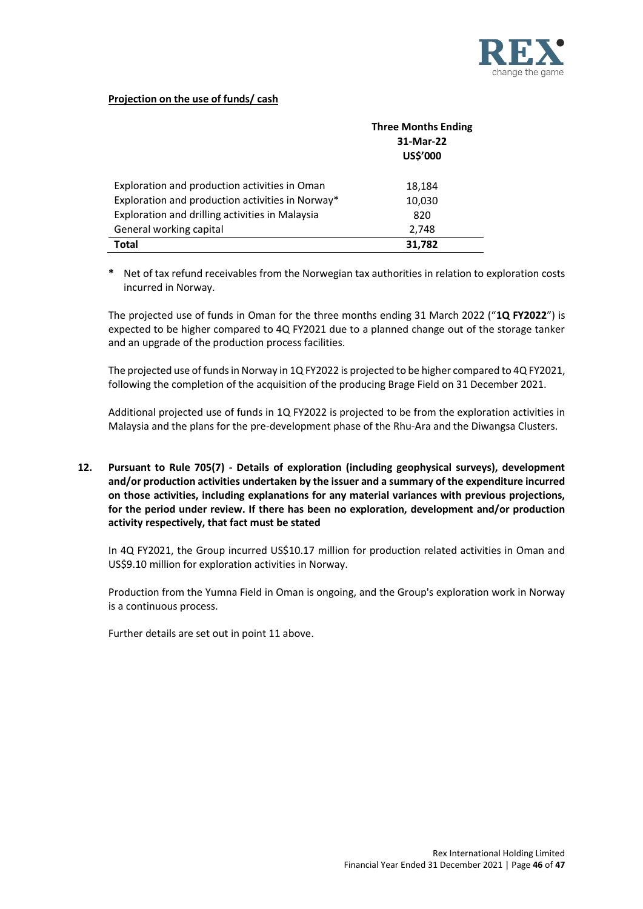**Projection on the use of funds/ cash**

| | Three Months Ending 31-Mar-22 US$'000 |
|---|---|
| Exploration and production activities in Oman | 18,184 |
| Exploration and production activities in Norway* | 10,030 |
| Exploration and drilling activities in Malaysia | 820 |
| General working capital | 2,748 |
| **Total** | **31,782** |

\* Net of tax refund receivables from the Norwegian tax authorities in relation to exploration costs incurred in Norway.

The projected use of funds in Oman for the three months ending 31 March 2022 ("**1Q FY2022**") is expected to be higher compared to 4Q FY2021 due to a planned change out of the storage tanker and an upgrade of the production process facilities.

The projected use of funds in Norway in 1Q FY2022 is projected to be higher compared to 4Q FY2021, following the completion of the acquisition of the producing Brage Field on 31 December 2021.

Additional projected use of funds in 1Q FY2022 is projected to be from the exploration activities in Malaysia and the plans for the pre-development phase of the Rhu-Ara and the Diwangsa Clusters.

**12. Pursuant to Rule 705(7) - Details of exploration (including geophysical surveys), development and/or production activities undertaken by the issuer and a summary of the expenditure incurred on those activities, including explanations for any material variances with previous projections, for the period under review. If there has been no exploration, development and/or production activity respectively, that fact must be stated**

In 4Q FY2021, the Group incurred US$10.17 million for production related activities in Oman and US$9.10 million for exploration activities in Norway.

Production from the Yumna Field in Oman is ongoing, and the Group's exploration work in Norway is a continuous process.

Further details are set out in point 11 above.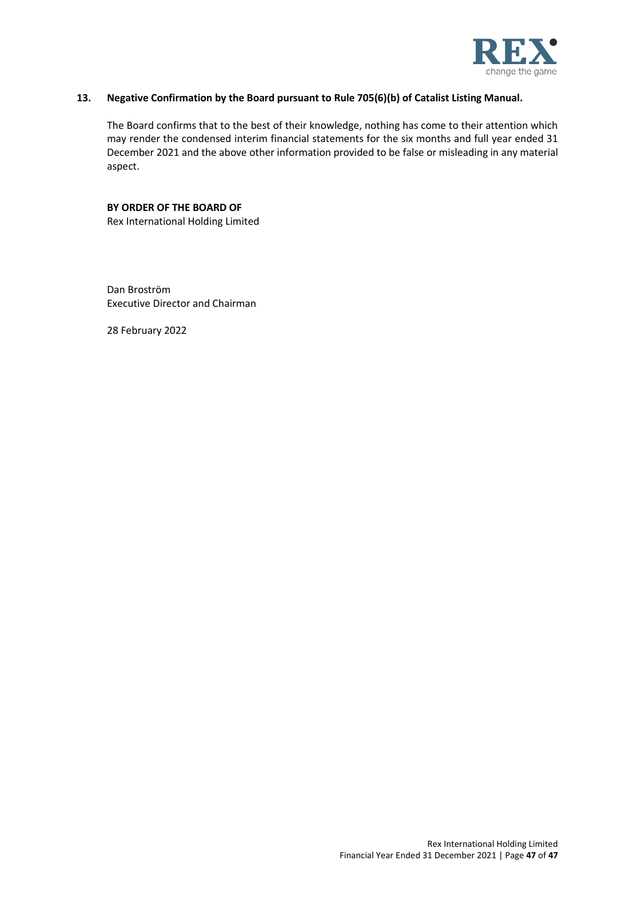### 13. Negative Confirmation by the Board pursuant to Rule 705(6)(b) of Catalist Listing Manual.

The Board confirms that to the best of their knowledge, nothing has come to their attention which may render the condensed interim financial statements for the six months and full year ended 31 December 2021 and the above other information provided to be false or misleading in any material aspect.

**BY ORDER OF THE BOARD OF**
Rex International Holding Limited

Dan Broström
Executive Director and Chairman

28 February 2022